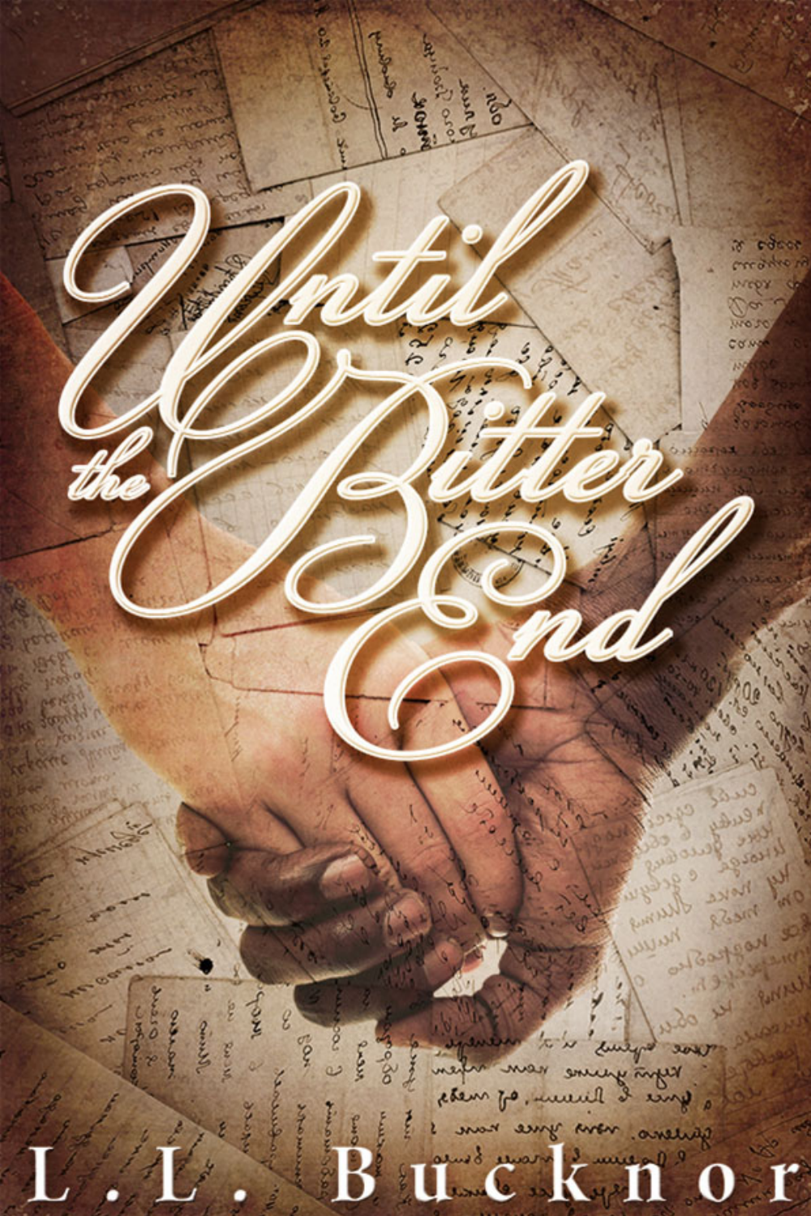# Until the Bitter End

L.L. Bucknor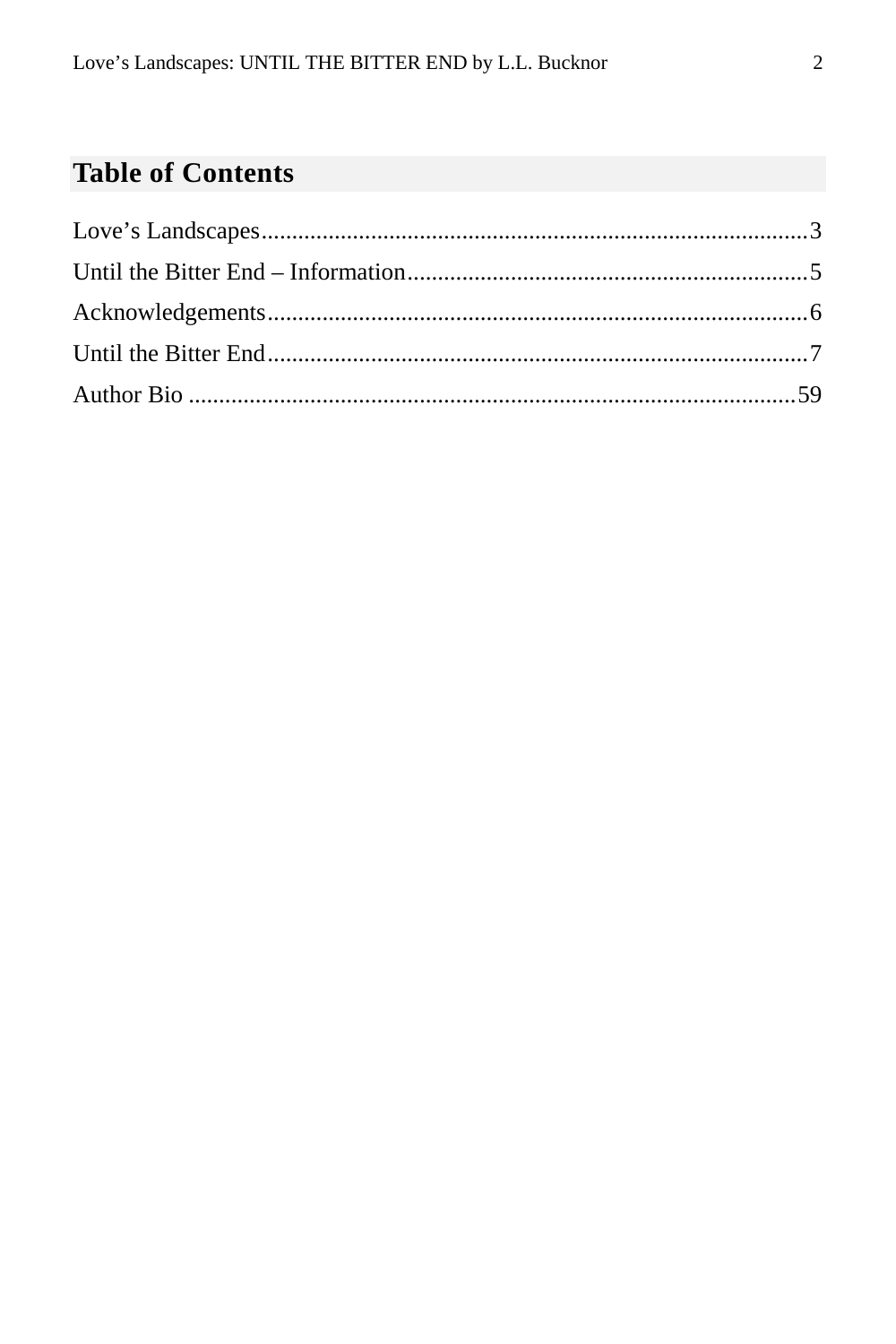## Table of Contents

Love’s Landscapes........................................................................................3

Until the Bitter End – Information.................................................................5

Acknowledgements........................................................................................6

Until the Bitter End........................................................................................7

Author Bio ..................................................................................................59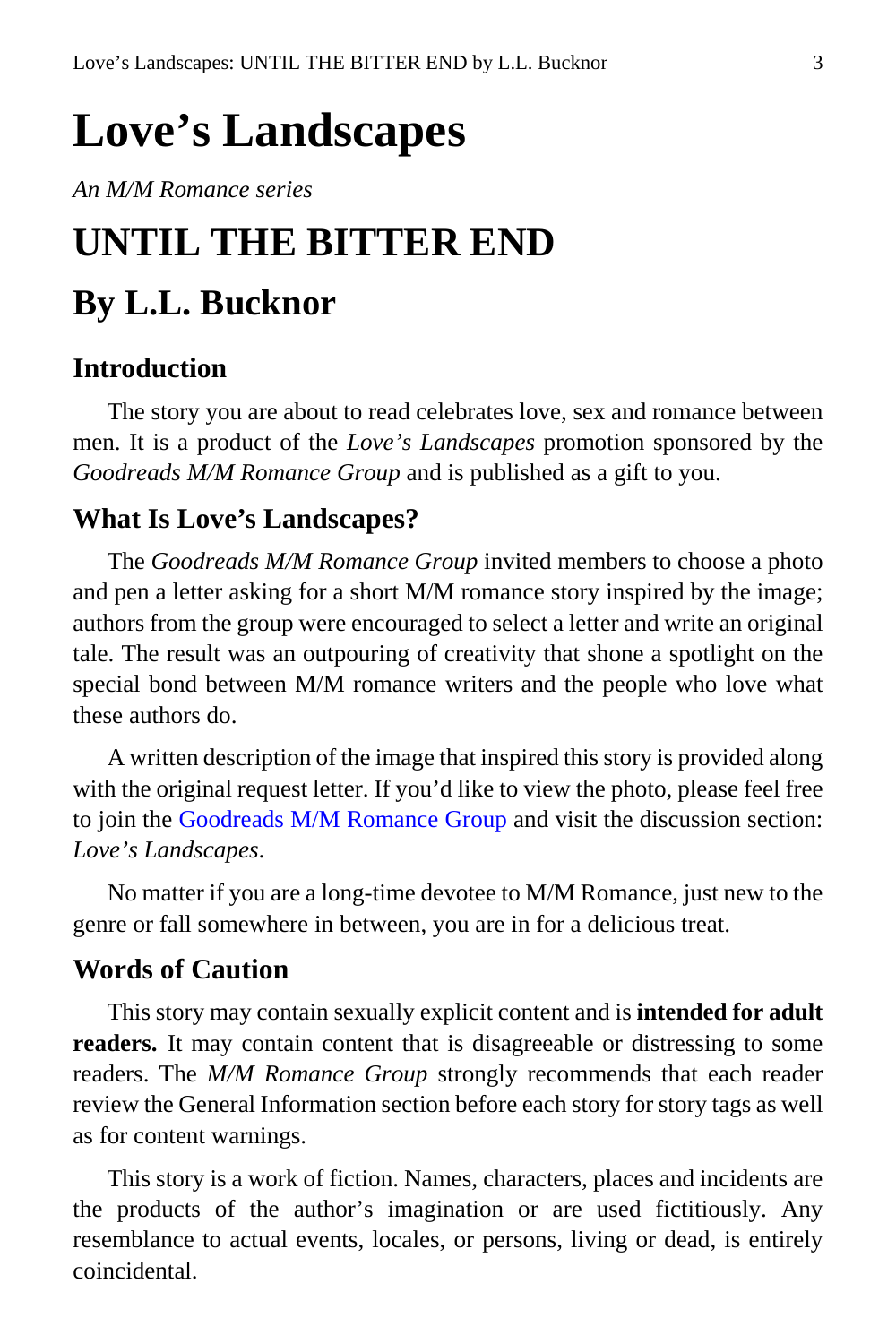# Love's Landscapes

*An M/M Romance series*

# UNTIL THE BITTER END

## By L.L. Bucknor

### Introduction

The story you are about to read celebrates love, sex and romance between men. It is a product of the *Love's Landscapes* promotion sponsored by the *Goodreads M/M Romance Group* and is published as a gift to you.

### What Is Love's Landscapes?

The *Goodreads M/M Romance Group* invited members to choose a photo and pen a letter asking for a short M/M romance story inspired by the image; authors from the group were encouraged to select a letter and write an original tale. The result was an outpouring of creativity that shone a spotlight on the special bond between M/M romance writers and the people who love what these authors do.

A written description of the image that inspired this story is provided along with the original request letter. If you'd like to view the photo, please feel free to join the Goodreads M/M Romance Group and visit the discussion section: *Love's Landscapes*.

No matter if you are a long-time devotee to M/M Romance, just new to the genre or fall somewhere in between, you are in for a delicious treat.

### Words of Caution

This story may contain sexually explicit content and is **intended for adult readers.** It may contain content that is disagreeable or distressing to some readers. The *M/M Romance Group* strongly recommends that each reader review the General Information section before each story for story tags as well as for content warnings.

This story is a work of fiction. Names, characters, places and incidents are the products of the author's imagination or are used fictitiously. Any resemblance to actual events, locales, or persons, living or dead, is entirely coincidental.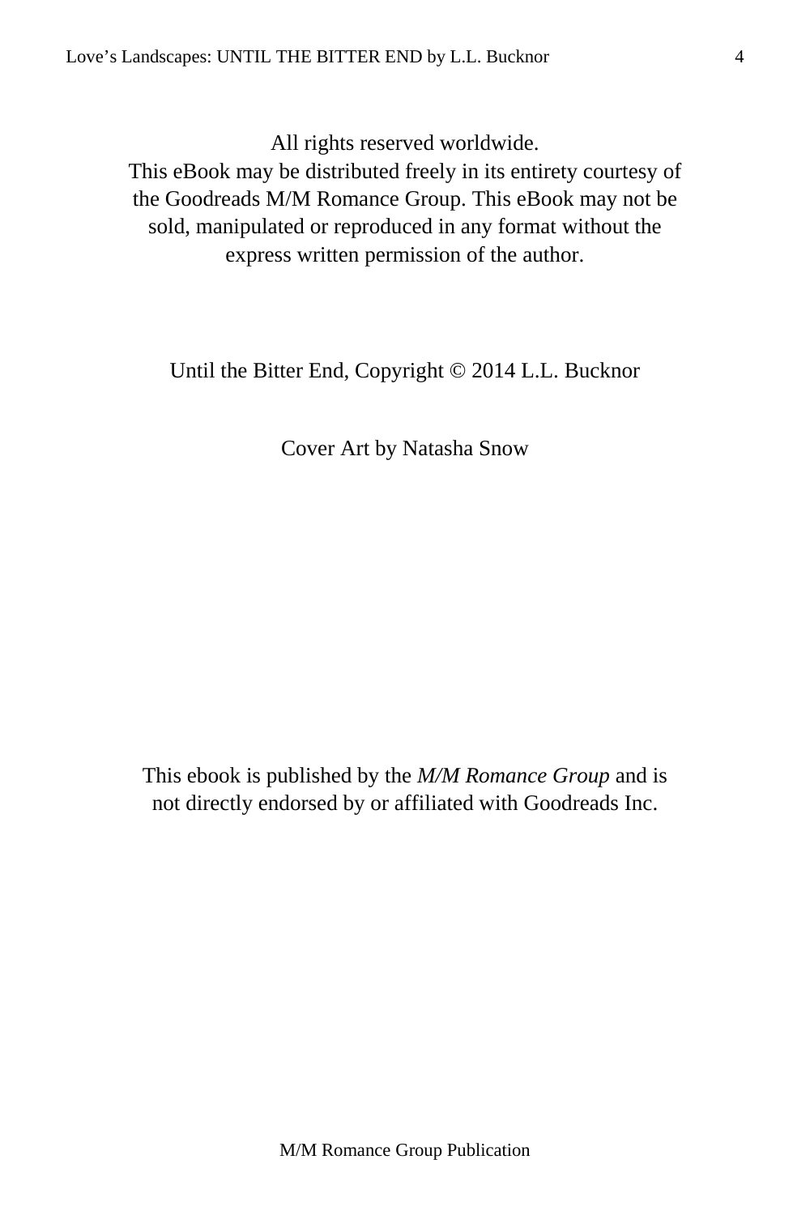All rights reserved worldwide.
This eBook may be distributed freely in its entirety courtesy of the Goodreads M/M Romance Group. This eBook may not be sold, manipulated or reproduced in any format without the express written permission of the author.

Until the Bitter End, Copyright © 2014 L.L. Bucknor

Cover Art by Natasha Snow

This ebook is published by the *M/M Romance Group* and is not directly endorsed by or affiliated with Goodreads Inc.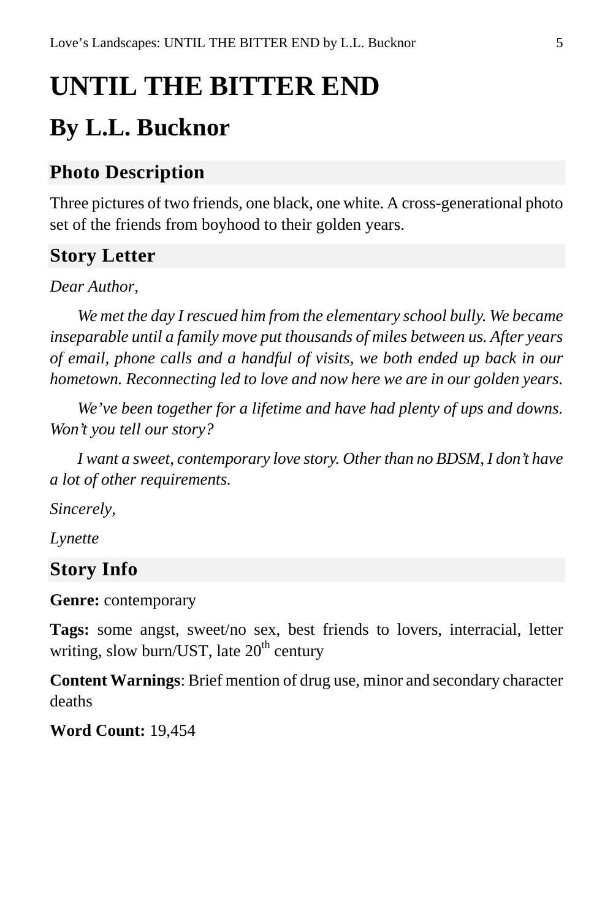# UNTIL THE BITTER END

## By L.L. Bucknor

### Photo Description

Three pictures of two friends, one black, one white. A cross-generational photo set of the friends from boyhood to their golden years.

### Story Letter

*Dear Author,*

*We met the day I rescued him from the elementary school bully. We became inseparable until a family move put thousands of miles between us. After years of email, phone calls and a handful of visits, we both ended up back in our hometown. Reconnecting led to love and now here we are in our golden years.*

*We've been together for a lifetime and have had plenty of ups and downs. Won't you tell our story?*

*I want a sweet, contemporary love story. Other than no BDSM, I don't have a lot of other requirements.*

*Sincerely,*

*Lynette*

### Story Info

**Genre:** contemporary

**Tags:** some angst, sweet/no sex, best friends to lovers, interracial, letter writing, slow burn/UST, late 20th century

**Content Warnings**: Brief mention of drug use, minor and secondary character deaths

**Word Count:** 19,454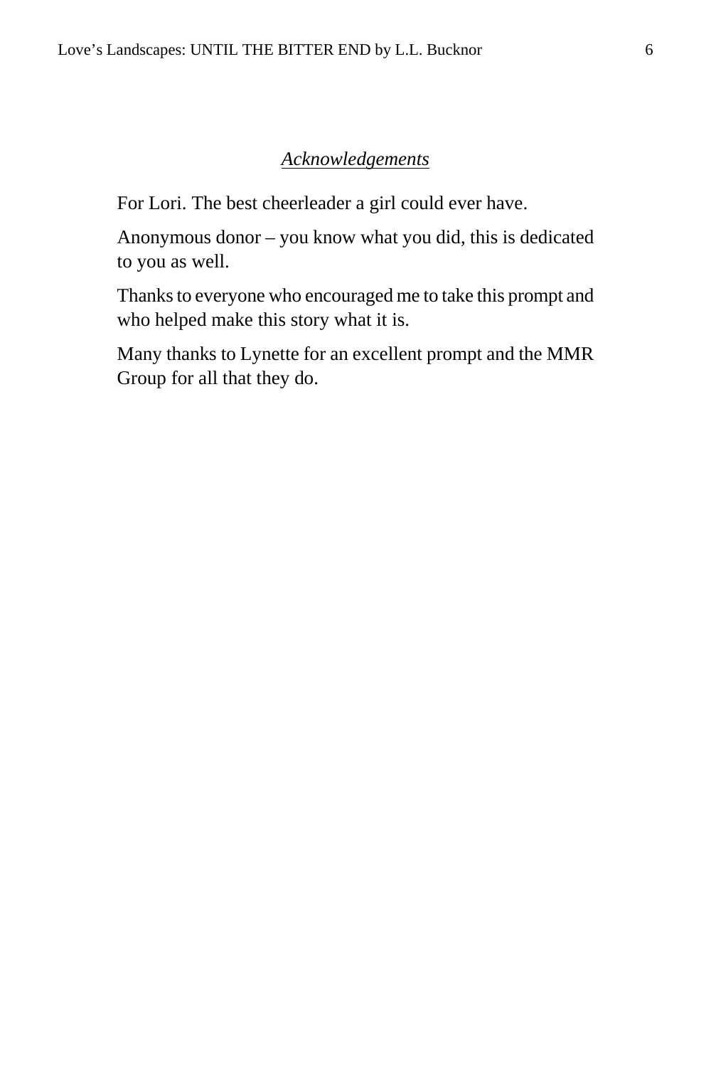## *Acknowledgements*

For Lori. The best cheerleader a girl could ever have.

Anonymous donor – you know what you did, this is dedicated to you as well.

Thanks to everyone who encouraged me to take this prompt and who helped make this story what it is.

Many thanks to Lynette for an excellent prompt and the MMR Group for all that they do.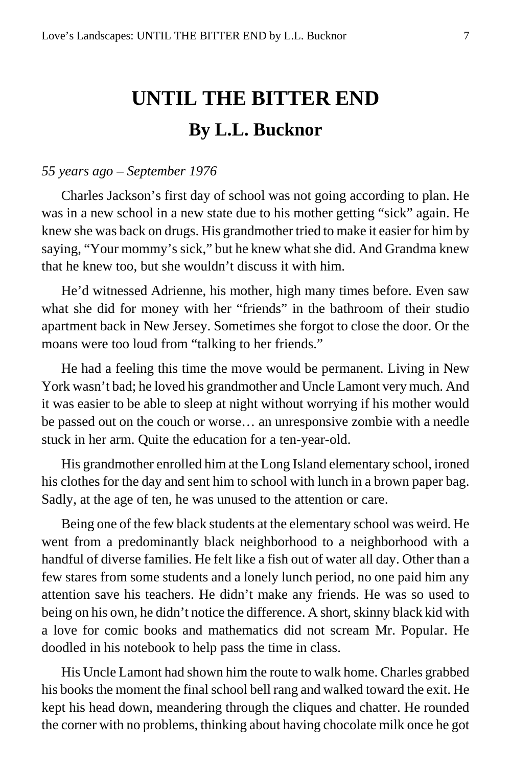# UNTIL THE BITTER END

## By L.L. Bucknor

*55 years ago – September 1976*

Charles Jackson's first day of school was not going according to plan. He was in a new school in a new state due to his mother getting "sick" again. He knew she was back on drugs. His grandmother tried to make it easier for him by saying, "Your mommy's sick," but he knew what she did. And Grandma knew that he knew too, but she wouldn't discuss it with him.

He'd witnessed Adrienne, his mother, high many times before. Even saw what she did for money with her "friends" in the bathroom of their studio apartment back in New Jersey. Sometimes she forgot to close the door. Or the moans were too loud from "talking to her friends."

He had a feeling this time the move would be permanent. Living in New York wasn't bad; he loved his grandmother and Uncle Lamont very much. And it was easier to be able to sleep at night without worrying if his mother would be passed out on the couch or worse… an unresponsive zombie with a needle stuck in her arm. Quite the education for a ten-year-old.

His grandmother enrolled him at the Long Island elementary school, ironed his clothes for the day and sent him to school with lunch in a brown paper bag. Sadly, at the age of ten, he was unused to the attention or care.

Being one of the few black students at the elementary school was weird. He went from a predominantly black neighborhood to a neighborhood with a handful of diverse families. He felt like a fish out of water all day. Other than a few stares from some students and a lonely lunch period, no one paid him any attention save his teachers. He didn't make any friends. He was so used to being on his own, he didn't notice the difference. A short, skinny black kid with a love for comic books and mathematics did not scream Mr. Popular. He doodled in his notebook to help pass the time in class.

His Uncle Lamont had shown him the route to walk home. Charles grabbed his books the moment the final school bell rang and walked toward the exit. He kept his head down, meandering through the cliques and chatter. He rounded the corner with no problems, thinking about having chocolate milk once he got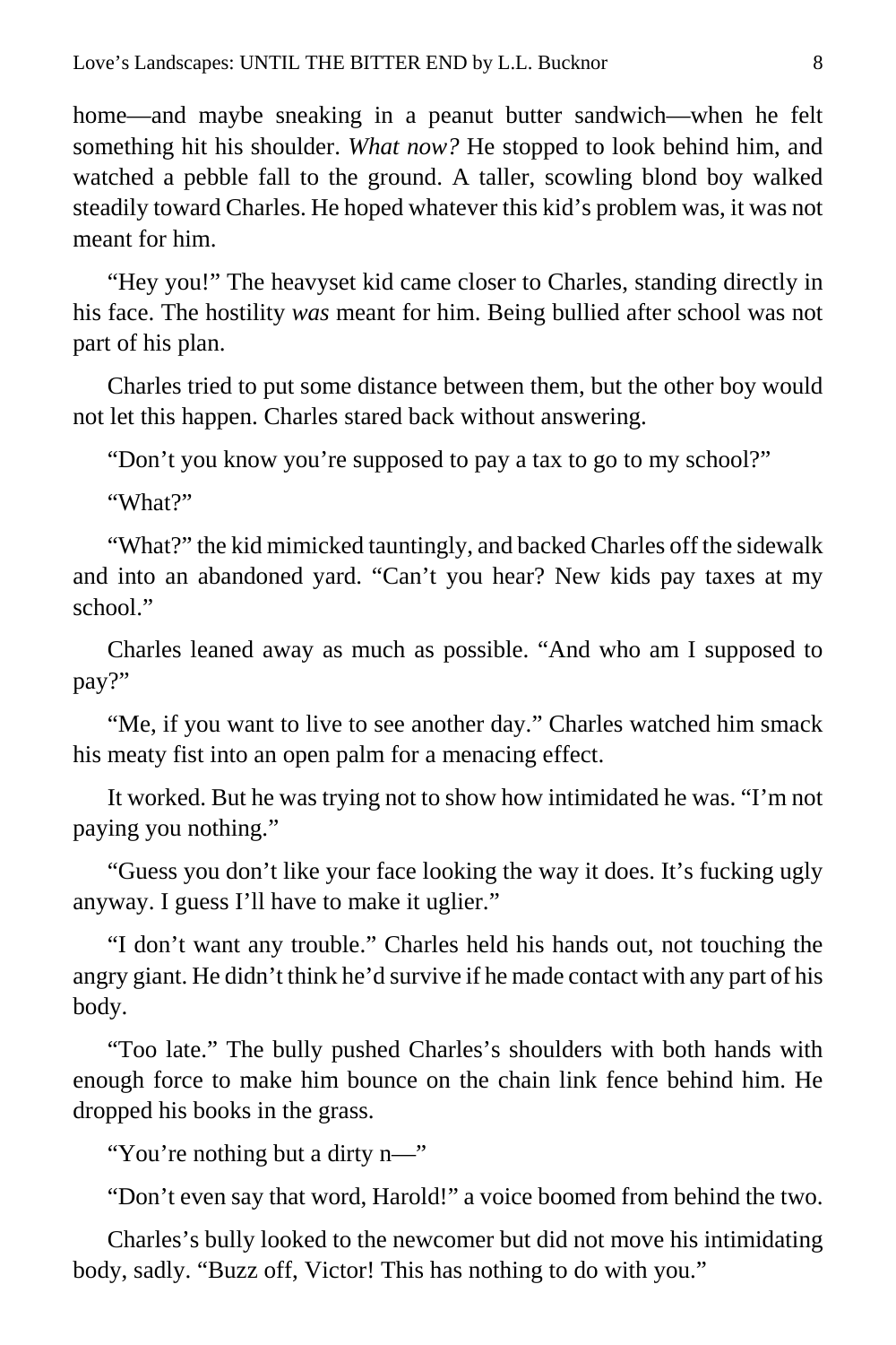home—and maybe sneaking in a peanut butter sandwich—when he felt something hit his shoulder. *What now?* He stopped to look behind him, and watched a pebble fall to the ground. A taller, scowling blond boy walked steadily toward Charles. He hoped whatever this kid's problem was, it was not meant for him.

"Hey you!" The heavyset kid came closer to Charles, standing directly in his face. The hostility *was* meant for him. Being bullied after school was not part of his plan.

Charles tried to put some distance between them, but the other boy would not let this happen. Charles stared back without answering.

"Don't you know you're supposed to pay a tax to go to my school?"

"What?"

"What?" the kid mimicked tauntingly, and backed Charles off the sidewalk and into an abandoned yard. "Can't you hear? New kids pay taxes at my school."

Charles leaned away as much as possible. "And who am I supposed to pay?"

"Me, if you want to live to see another day." Charles watched him smack his meaty fist into an open palm for a menacing effect.

It worked. But he was trying not to show how intimidated he was. "I'm not paying you nothing."

"Guess you don't like your face looking the way it does. It's fucking ugly anyway. I guess I'll have to make it uglier."

"I don't want any trouble." Charles held his hands out, not touching the angry giant. He didn't think he'd survive if he made contact with any part of his body.

"Too late." The bully pushed Charles's shoulders with both hands with enough force to make him bounce on the chain link fence behind him. He dropped his books in the grass.

"You're nothing but a dirty n—"

"Don't even say that word, Harold!" a voice boomed from behind the two.

Charles's bully looked to the newcomer but did not move his intimidating body, sadly. "Buzz off, Victor! This has nothing to do with you."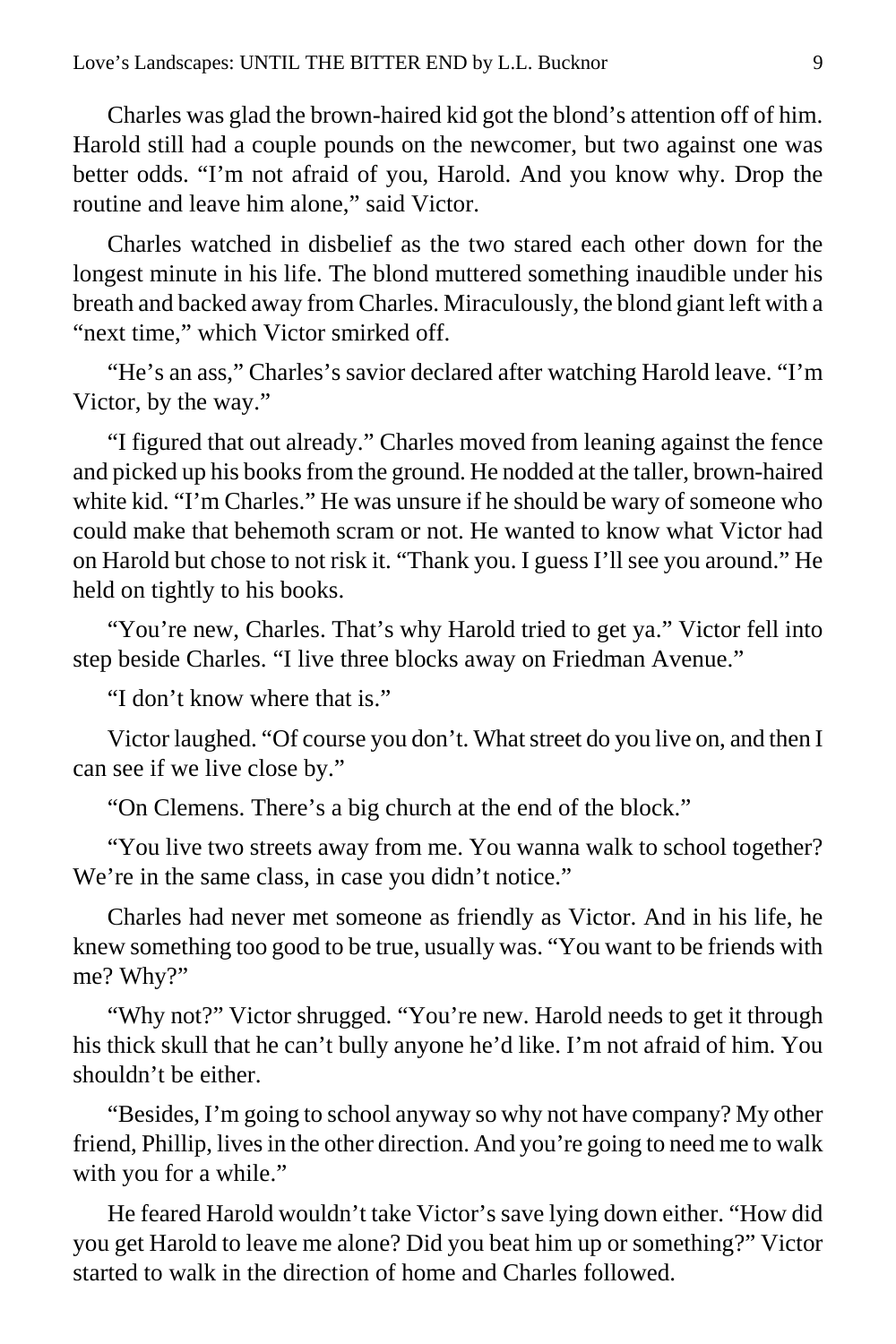Charles was glad the brown-haired kid got the blond's attention off of him. Harold still had a couple pounds on the newcomer, but two against one was better odds. "I'm not afraid of you, Harold. And you know why. Drop the routine and leave him alone," said Victor.

Charles watched in disbelief as the two stared each other down for the longest minute in his life. The blond muttered something inaudible under his breath and backed away from Charles. Miraculously, the blond giant left with a "next time," which Victor smirked off.

"He's an ass," Charles's savior declared after watching Harold leave. "I'm Victor, by the way."

"I figured that out already." Charles moved from leaning against the fence and picked up his books from the ground. He nodded at the taller, brown-haired white kid. "I'm Charles." He was unsure if he should be wary of someone who could make that behemoth scram or not. He wanted to know what Victor had on Harold but chose to not risk it. "Thank you. I guess I'll see you around." He held on tightly to his books.

"You're new, Charles. That's why Harold tried to get ya." Victor fell into step beside Charles. "I live three blocks away on Friedman Avenue."

"I don't know where that is."

Victor laughed. "Of course you don't. What street do you live on, and then I can see if we live close by."

"On Clemens. There's a big church at the end of the block."

"You live two streets away from me. You wanna walk to school together? We're in the same class, in case you didn't notice."

Charles had never met someone as friendly as Victor. And in his life, he knew something too good to be true, usually was. "You want to be friends with me? Why?"

"Why not?" Victor shrugged. "You're new. Harold needs to get it through his thick skull that he can't bully anyone he'd like. I'm not afraid of him. You shouldn't be either.

"Besides, I'm going to school anyway so why not have company? My other friend, Phillip, lives in the other direction. And you're going to need me to walk with you for a while."

He feared Harold wouldn't take Victor's save lying down either. "How did you get Harold to leave me alone? Did you beat him up or something?" Victor started to walk in the direction of home and Charles followed.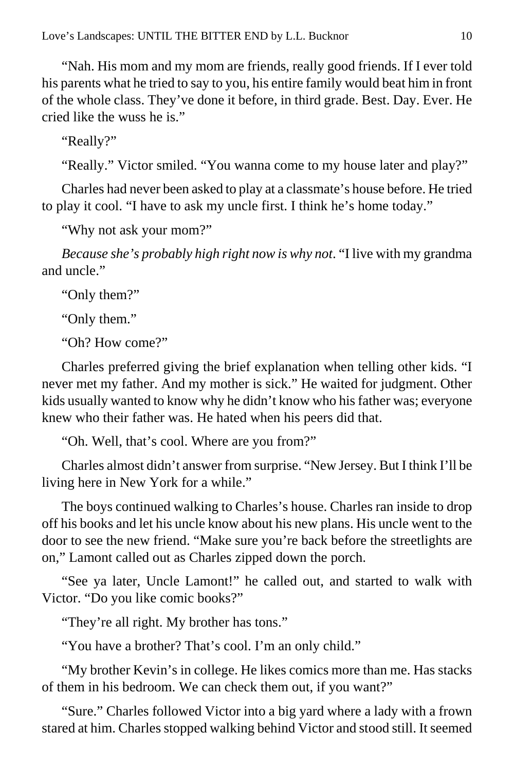"Nah. His mom and my mom are friends, really good friends. If I ever told his parents what he tried to say to you, his entire family would beat him in front of the whole class. They've done it before, in third grade. Best. Day. Ever. He cried like the wuss he is."

"Really?"

"Really." Victor smiled. "You wanna come to my house later and play?"

Charles had never been asked to play at a classmate's house before. He tried to play it cool. "I have to ask my uncle first. I think he's home today."

"Why not ask your mom?"

*Because she's probably high right now is why not*. "I live with my grandma and uncle."

"Only them?"

"Only them."

"Oh? How come?"

Charles preferred giving the brief explanation when telling other kids. "I never met my father. And my mother is sick." He waited for judgment. Other kids usually wanted to know why he didn't know who his father was; everyone knew who their father was. He hated when his peers did that.

"Oh. Well, that's cool. Where are you from?"

Charles almost didn't answer from surprise. "New Jersey. But I think I'll be living here in New York for a while."

The boys continued walking to Charles's house. Charles ran inside to drop off his books and let his uncle know about his new plans. His uncle went to the door to see the new friend. "Make sure you're back before the streetlights are on," Lamont called out as Charles zipped down the porch.

"See ya later, Uncle Lamont!" he called out, and started to walk with Victor. "Do you like comic books?"

"They're all right. My brother has tons."

"You have a brother? That's cool. I'm an only child."

"My brother Kevin's in college. He likes comics more than me. Has stacks of them in his bedroom. We can check them out, if you want?"

"Sure." Charles followed Victor into a big yard where a lady with a frown stared at him. Charles stopped walking behind Victor and stood still. It seemed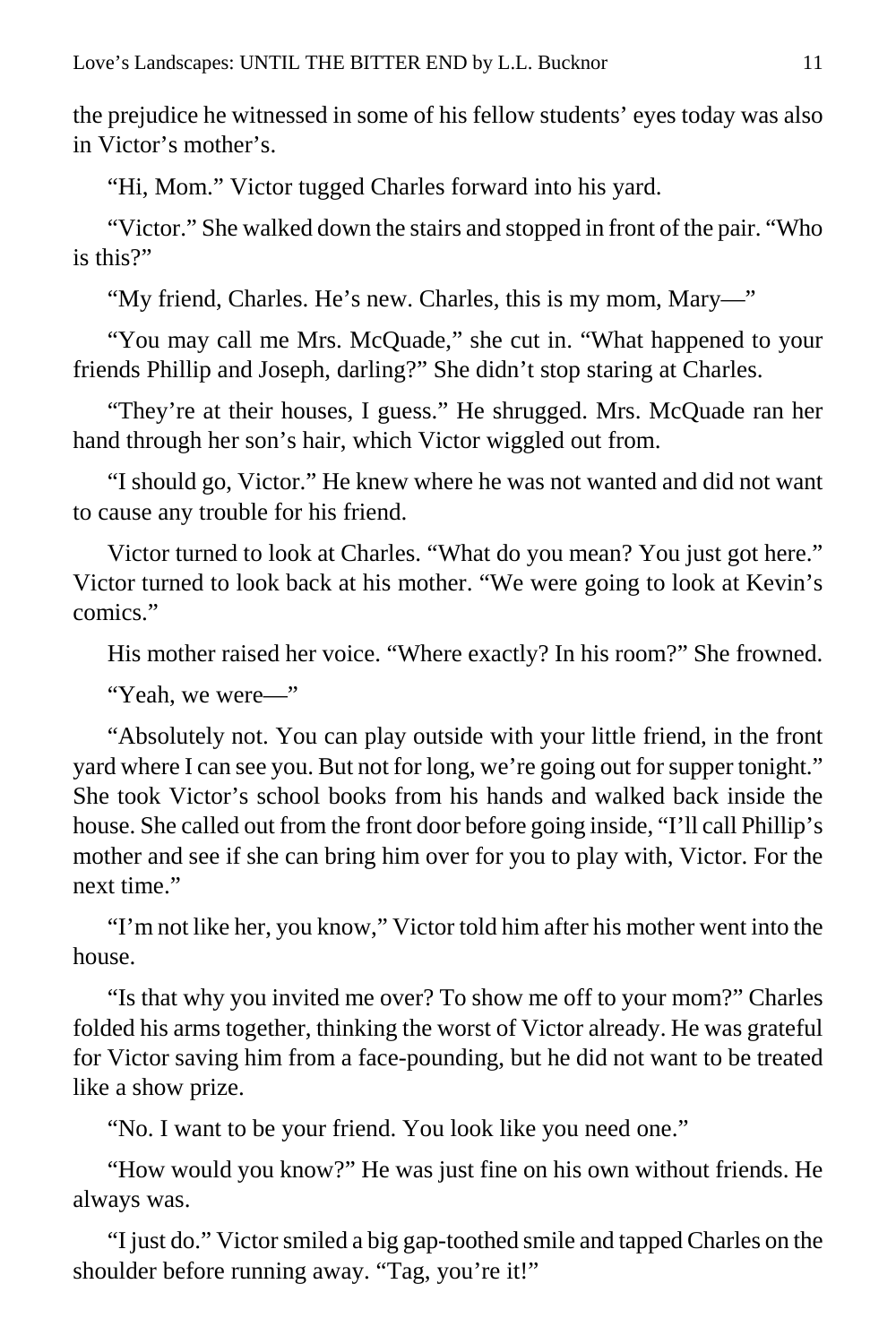the prejudice he witnessed in some of his fellow students' eyes today was also in Victor's mother's.

"Hi, Mom." Victor tugged Charles forward into his yard.

"Victor." She walked down the stairs and stopped in front of the pair. "Who is this?"

"My friend, Charles. He's new. Charles, this is my mom, Mary—"

"You may call me Mrs. McQuade," she cut in. "What happened to your friends Phillip and Joseph, darling?" She didn't stop staring at Charles.

"They're at their houses, I guess." He shrugged. Mrs. McQuade ran her hand through her son's hair, which Victor wiggled out from.

"I should go, Victor." He knew where he was not wanted and did not want to cause any trouble for his friend.

Victor turned to look at Charles. "What do you mean? You just got here." Victor turned to look back at his mother. "We were going to look at Kevin's comics."

His mother raised her voice. "Where exactly? In his room?" She frowned.

"Yeah, we were—"

"Absolutely not. You can play outside with your little friend, in the front yard where I can see you. But not for long, we're going out for supper tonight." She took Victor's school books from his hands and walked back inside the house. She called out from the front door before going inside, "I'll call Phillip's mother and see if she can bring him over for you to play with, Victor. For the next time."

"I'm not like her, you know," Victor told him after his mother went into the house.

"Is that why you invited me over? To show me off to your mom?" Charles folded his arms together, thinking the worst of Victor already. He was grateful for Victor saving him from a face-pounding, but he did not want to be treated like a show prize.

"No. I want to be your friend. You look like you need one."

"How would you know?" He was just fine on his own without friends. He always was.

"I just do." Victor smiled a big gap-toothed smile and tapped Charles on the shoulder before running away. "Tag, you're it!"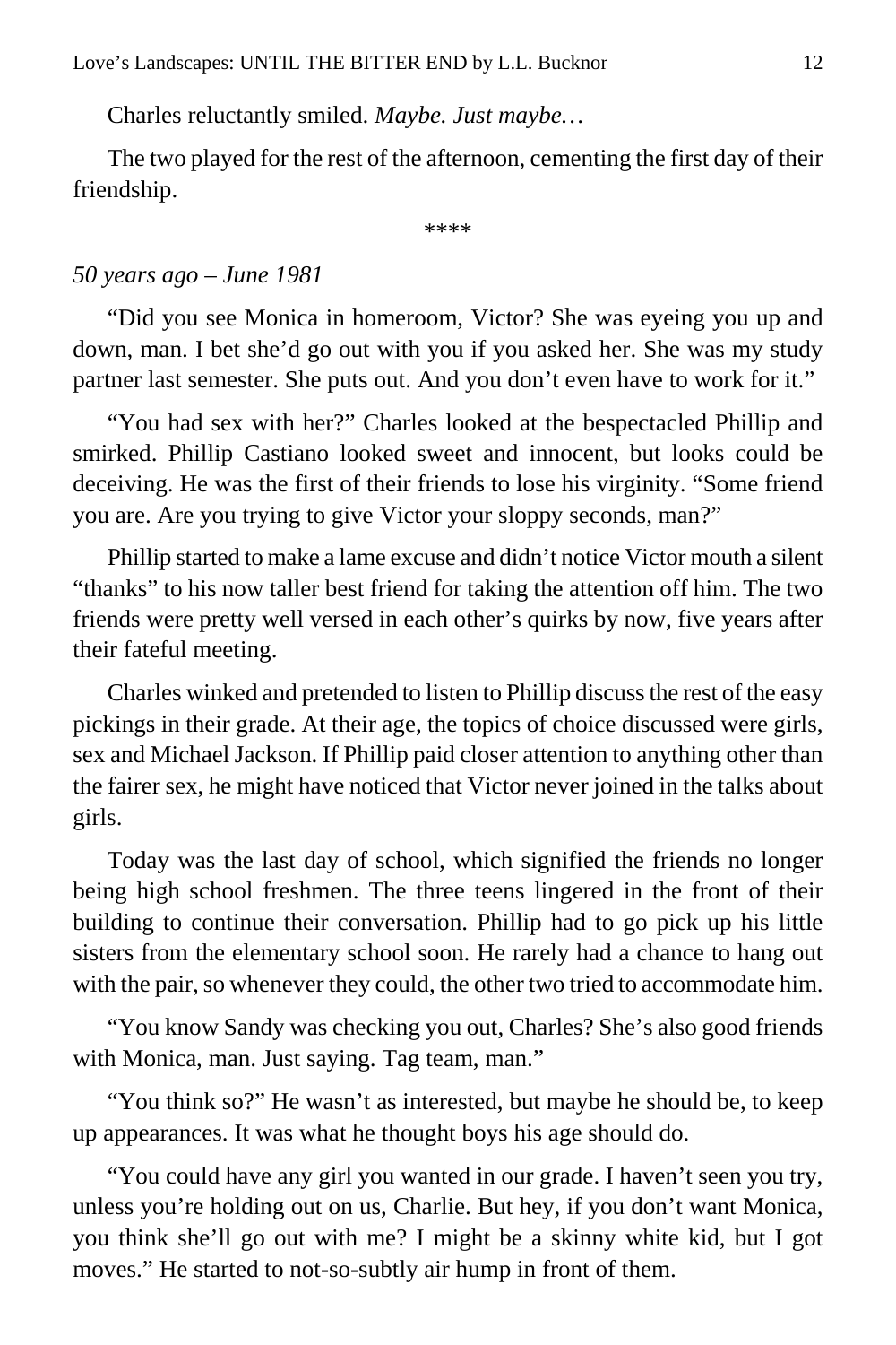Charles reluctantly smiled. *Maybe. Just maybe…*

The two played for the rest of the afternoon, cementing the first day of their friendship.

****

*50 years ago – June 1981*

"Did you see Monica in homeroom, Victor? She was eyeing you up and down, man. I bet she'd go out with you if you asked her. She was my study partner last semester. She puts out. And you don't even have to work for it."

"You had sex with her?" Charles looked at the bespectacled Phillip and smirked. Phillip Castiano looked sweet and innocent, but looks could be deceiving. He was the first of their friends to lose his virginity. "Some friend you are. Are you trying to give Victor your sloppy seconds, man?"

Phillip started to make a lame excuse and didn't notice Victor mouth a silent "thanks" to his now taller best friend for taking the attention off him. The two friends were pretty well versed in each other's quirks by now, five years after their fateful meeting.

Charles winked and pretended to listen to Phillip discuss the rest of the easy pickings in their grade. At their age, the topics of choice discussed were girls, sex and Michael Jackson. If Phillip paid closer attention to anything other than the fairer sex, he might have noticed that Victor never joined in the talks about girls.

Today was the last day of school, which signified the friends no longer being high school freshmen. The three teens lingered in the front of their building to continue their conversation. Phillip had to go pick up his little sisters from the elementary school soon. He rarely had a chance to hang out with the pair, so whenever they could, the other two tried to accommodate him.

"You know Sandy was checking you out, Charles? She's also good friends with Monica, man. Just saying. Tag team, man."

"You think so?" He wasn't as interested, but maybe he should be, to keep up appearances. It was what he thought boys his age should do.

"You could have any girl you wanted in our grade. I haven't seen you try, unless you're holding out on us, Charlie. But hey, if you don't want Monica, you think she'll go out with me? I might be a skinny white kid, but I got moves." He started to not-so-subtly air hump in front of them.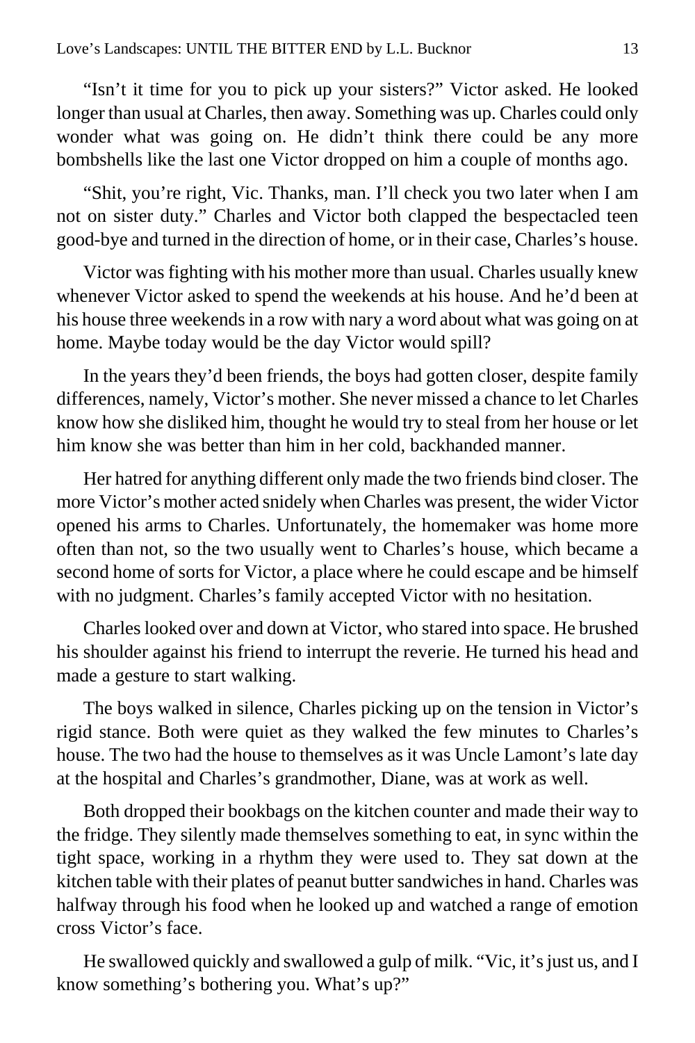"Isn't it time for you to pick up your sisters?" Victor asked. He looked longer than usual at Charles, then away. Something was up. Charles could only wonder what was going on. He didn't think there could be any more bombshells like the last one Victor dropped on him a couple of months ago.

"Shit, you're right, Vic. Thanks, man. I'll check you two later when I am not on sister duty." Charles and Victor both clapped the bespectacled teen good-bye and turned in the direction of home, or in their case, Charles's house.

Victor was fighting with his mother more than usual. Charles usually knew whenever Victor asked to spend the weekends at his house. And he'd been at his house three weekends in a row with nary a word about what was going on at home. Maybe today would be the day Victor would spill?

In the years they'd been friends, the boys had gotten closer, despite family differences, namely, Victor's mother. She never missed a chance to let Charles know how she disliked him, thought he would try to steal from her house or let him know she was better than him in her cold, backhanded manner.

Her hatred for anything different only made the two friends bind closer. The more Victor's mother acted snidely when Charles was present, the wider Victor opened his arms to Charles. Unfortunately, the homemaker was home more often than not, so the two usually went to Charles's house, which became a second home of sorts for Victor, a place where he could escape and be himself with no judgment. Charles's family accepted Victor with no hesitation.

Charles looked over and down at Victor, who stared into space. He brushed his shoulder against his friend to interrupt the reverie. He turned his head and made a gesture to start walking.

The boys walked in silence, Charles picking up on the tension in Victor's rigid stance. Both were quiet as they walked the few minutes to Charles's house. The two had the house to themselves as it was Uncle Lamont's late day at the hospital and Charles's grandmother, Diane, was at work as well.

Both dropped their bookbags on the kitchen counter and made their way to the fridge. They silently made themselves something to eat, in sync within the tight space, working in a rhythm they were used to. They sat down at the kitchen table with their plates of peanut butter sandwiches in hand. Charles was halfway through his food when he looked up and watched a range of emotion cross Victor's face.

He swallowed quickly and swallowed a gulp of milk. "Vic, it's just us, and I know something's bothering you. What's up?"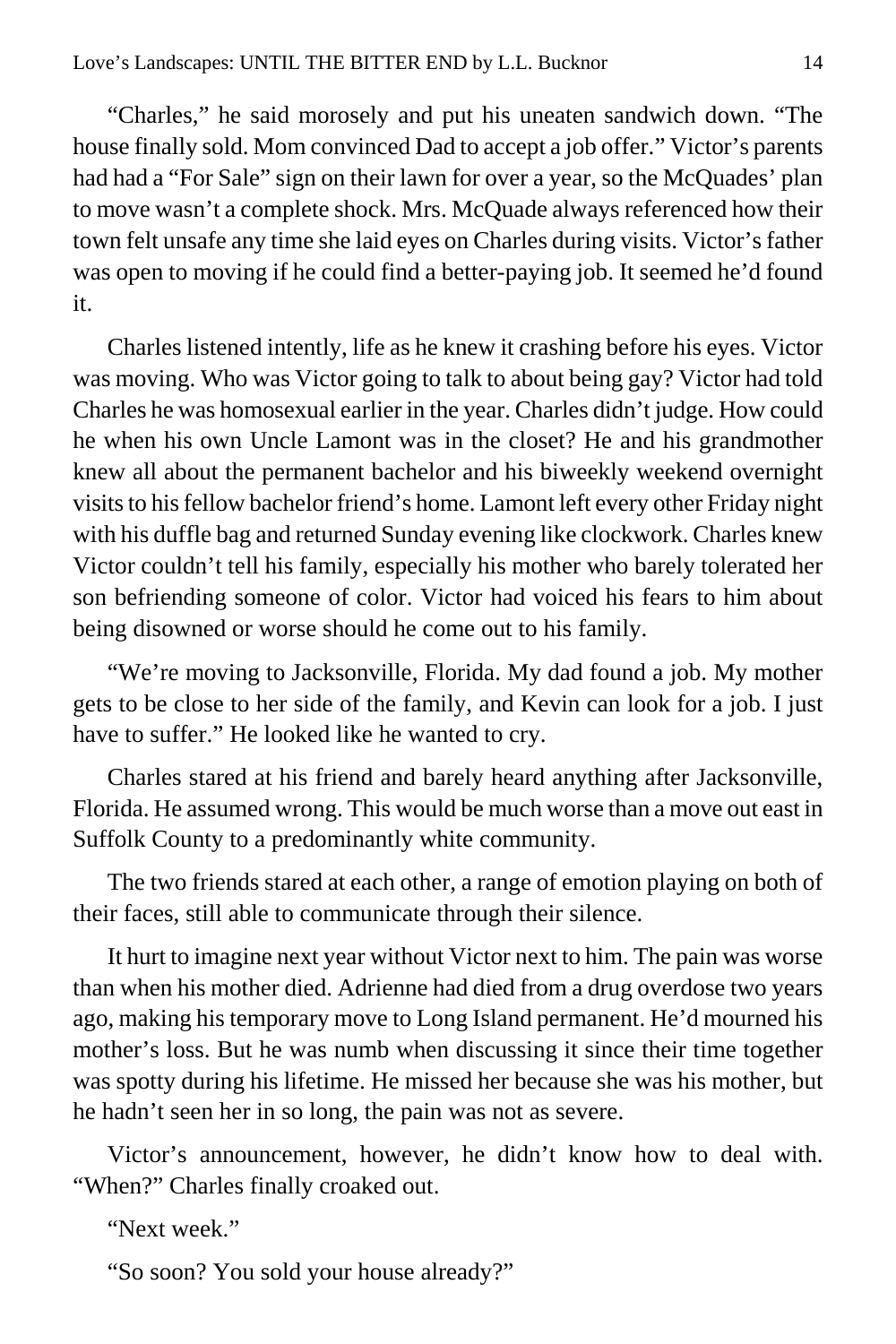"Charles," he said morosely and put his uneaten sandwich down. "The house finally sold. Mom convinced Dad to accept a job offer." Victor's parents had had a "For Sale" sign on their lawn for over a year, so the McQuades' plan to move wasn't a complete shock. Mrs. McQuade always referenced how their town felt unsafe any time she laid eyes on Charles during visits. Victor's father was open to moving if he could find a better-paying job. It seemed he'd found it.

Charles listened intently, life as he knew it crashing before his eyes. Victor was moving. Who was Victor going to talk to about being gay? Victor had told Charles he was homosexual earlier in the year. Charles didn't judge. How could he when his own Uncle Lamont was in the closet? He and his grandmother knew all about the permanent bachelor and his biweekly weekend overnight visits to his fellow bachelor friend's home. Lamont left every other Friday night with his duffle bag and returned Sunday evening like clockwork. Charles knew Victor couldn't tell his family, especially his mother who barely tolerated her son befriending someone of color. Victor had voiced his fears to him about being disowned or worse should he come out to his family.

"We're moving to Jacksonville, Florida. My dad found a job. My mother gets to be close to her side of the family, and Kevin can look for a job. I just have to suffer." He looked like he wanted to cry.

Charles stared at his friend and barely heard anything after Jacksonville, Florida. He assumed wrong. This would be much worse than a move out east in Suffolk County to a predominantly white community.

The two friends stared at each other, a range of emotion playing on both of their faces, still able to communicate through their silence.

It hurt to imagine next year without Victor next to him. The pain was worse than when his mother died. Adrienne had died from a drug overdose two years ago, making his temporary move to Long Island permanent. He'd mourned his mother's loss. But he was numb when discussing it since their time together was spotty during his lifetime. He missed her because she was his mother, but he hadn't seen her in so long, the pain was not as severe.

Victor's announcement, however, he didn't know how to deal with. "When?" Charles finally croaked out.

"Next week."

"So soon? You sold your house already?"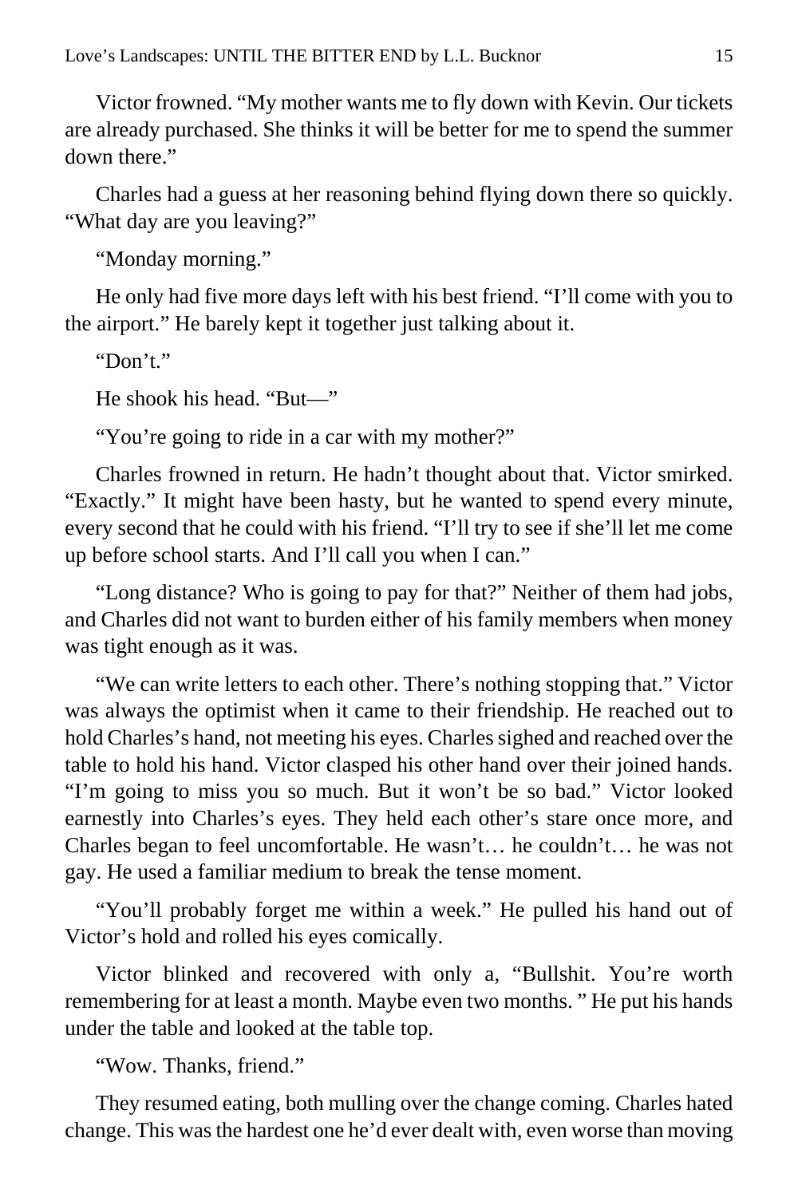Victor frowned. "My mother wants me to fly down with Kevin. Our tickets are already purchased. She thinks it will be better for me to spend the summer down there."

Charles had a guess at her reasoning behind flying down there so quickly. "What day are you leaving?"

"Monday morning."

He only had five more days left with his best friend. "I'll come with you to the airport." He barely kept it together just talking about it.

"Don't."

He shook his head. "But—"

"You're going to ride in a car with my mother?"

Charles frowned in return. He hadn't thought about that. Victor smirked. "Exactly." It might have been hasty, but he wanted to spend every minute, every second that he could with his friend. "I'll try to see if she'll let me come up before school starts. And I'll call you when I can."

"Long distance? Who is going to pay for that?" Neither of them had jobs, and Charles did not want to burden either of his family members when money was tight enough as it was.

"We can write letters to each other. There's nothing stopping that." Victor was always the optimist when it came to their friendship. He reached out to hold Charles's hand, not meeting his eyes. Charles sighed and reached over the table to hold his hand. Victor clasped his other hand over their joined hands. "I'm going to miss you so much. But it won't be so bad." Victor looked earnestly into Charles's eyes. They held each other's stare once more, and Charles began to feel uncomfortable. He wasn't… he couldn't… he was not gay. He used a familiar medium to break the tense moment.

"You'll probably forget me within a week." He pulled his hand out of Victor's hold and rolled his eyes comically.

Victor blinked and recovered with only a, "Bullshit. You're worth remembering for at least a month. Maybe even two months. " He put his hands under the table and looked at the table top.

"Wow. Thanks, friend."

They resumed eating, both mulling over the change coming. Charles hated change. This was the hardest one he'd ever dealt with, even worse than moving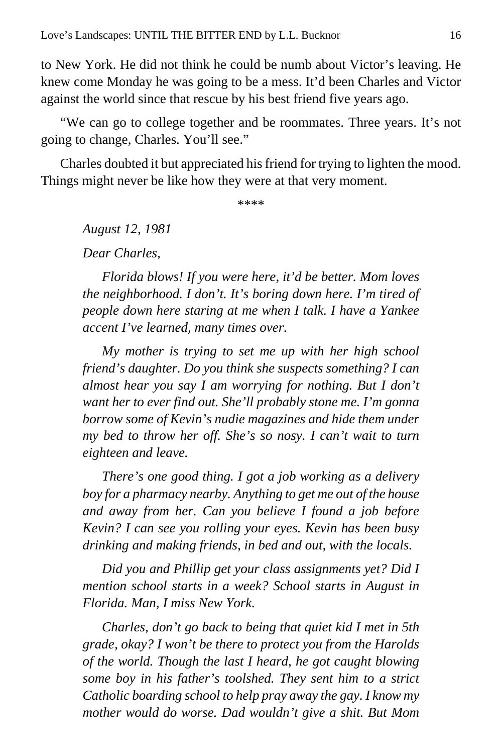to New York. He did not think he could be numb about Victor's leaving. He knew come Monday he was going to be a mess. It'd been Charles and Victor against the world since that rescue by his best friend five years ago.

"We can go to college together and be roommates. Three years. It's not going to change, Charles. You'll see."

Charles doubted it but appreciated his friend for trying to lighten the mood. Things might never be like how they were at that very moment.

\*\*\*\*

*August 12, 1981*

*Dear Charles,*

*Florida blows! If you were here, it'd be better. Mom loves the neighborhood. I don't. It's boring down here. I'm tired of people down here staring at me when I talk. I have a Yankee accent I've learned, many times over.*

*My mother is trying to set me up with her high school friend's daughter. Do you think she suspects something? I can almost hear you say I am worrying for nothing. But I don't want her to ever find out. She'll probably stone me. I'm gonna borrow some of Kevin's nudie magazines and hide them under my bed to throw her off. She's so nosy. I can't wait to turn eighteen and leave.*

*There's one good thing. I got a job working as a delivery boy for a pharmacy nearby. Anything to get me out of the house and away from her. Can you believe I found a job before Kevin? I can see you rolling your eyes. Kevin has been busy drinking and making friends, in bed and out, with the locals.*

*Did you and Phillip get your class assignments yet? Did I mention school starts in a week? School starts in August in Florida. Man, I miss New York.*

*Charles, don't go back to being that quiet kid I met in 5th grade, okay? I won't be there to protect you from the Harolds of the world. Though the last I heard, he got caught blowing some boy in his father's toolshed. They sent him to a strict Catholic boarding school to help pray away the gay. I know my mother would do worse. Dad wouldn't give a shit. But Mom*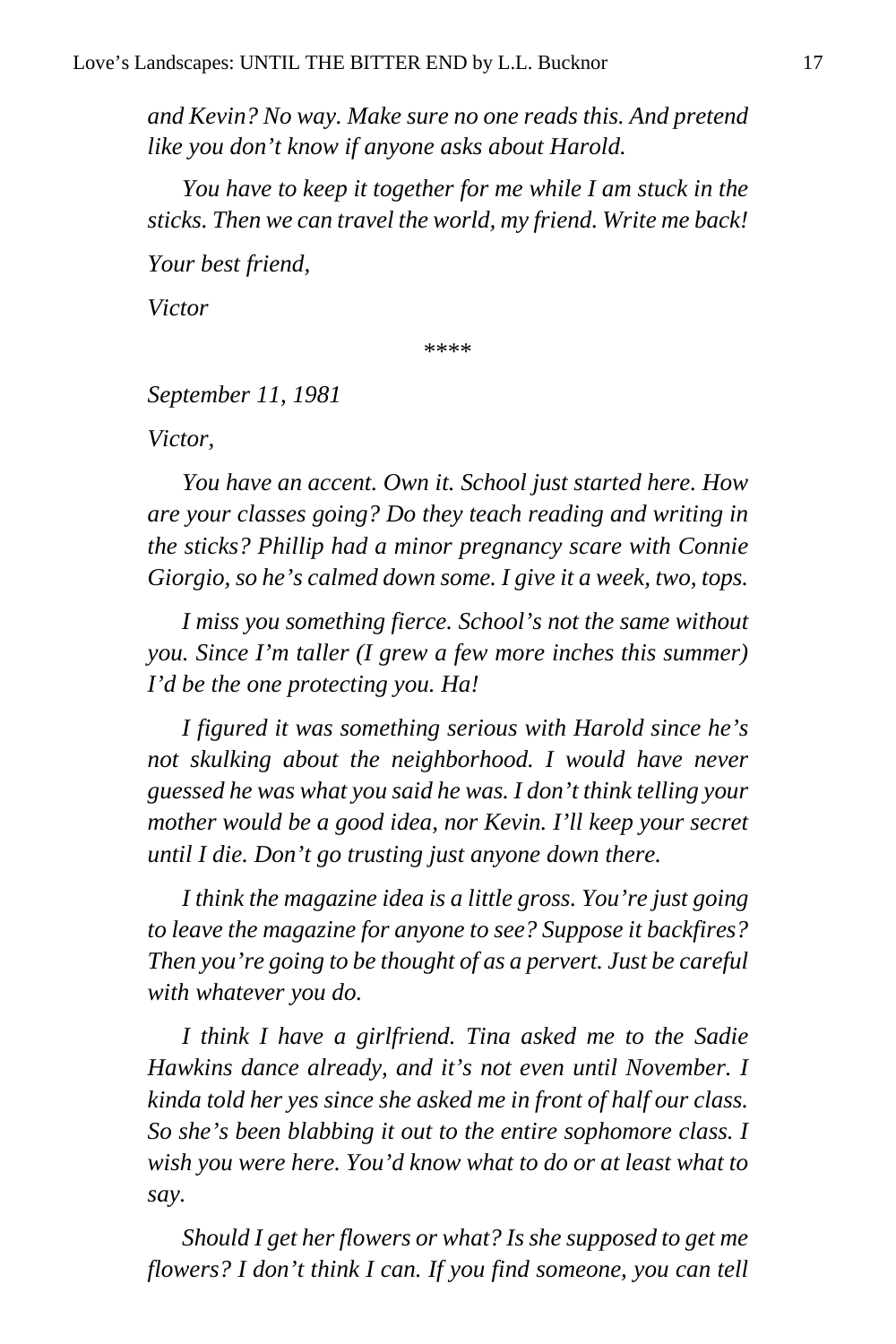*and Kevin? No way. Make sure no one reads this. And pretend like you don't know if anyone asks about Harold.*

*You have to keep it together for me while I am stuck in the sticks. Then we can travel the world, my friend. Write me back!*

*Your best friend,*

*Victor*

****

*September 11, 1981*

*Victor,*

*You have an accent. Own it. School just started here. How are your classes going? Do they teach reading and writing in the sticks? Phillip had a minor pregnancy scare with Connie Giorgio, so he's calmed down some. I give it a week, two, tops.*

*I miss you something fierce. School's not the same without you. Since I'm taller (I grew a few more inches this summer) I'd be the one protecting you. Ha!*

*I figured it was something serious with Harold since he's not skulking about the neighborhood. I would have never guessed he was what you said he was. I don't think telling your mother would be a good idea, nor Kevin. I'll keep your secret until I die. Don't go trusting just anyone down there.*

*I think the magazine idea is a little gross. You're just going to leave the magazine for anyone to see? Suppose it backfires? Then you're going to be thought of as a pervert. Just be careful with whatever you do.*

*I think I have a girlfriend. Tina asked me to the Sadie Hawkins dance already, and it's not even until November. I kinda told her yes since she asked me in front of half our class. So she's been blabbing it out to the entire sophomore class. I wish you were here. You'd know what to do or at least what to say.*

*Should I get her flowers or what? Is she supposed to get me flowers? I don't think I can. If you find someone, you can tell*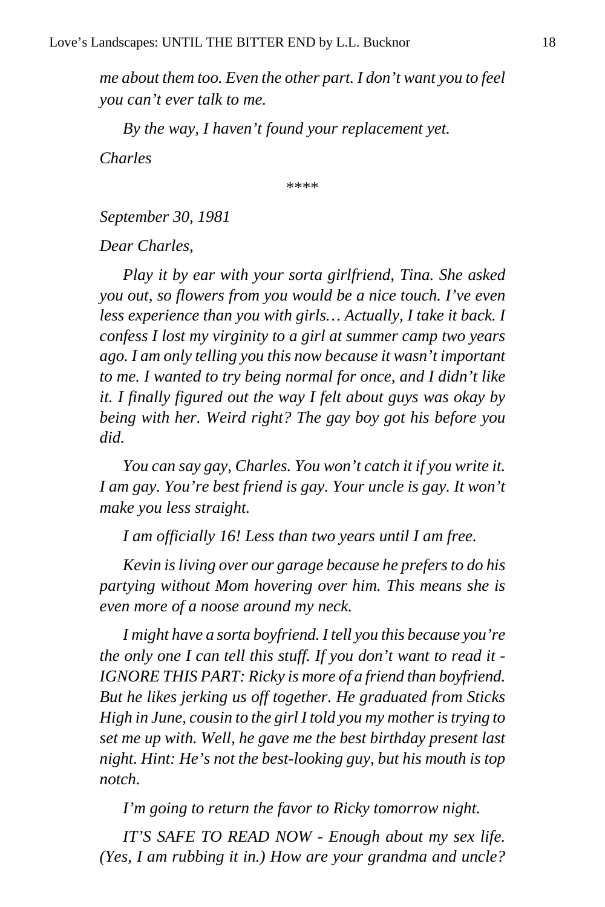*me about them too. Even the other part. I don't want you to feel you can't ever talk to me.*

*By the way, I haven't found your replacement yet.*

*Charles*

\*\*\*\*

*September 30, 1981*

*Dear Charles,*

*Play it by ear with your sorta girlfriend, Tina. She asked you out, so flowers from you would be a nice touch. I've even less experience than you with girls… Actually, I take it back. I confess I lost my virginity to a girl at summer camp two years ago. I am only telling you this now because it wasn't important to me. I wanted to try being normal for once, and I didn't like it. I finally figured out the way I felt about guys was okay by being with her. Weird right? The gay boy got his before you did.*

*You can say gay, Charles. You won't catch it if you write it. I am gay. You're best friend is gay. Your uncle is gay. It won't make you less straight.*

*I am officially 16! Less than two years until I am free.*

*Kevin is living over our garage because he prefers to do his partying without Mom hovering over him. This means she is even more of a noose around my neck.*

*I might have a sorta boyfriend. I tell you this because you're the only one I can tell this stuff. If you don't want to read it - IGNORE THIS PART: Ricky is more of a friend than boyfriend. But he likes jerking us off together. He graduated from Sticks High in June, cousin to the girl I told you my mother is trying to set me up with. Well, he gave me the best birthday present last night. Hint: He's not the best-looking guy, but his mouth is top notch.*

*I'm going to return the favor to Ricky tomorrow night.*

*IT'S SAFE TO READ NOW - Enough about my sex life. (Yes, I am rubbing it in.) How are your grandma and uncle?*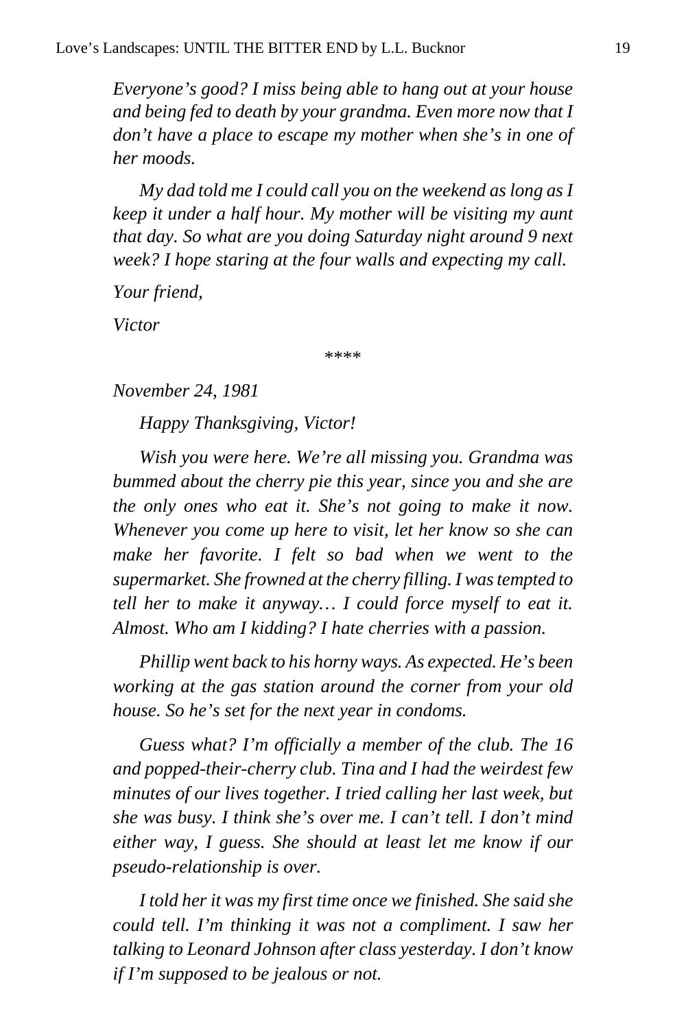*Everyone's good? I miss being able to hang out at your house and being fed to death by your grandma. Even more now that I don't have a place to escape my mother when she's in one of her moods.*

*My dad told me I could call you on the weekend as long as I keep it under a half hour. My mother will be visiting my aunt that day. So what are you doing Saturday night around 9 next week? I hope staring at the four walls and expecting my call.*

*Your friend,*

*Victor*

\*\*\*\*

*November 24, 1981*

*Happy Thanksgiving, Victor!*

*Wish you were here. We're all missing you. Grandma was bummed about the cherry pie this year, since you and she are the only ones who eat it. She's not going to make it now. Whenever you come up here to visit, let her know so she can make her favorite. I felt so bad when we went to the supermarket. She frowned at the cherry filling. I was tempted to tell her to make it anyway… I could force myself to eat it. Almost. Who am I kidding? I hate cherries with a passion.*

*Phillip went back to his horny ways. As expected. He's been working at the gas station around the corner from your old house. So he's set for the next year in condoms.*

*Guess what? I'm officially a member of the club. The 16 and popped-their-cherry club. Tina and I had the weirdest few minutes of our lives together. I tried calling her last week, but she was busy. I think she's over me. I can't tell. I don't mind either way, I guess. She should at least let me know if our pseudo-relationship is over.*

*I told her it was my first time once we finished. She said she could tell. I'm thinking it was not a compliment. I saw her talking to Leonard Johnson after class yesterday. I don't know if I'm supposed to be jealous or not.*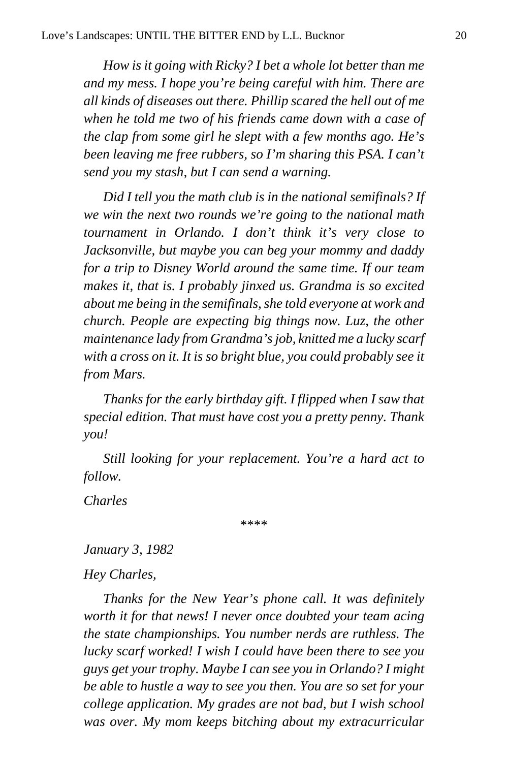*How is it going with Ricky? I bet a whole lot better than me and my mess. I hope you're being careful with him. There are all kinds of diseases out there. Phillip scared the hell out of me when he told me two of his friends came down with a case of the clap from some girl he slept with a few months ago. He's been leaving me free rubbers, so I'm sharing this PSA. I can't send you my stash, but I can send a warning.*

*Did I tell you the math club is in the national semifinals? If we win the next two rounds we're going to the national math tournament in Orlando. I don't think it's very close to Jacksonville, but maybe you can beg your mommy and daddy for a trip to Disney World around the same time. If our team makes it, that is. I probably jinxed us. Grandma is so excited about me being in the semifinals, she told everyone at work and church. People are expecting big things now. Luz, the other maintenance lady from Grandma's job, knitted me a lucky scarf with a cross on it. It is so bright blue, you could probably see it from Mars.*

*Thanks for the early birthday gift. I flipped when I saw that special edition. That must have cost you a pretty penny. Thank you!*

*Still looking for your replacement. You're a hard act to follow.*

*Charles*

****

*January 3, 1982*

*Hey Charles,*

*Thanks for the New Year's phone call. It was definitely worth it for that news! I never once doubted your team acing the state championships. You number nerds are ruthless. The lucky scarf worked! I wish I could have been there to see you guys get your trophy. Maybe I can see you in Orlando? I might be able to hustle a way to see you then. You are so set for your college application. My grades are not bad, but I wish school was over. My mom keeps bitching about my extracurricular*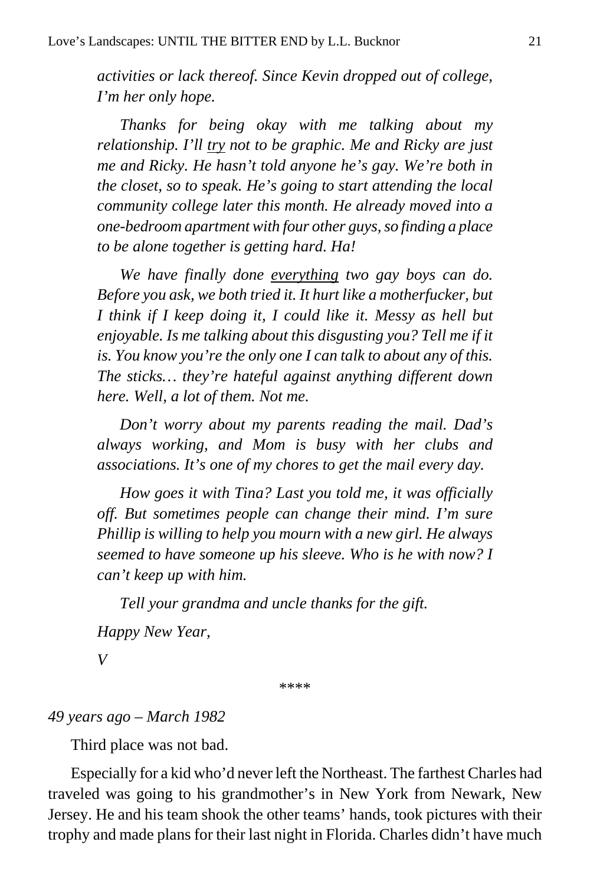*activities or lack thereof. Since Kevin dropped out of college, I'm her only hope.*

*Thanks for being okay with me talking about my relationship. I'll <u>try</u> not to be graphic. Me and Ricky are just me and Ricky. He hasn't told anyone he's gay. We're both in the closet, so to speak. He's going to start attending the local community college later this month. He already moved into a one-bedroom apartment with four other guys, so finding a place to be alone together is getting hard. Ha!*

*We have finally done <u>everything</u> two gay boys can do. Before you ask, we both tried it. It hurt like a motherfucker, but I think if I keep doing it, I could like it. Messy as hell but enjoyable. Is me talking about this disgusting you? Tell me if it is. You know you're the only one I can talk to about any of this. The sticks… they're hateful against anything different down here. Well, a lot of them. Not me.*

*Don't worry about my parents reading the mail. Dad's always working, and Mom is busy with her clubs and associations. It's one of my chores to get the mail every day.*

*How goes it with Tina? Last you told me, it was officially off. But sometimes people can change their mind. I'm sure Phillip is willing to help you mourn with a new girl. He always seemed to have someone up his sleeve. Who is he with now? I can't keep up with him.*

*Tell your grandma and uncle thanks for the gift.*

*Happy New Year,*

*V*

****

*49 years ago – March 1982*

Third place was not bad.

Especially for a kid who'd never left the Northeast. The farthest Charles had traveled was going to his grandmother's in New York from Newark, New Jersey. He and his team shook the other teams' hands, took pictures with their trophy and made plans for their last night in Florida. Charles didn't have much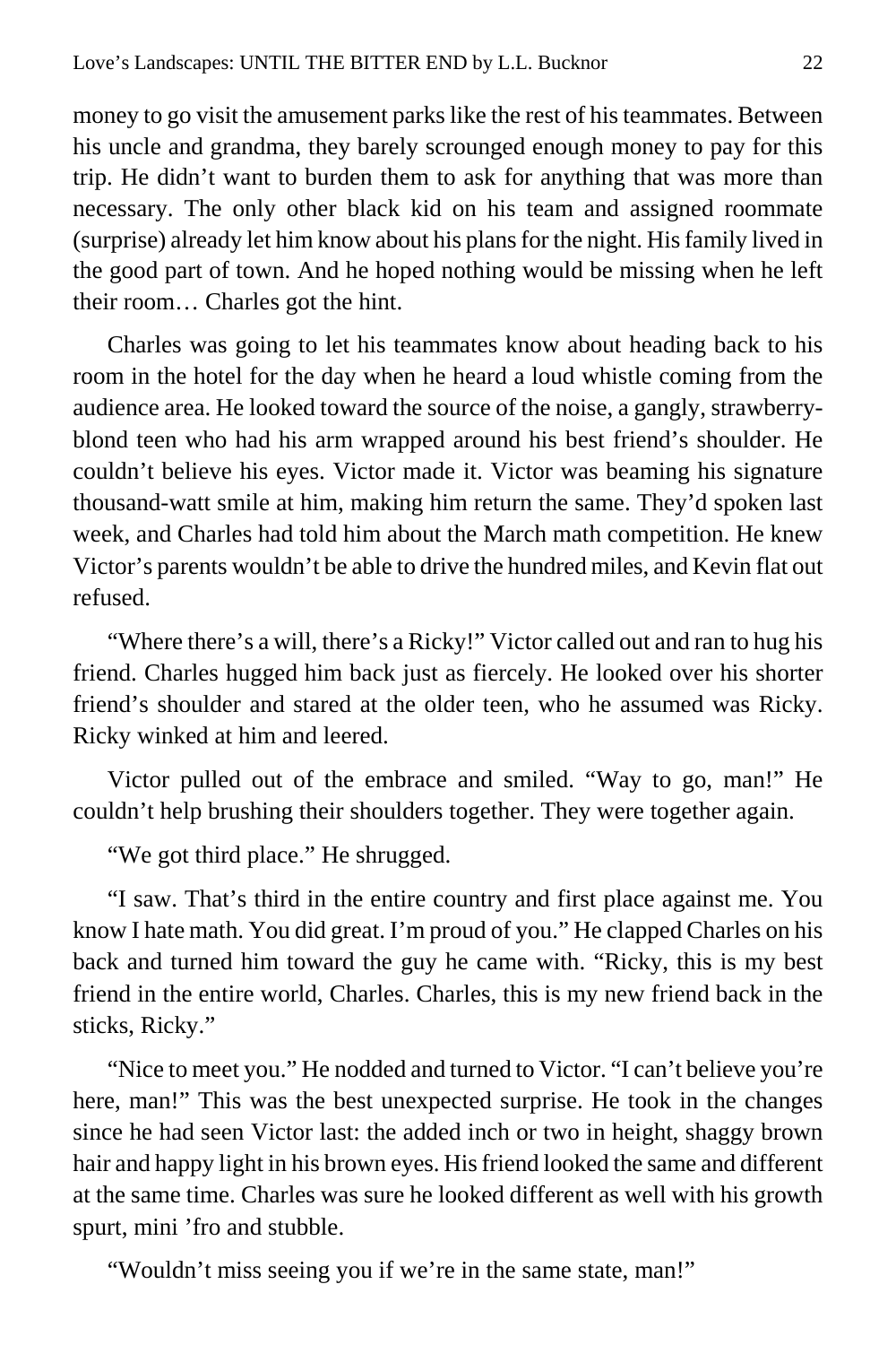money to go visit the amusement parks like the rest of his teammates. Between his uncle and grandma, they barely scrounged enough money to pay for this trip. He didn't want to burden them to ask for anything that was more than necessary. The only other black kid on his team and assigned roommate (surprise) already let him know about his plans for the night. His family lived in the good part of town. And he hoped nothing would be missing when he left their room… Charles got the hint.

Charles was going to let his teammates know about heading back to his room in the hotel for the day when he heard a loud whistle coming from the audience area. He looked toward the source of the noise, a gangly, strawberry-blond teen who had his arm wrapped around his best friend's shoulder. He couldn't believe his eyes. Victor made it. Victor was beaming his signature thousand-watt smile at him, making him return the same. They'd spoken last week, and Charles had told him about the March math competition. He knew Victor's parents wouldn't be able to drive the hundred miles, and Kevin flat out refused.

"Where there's a will, there's a Ricky!" Victor called out and ran to hug his friend. Charles hugged him back just as fiercely. He looked over his shorter friend's shoulder and stared at the older teen, who he assumed was Ricky. Ricky winked at him and leered.

Victor pulled out of the embrace and smiled. "Way to go, man!" He couldn't help brushing their shoulders together. They were together again.

"We got third place." He shrugged.

"I saw. That's third in the entire country and first place against me. You know I hate math. You did great. I'm proud of you." He clapped Charles on his back and turned him toward the guy he came with. "Ricky, this is my best friend in the entire world, Charles. Charles, this is my new friend back in the sticks, Ricky."

"Nice to meet you." He nodded and turned to Victor. "I can't believe you're here, man!" This was the best unexpected surprise. He took in the changes since he had seen Victor last: the added inch or two in height, shaggy brown hair and happy light in his brown eyes. His friend looked the same and different at the same time. Charles was sure he looked different as well with his growth spurt, mini 'fro and stubble.

"Wouldn't miss seeing you if we're in the same state, man!"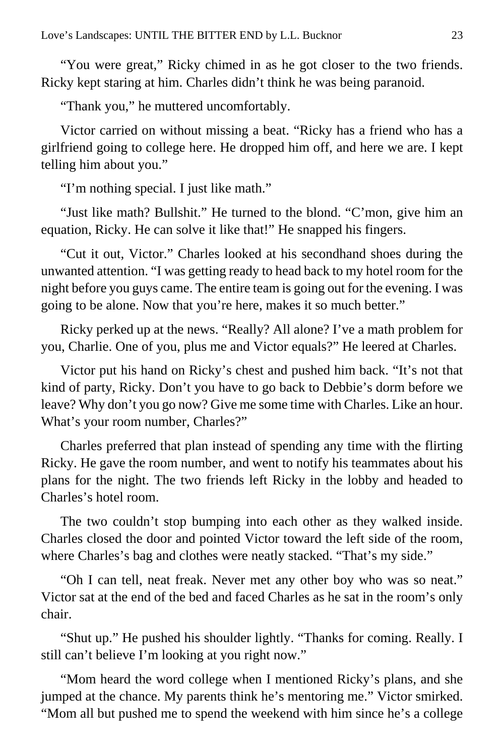"You were great," Ricky chimed in as he got closer to the two friends. Ricky kept staring at him. Charles didn't think he was being paranoid.

"Thank you," he muttered uncomfortably.

Victor carried on without missing a beat. "Ricky has a friend who has a girlfriend going to college here. He dropped him off, and here we are. I kept telling him about you."

"I'm nothing special. I just like math."

"Just like math? Bullshit." He turned to the blond. "C'mon, give him an equation, Ricky. He can solve it like that!" He snapped his fingers.

"Cut it out, Victor." Charles looked at his secondhand shoes during the unwanted attention. "I was getting ready to head back to my hotel room for the night before you guys came. The entire team is going out for the evening. I was going to be alone. Now that you're here, makes it so much better."

Ricky perked up at the news. "Really? All alone? I've a math problem for you, Charlie. One of you, plus me and Victor equals?" He leered at Charles.

Victor put his hand on Ricky's chest and pushed him back. "It's not that kind of party, Ricky. Don't you have to go back to Debbie's dorm before we leave? Why don't you go now? Give me some time with Charles. Like an hour. What's your room number, Charles?"

Charles preferred that plan instead of spending any time with the flirting Ricky. He gave the room number, and went to notify his teammates about his plans for the night. The two friends left Ricky in the lobby and headed to Charles's hotel room.

The two couldn't stop bumping into each other as they walked inside. Charles closed the door and pointed Victor toward the left side of the room, where Charles's bag and clothes were neatly stacked. "That's my side."

"Oh I can tell, neat freak. Never met any other boy who was so neat." Victor sat at the end of the bed and faced Charles as he sat in the room's only chair.

"Shut up." He pushed his shoulder lightly. "Thanks for coming. Really. I still can't believe I'm looking at you right now."

"Mom heard the word college when I mentioned Ricky's plans, and she jumped at the chance. My parents think he's mentoring me." Victor smirked. "Mom all but pushed me to spend the weekend with him since he's a college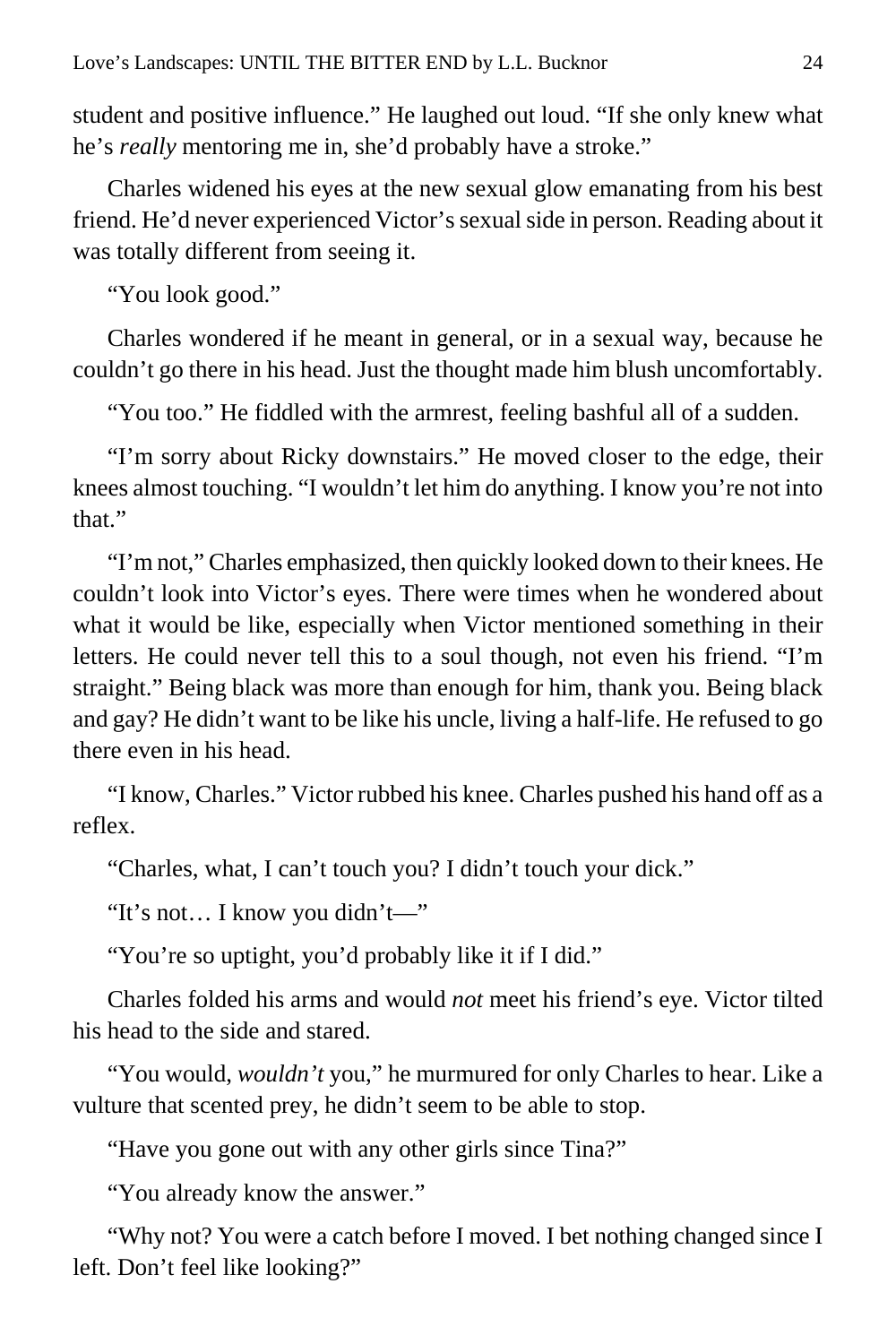student and positive influence." He laughed out loud. "If she only knew what he's *really* mentoring me in, she'd probably have a stroke."

Charles widened his eyes at the new sexual glow emanating from his best friend. He'd never experienced Victor's sexual side in person. Reading about it was totally different from seeing it.

"You look good."

Charles wondered if he meant in general, or in a sexual way, because he couldn't go there in his head. Just the thought made him blush uncomfortably.

"You too." He fiddled with the armrest, feeling bashful all of a sudden.

"I'm sorry about Ricky downstairs." He moved closer to the edge, their knees almost touching. "I wouldn't let him do anything. I know you're not into that."

"I'm not," Charles emphasized, then quickly looked down to their knees. He couldn't look into Victor's eyes. There were times when he wondered about what it would be like, especially when Victor mentioned something in their letters. He could never tell this to a soul though, not even his friend. "I'm straight." Being black was more than enough for him, thank you. Being black and gay? He didn't want to be like his uncle, living a half-life. He refused to go there even in his head.

"I know, Charles." Victor rubbed his knee. Charles pushed his hand off as a reflex.

"Charles, what, I can't touch you? I didn't touch your dick."

"It's not… I know you didn't—"

"You're so uptight, you'd probably like it if I did."

Charles folded his arms and would *not* meet his friend's eye. Victor tilted his head to the side and stared.

"You would, *wouldn't* you," he murmured for only Charles to hear. Like a vulture that scented prey, he didn't seem to be able to stop.

"Have you gone out with any other girls since Tina?"

"You already know the answer."

"Why not? You were a catch before I moved. I bet nothing changed since I left. Don't feel like looking?"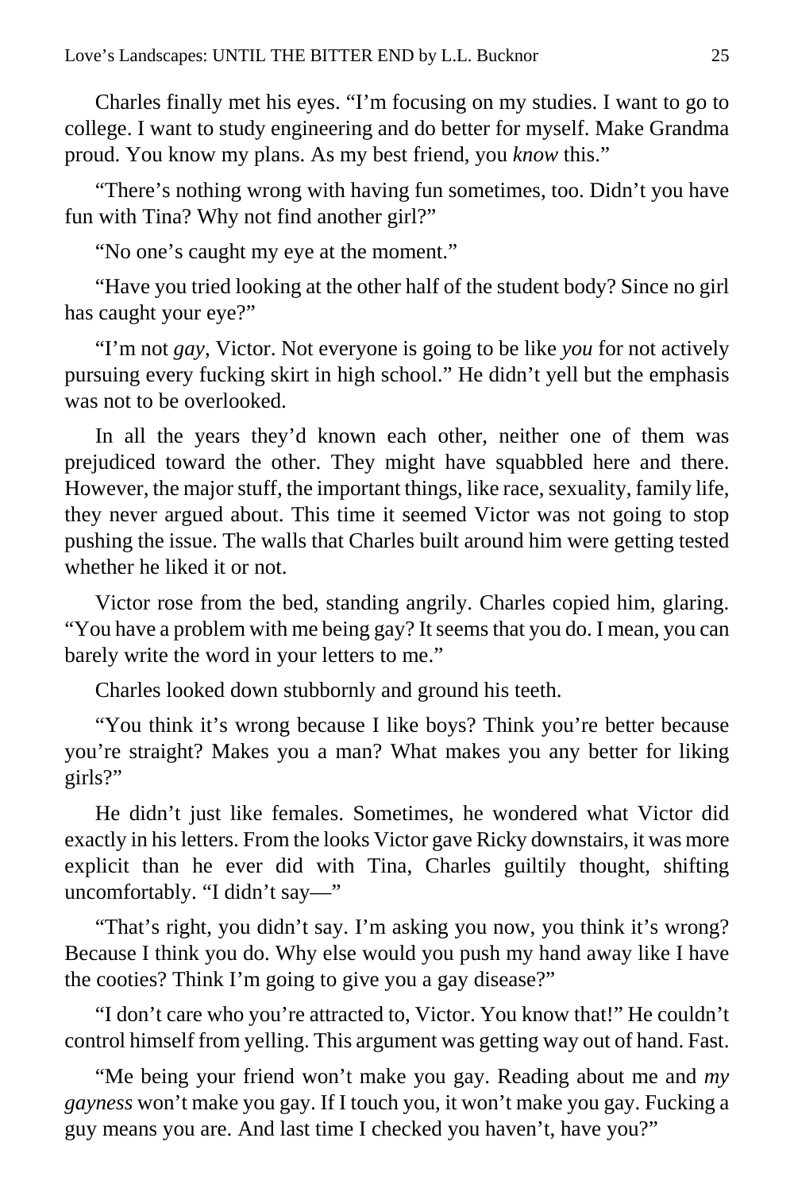Charles finally met his eyes. “I’m focusing on my studies. I want to go to college. I want to study engineering and do better for myself. Make Grandma proud. You know my plans. As my best friend, you *know* this.”

“There’s nothing wrong with having fun sometimes, too. Didn’t you have fun with Tina? Why not find another girl?”

“No one’s caught my eye at the moment.”

“Have you tried looking at the other half of the student body? Since no girl has caught your eye?”

“I’m not *gay*, Victor. Not everyone is going to be like *you* for not actively pursuing every fucking skirt in high school.” He didn’t yell but the emphasis was not to be overlooked.

In all the years they’d known each other, neither one of them was prejudiced toward the other. They might have squabbled here and there. However, the major stuff, the important things, like race, sexuality, family life, they never argued about. This time it seemed Victor was not going to stop pushing the issue. The walls that Charles built around him were getting tested whether he liked it or not.

Victor rose from the bed, standing angrily. Charles copied him, glaring. “You have a problem with me being gay? It seems that you do. I mean, you can barely write the word in your letters to me.”

Charles looked down stubbornly and ground his teeth.

“You think it’s wrong because I like boys? Think you’re better because you’re straight? Makes you a man? What makes you any better for liking girls?”

He didn’t just like females. Sometimes, he wondered what Victor did exactly in his letters. From the looks Victor gave Ricky downstairs, it was more explicit than he ever did with Tina, Charles guiltily thought, shifting uncomfortably. “I didn’t say—”

“That’s right, you didn’t say. I’m asking you now, you think it’s wrong? Because I think you do. Why else would you push my hand away like I have the cooties? Think I’m going to give you a gay disease?”

“I don’t care who you’re attracted to, Victor. You know that!” He couldn’t control himself from yelling. This argument was getting way out of hand. Fast.

“Me being your friend won’t make you gay. Reading about me and *my gayness* won’t make you gay. If I touch you, it won’t make you gay. Fucking a guy means you are. And last time I checked you haven’t, have you?”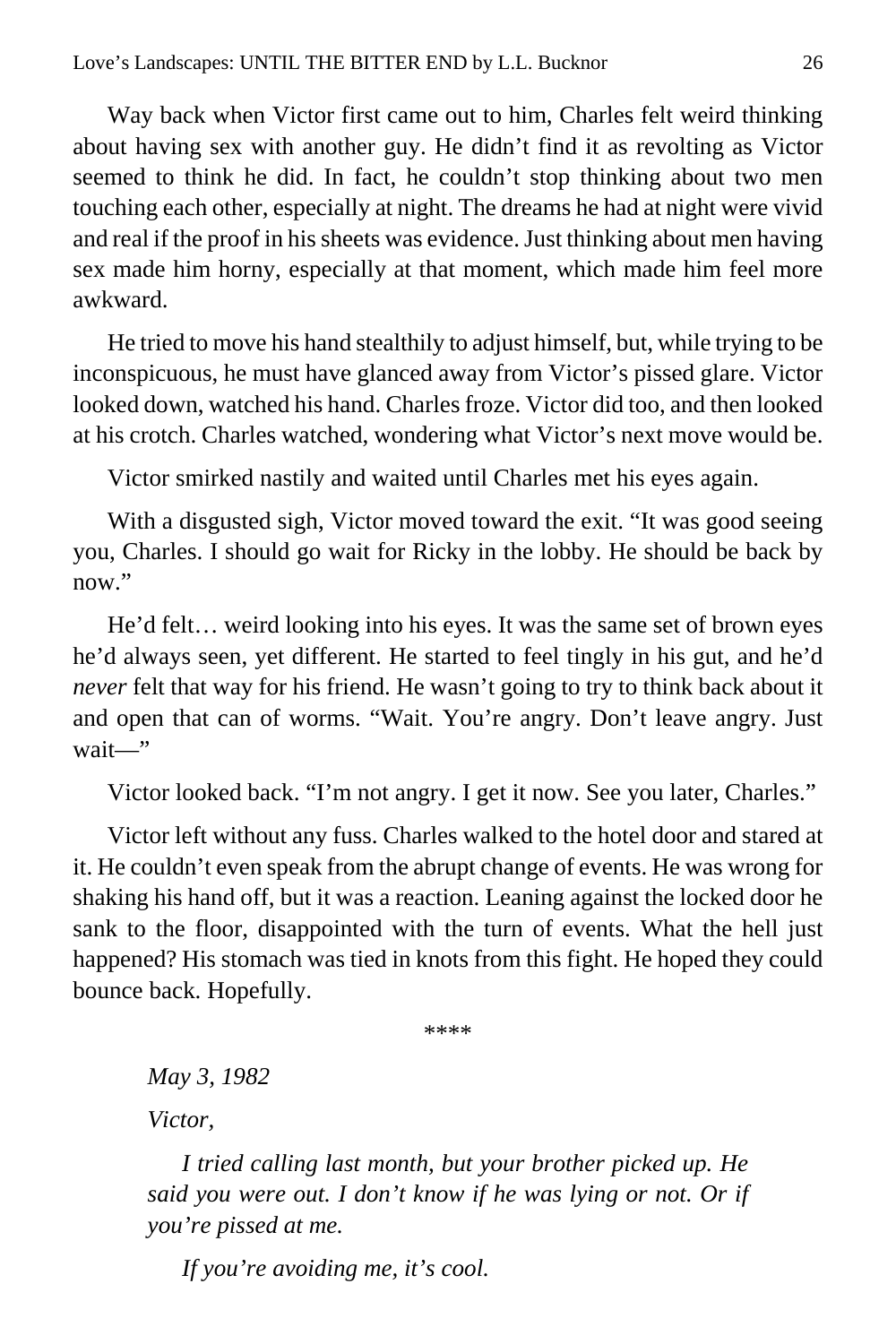Way back when Victor first came out to him, Charles felt weird thinking about having sex with another guy. He didn't find it as revolting as Victor seemed to think he did. In fact, he couldn't stop thinking about two men touching each other, especially at night. The dreams he had at night were vivid and real if the proof in his sheets was evidence. Just thinking about men having sex made him horny, especially at that moment, which made him feel more awkward.

He tried to move his hand stealthily to adjust himself, but, while trying to be inconspicuous, he must have glanced away from Victor's pissed glare. Victor looked down, watched his hand. Charles froze. Victor did too, and then looked at his crotch. Charles watched, wondering what Victor's next move would be.

Victor smirked nastily and waited until Charles met his eyes again.

With a disgusted sigh, Victor moved toward the exit. "It was good seeing you, Charles. I should go wait for Ricky in the lobby. He should be back by now."

He'd felt… weird looking into his eyes. It was the same set of brown eyes he'd always seen, yet different. He started to feel tingly in his gut, and he'd *never* felt that way for his friend. He wasn't going to try to think back about it and open that can of worms. "Wait. You're angry. Don't leave angry. Just wait—"

Victor looked back. "I'm not angry. I get it now. See you later, Charles."

Victor left without any fuss. Charles walked to the hotel door and stared at it. He couldn't even speak from the abrupt change of events. He was wrong for shaking his hand off, but it was a reaction. Leaning against the locked door he sank to the floor, disappointed with the turn of events. What the hell just happened? His stomach was tied in knots from this fight. He hoped they could bounce back. Hopefully.

****

*May 3, 1982*

*Victor,*

*I tried calling last month, but your brother picked up. He said you were out. I don't know if he was lying or not. Or if you're pissed at me.*

*If you're avoiding me, it's cool.*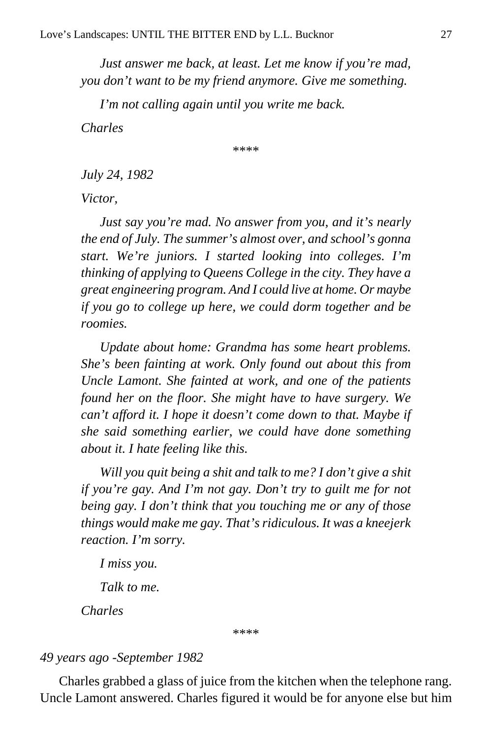*Just answer me back, at least. Let me know if you're mad, you don't want to be my friend anymore. Give me something.*

*I'm not calling again until you write me back.*

*Charles*

\*\*\*\*

*July 24, 1982*

*Victor,*

*Just say you're mad. No answer from you, and it's nearly the end of July. The summer's almost over, and school's gonna start. We're juniors. I started looking into colleges. I'm thinking of applying to Queens College in the city. They have a great engineering program. And I could live at home. Or maybe if you go to college up here, we could dorm together and be roomies.*

*Update about home: Grandma has some heart problems. She's been fainting at work. Only found out about this from Uncle Lamont. She fainted at work, and one of the patients found her on the floor. She might have to have surgery. We can't afford it. I hope it doesn't come down to that. Maybe if she said something earlier, we could have done something about it. I hate feeling like this.*

*Will you quit being a shit and talk to me? I don't give a shit if you're gay. And I'm not gay. Don't try to guilt me for not being gay. I don't think that you touching me or any of those things would make me gay. That's ridiculous. It was a kneejerk reaction. I'm sorry.*

*I miss you.*

*Talk to me.*

*Charles*

\*\*\*\*

*49 years ago -September 1982*

Charles grabbed a glass of juice from the kitchen when the telephone rang. Uncle Lamont answered. Charles figured it would be for anyone else but him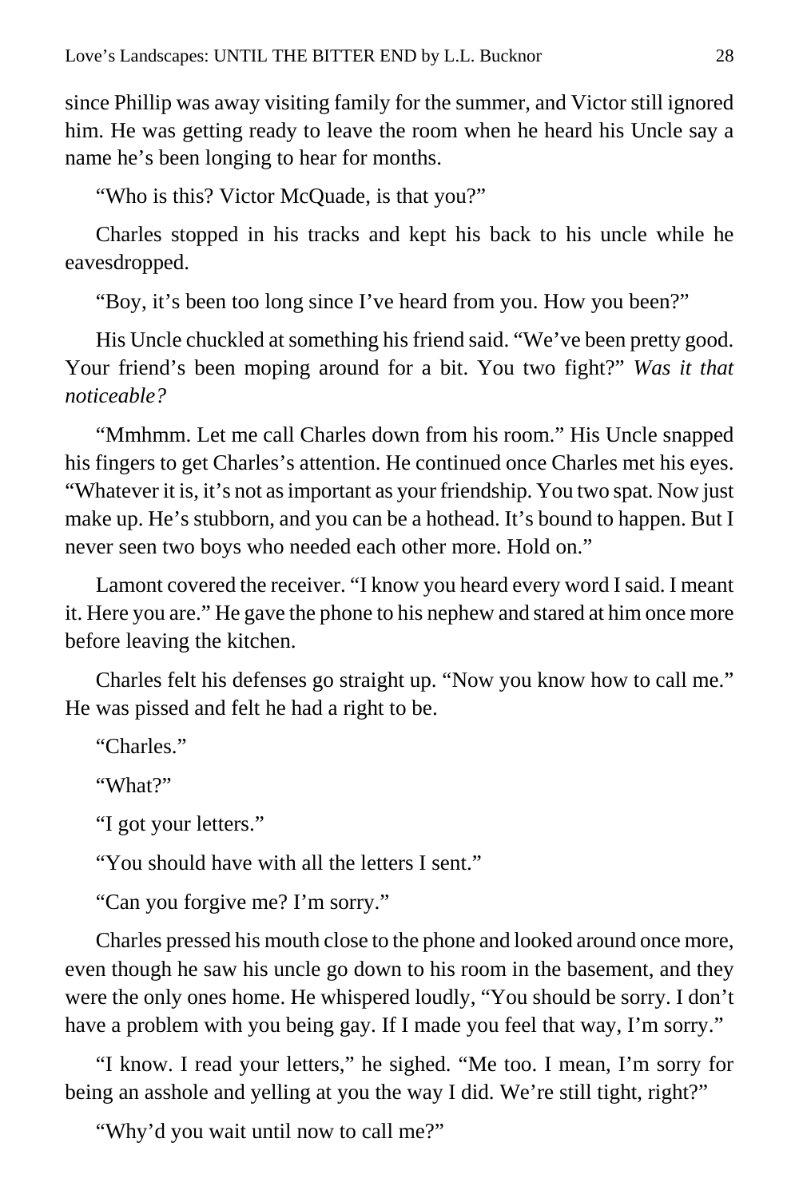since Phillip was away visiting family for the summer, and Victor still ignored him. He was getting ready to leave the room when he heard his Uncle say a name he's been longing to hear for months.

"Who is this? Victor McQuade, is that you?"

Charles stopped in his tracks and kept his back to his uncle while he eavesdropped.

"Boy, it's been too long since I've heard from you. How you been?"

His Uncle chuckled at something his friend said. "We've been pretty good. Your friend's been moping around for a bit. You two fight?" *Was it that noticeable?*

"Mmhmm. Let me call Charles down from his room." His Uncle snapped his fingers to get Charles's attention. He continued once Charles met his eyes. "Whatever it is, it's not as important as your friendship. You two spat. Now just make up. He's stubborn, and you can be a hothead. It's bound to happen. But I never seen two boys who needed each other more. Hold on."

Lamont covered the receiver. "I know you heard every word I said. I meant it. Here you are." He gave the phone to his nephew and stared at him once more before leaving the kitchen.

Charles felt his defenses go straight up. "Now you know how to call me." He was pissed and felt he had a right to be.

"Charles."

"What?"

"I got your letters."

"You should have with all the letters I sent."

"Can you forgive me? I'm sorry."

Charles pressed his mouth close to the phone and looked around once more, even though he saw his uncle go down to his room in the basement, and they were the only ones home. He whispered loudly, "You should be sorry. I don't have a problem with you being gay. If I made you feel that way, I'm sorry."

"I know. I read your letters," he sighed. "Me too. I mean, I'm sorry for being an asshole and yelling at you the way I did. We're still tight, right?"

"Why'd you wait until now to call me?"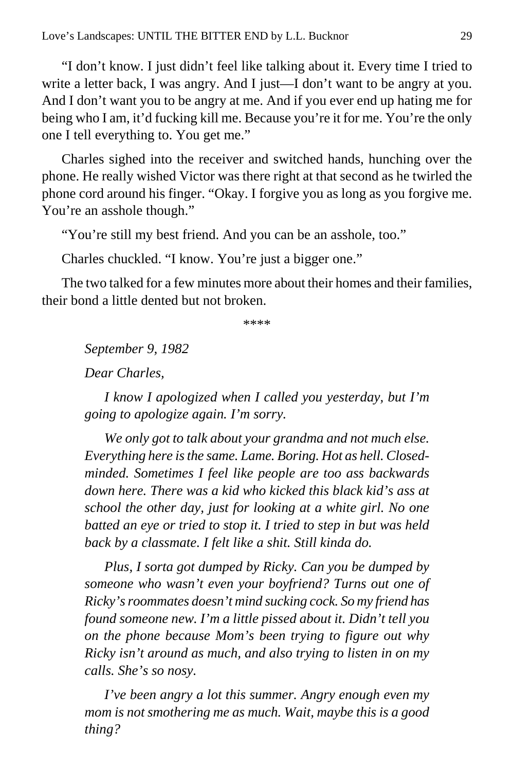"I don't know. I just didn't feel like talking about it. Every time I tried to write a letter back, I was angry. And I just—I don't want to be angry at you. And I don't want you to be angry at me. And if you ever end up hating me for being who I am, it'd fucking kill me. Because you're it for me. You're the only one I tell everything to. You get me."

Charles sighed into the receiver and switched hands, hunching over the phone. He really wished Victor was there right at that second as he twirled the phone cord around his finger. "Okay. I forgive you as long as you forgive me. You're an asshole though."

"You're still my best friend. And you can be an asshole, too."

Charles chuckled. "I know. You're just a bigger one."

The two talked for a few minutes more about their homes and their families, their bond a little dented but not broken.

\*\*\*\*

*September 9, 1982*

*Dear Charles,*

*I know I apologized when I called you yesterday, but I'm going to apologize again. I'm sorry.*

*We only got to talk about your grandma and not much else. Everything here is the same. Lame. Boring. Hot as hell. Closed-minded. Sometimes I feel like people are too ass backwards down here. There was a kid who kicked this black kid's ass at school the other day, just for looking at a white girl. No one batted an eye or tried to stop it. I tried to step in but was held back by a classmate. I felt like a shit. Still kinda do.*

*Plus, I sorta got dumped by Ricky. Can you be dumped by someone who wasn't even your boyfriend? Turns out one of Ricky's roommates doesn't mind sucking cock. So my friend has found someone new. I'm a little pissed about it. Didn't tell you on the phone because Mom's been trying to figure out why Ricky isn't around as much, and also trying to listen in on my calls. She's so nosy.*

*I've been angry a lot this summer. Angry enough even my mom is not smothering me as much. Wait, maybe this is a good thing?*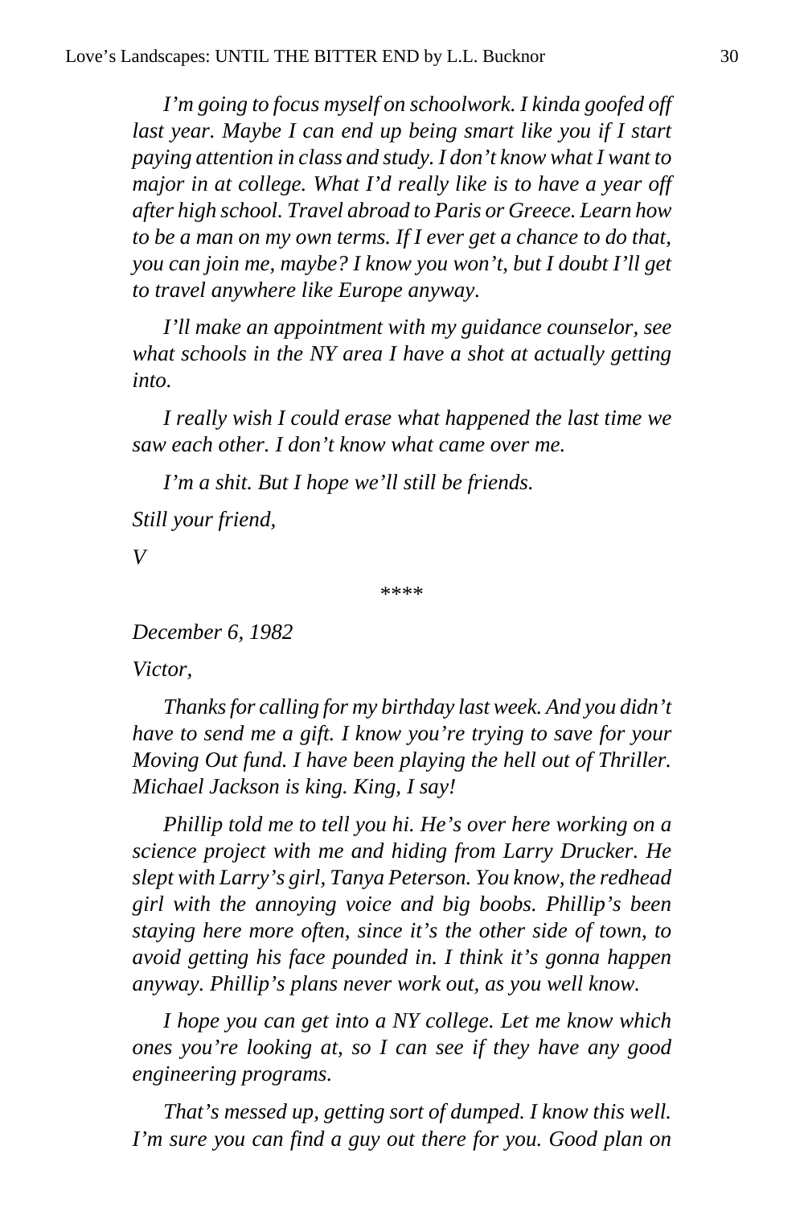*I'm going to focus myself on schoolwork. I kinda goofed off last year. Maybe I can end up being smart like you if I start paying attention in class and study. I don't know what I want to major in at college. What I'd really like is to have a year off after high school. Travel abroad to Paris or Greece. Learn how to be a man on my own terms. If I ever get a chance to do that, you can join me, maybe? I know you won't, but I doubt I'll get to travel anywhere like Europe anyway.*

*I'll make an appointment with my guidance counselor, see what schools in the NY area I have a shot at actually getting into.*

*I really wish I could erase what happened the last time we saw each other. I don't know what came over me.*

*I'm a shit. But I hope we'll still be friends.*

*Still your friend,*

*V*

\*\*\*\*

*December 6, 1982*

*Victor,*

*Thanks for calling for my birthday last week. And you didn't have to send me a gift. I know you're trying to save for your Moving Out fund. I have been playing the hell out of Thriller. Michael Jackson is king. King, I say!*

*Phillip told me to tell you hi. He's over here working on a science project with me and hiding from Larry Drucker. He slept with Larry's girl, Tanya Peterson. You know, the redhead girl with the annoying voice and big boobs. Phillip's been staying here more often, since it's the other side of town, to avoid getting his face pounded in. I think it's gonna happen anyway. Phillip's plans never work out, as you well know.*

*I hope you can get into a NY college. Let me know which ones you're looking at, so I can see if they have any good engineering programs.*

*That's messed up, getting sort of dumped. I know this well. I'm sure you can find a guy out there for you. Good plan on*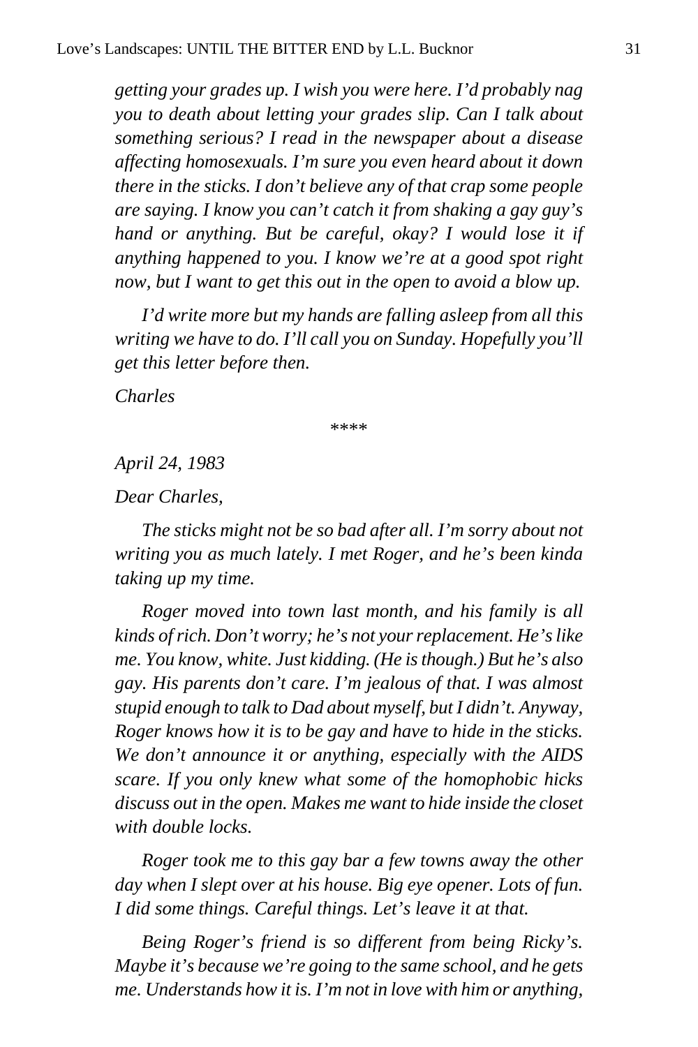*getting your grades up. I wish you were here. I'd probably nag you to death about letting your grades slip. Can I talk about something serious? I read in the newspaper about a disease affecting homosexuals. I'm sure you even heard about it down there in the sticks. I don't believe any of that crap some people are saying. I know you can't catch it from shaking a gay guy's hand or anything. But be careful, okay? I would lose it if anything happened to you. I know we're at a good spot right now, but I want to get this out in the open to avoid a blow up.*

*I'd write more but my hands are falling asleep from all this writing we have to do. I'll call you on Sunday. Hopefully you'll get this letter before then.*

*Charles*

****

*April 24, 1983*

*Dear Charles,*

*The sticks might not be so bad after all. I'm sorry about not writing you as much lately. I met Roger, and he's been kinda taking up my time.*

*Roger moved into town last month, and his family is all kinds of rich. Don't worry; he's not your replacement. He's like me. You know, white. Just kidding. (He is though.) But he's also gay. His parents don't care. I'm jealous of that. I was almost stupid enough to talk to Dad about myself, but I didn't. Anyway, Roger knows how it is to be gay and have to hide in the sticks. We don't announce it or anything, especially with the AIDS scare. If you only knew what some of the homophobic hicks discuss out in the open. Makes me want to hide inside the closet with double locks.*

*Roger took me to this gay bar a few towns away the other day when I slept over at his house. Big eye opener. Lots of fun. I did some things. Careful things. Let's leave it at that.*

*Being Roger's friend is so different from being Ricky's. Maybe it's because we're going to the same school, and he gets me. Understands how it is. I'm not in love with him or anything,*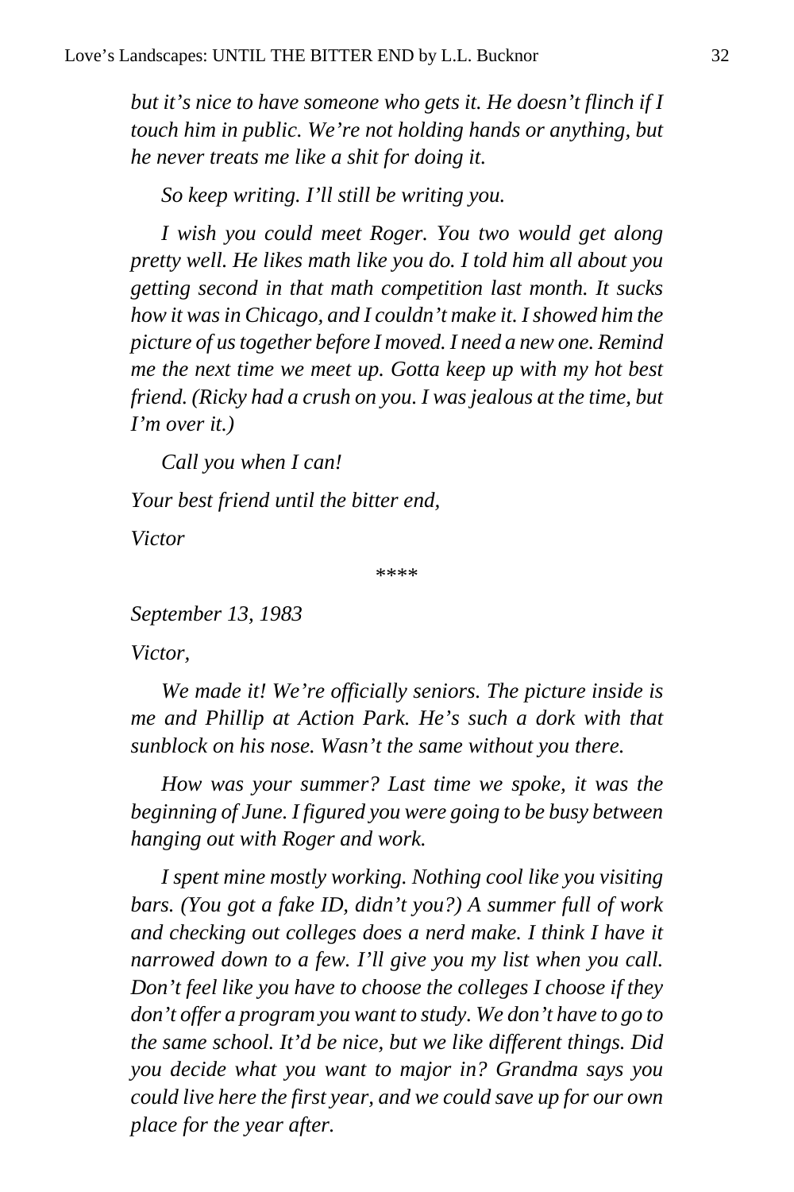*but it's nice to have someone who gets it. He doesn't flinch if I touch him in public. We're not holding hands or anything, but he never treats me like a shit for doing it.*

*So keep writing. I'll still be writing you.*

*I wish you could meet Roger. You two would get along pretty well. He likes math like you do. I told him all about you getting second in that math competition last month. It sucks how it was in Chicago, and I couldn't make it. I showed him the picture of us together before I moved. I need a new one. Remind me the next time we meet up. Gotta keep up with my hot best friend. (Ricky had a crush on you. I was jealous at the time, but I'm over it.)*

*Call you when I can!*

*Your best friend until the bitter end,*

*Victor*

****

*September 13, 1983*

*Victor,*

*We made it! We're officially seniors. The picture inside is me and Phillip at Action Park. He's such a dork with that sunblock on his nose. Wasn't the same without you there.*

*How was your summer? Last time we spoke, it was the beginning of June. I figured you were going to be busy between hanging out with Roger and work.*

*I spent mine mostly working. Nothing cool like you visiting bars. (You got a fake ID, didn't you?) A summer full of work and checking out colleges does a nerd make. I think I have it narrowed down to a few. I'll give you my list when you call. Don't feel like you have to choose the colleges I choose if they don't offer a program you want to study. We don't have to go to the same school. It'd be nice, but we like different things. Did you decide what you want to major in? Grandma says you could live here the first year, and we could save up for our own place for the year after.*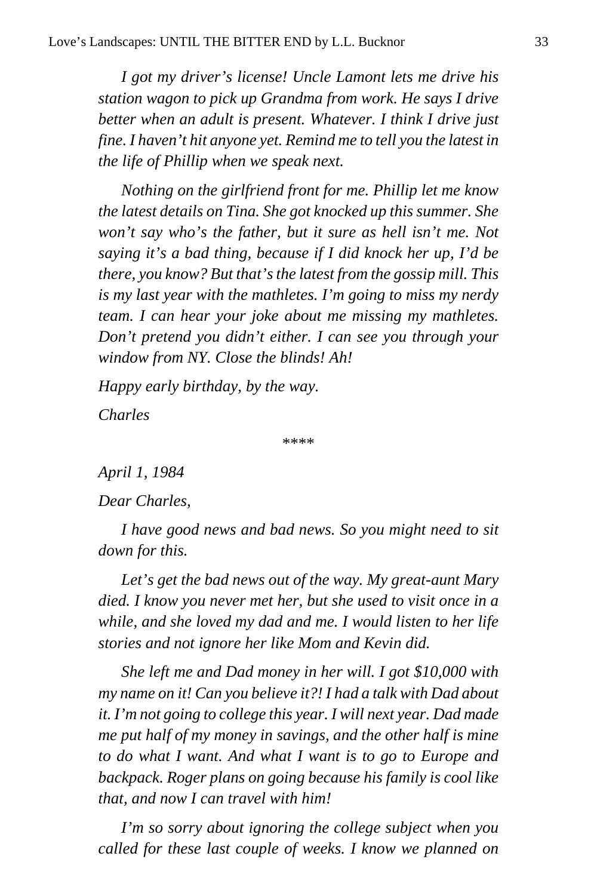*I got my driver's license! Uncle Lamont lets me drive his station wagon to pick up Grandma from work. He says I drive better when an adult is present. Whatever. I think I drive just fine. I haven't hit anyone yet. Remind me to tell you the latest in the life of Phillip when we speak next.*

*Nothing on the girlfriend front for me. Phillip let me know the latest details on Tina. She got knocked up this summer. She won't say who's the father, but it sure as hell isn't me. Not saying it's a bad thing, because if I did knock her up, I'd be there, you know? But that's the latest from the gossip mill. This is my last year with the mathletes. I'm going to miss my nerdy team. I can hear your joke about me missing my mathletes. Don't pretend you didn't either. I can see you through your window from NY. Close the blinds! Ah!*

*Happy early birthday, by the way.*

*Charles*

****

*April 1, 1984*

*Dear Charles,*

*I have good news and bad news. So you might need to sit down for this.*

*Let's get the bad news out of the way. My great-aunt Mary died. I know you never met her, but she used to visit once in a while, and she loved my dad and me. I would listen to her life stories and not ignore her like Mom and Kevin did.*

*She left me and Dad money in her will. I got $10,000 with my name on it! Can you believe it?! I had a talk with Dad about it. I'm not going to college this year. I will next year. Dad made me put half of my money in savings, and the other half is mine to do what I want. And what I want is to go to Europe and backpack. Roger plans on going because his family is cool like that, and now I can travel with him!*

*I'm so sorry about ignoring the college subject when you called for these last couple of weeks. I know we planned on*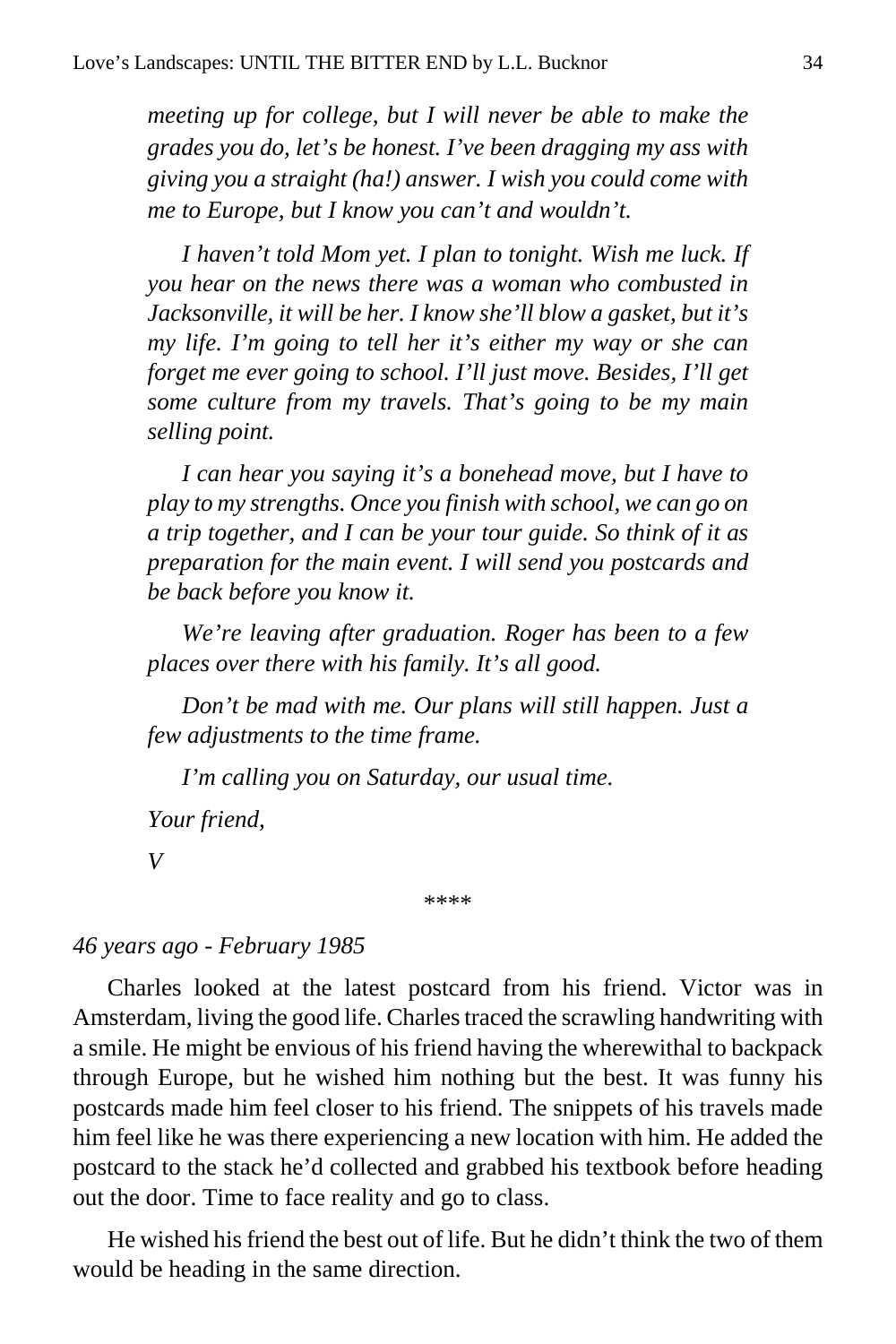*meeting up for college, but I will never be able to make the grades you do, let's be honest. I've been dragging my ass with giving you a straight (ha!) answer. I wish you could come with me to Europe, but I know you can't and wouldn't.*

*I haven't told Mom yet. I plan to tonight. Wish me luck. If you hear on the news there was a woman who combusted in Jacksonville, it will be her. I know she'll blow a gasket, but it's my life. I'm going to tell her it's either my way or she can forget me ever going to school. I'll just move. Besides, I'll get some culture from my travels. That's going to be my main selling point.*

*I can hear you saying it's a bonehead move, but I have to play to my strengths. Once you finish with school, we can go on a trip together, and I can be your tour guide. So think of it as preparation for the main event. I will send you postcards and be back before you know it.*

*We're leaving after graduation. Roger has been to a few places over there with his family. It's all good.*

*Don't be mad with me. Our plans will still happen. Just a few adjustments to the time frame.*

*I'm calling you on Saturday, our usual time.*

*Your friend,*

*V*

****

*46 years ago - February 1985*

Charles looked at the latest postcard from his friend. Victor was in Amsterdam, living the good life. Charles traced the scrawling handwriting with a smile. He might be envious of his friend having the wherewithal to backpack through Europe, but he wished him nothing but the best. It was funny his postcards made him feel closer to his friend. The snippets of his travels made him feel like he was there experiencing a new location with him. He added the postcard to the stack he'd collected and grabbed his textbook before heading out the door. Time to face reality and go to class.

He wished his friend the best out of life. But he didn't think the two of them would be heading in the same direction.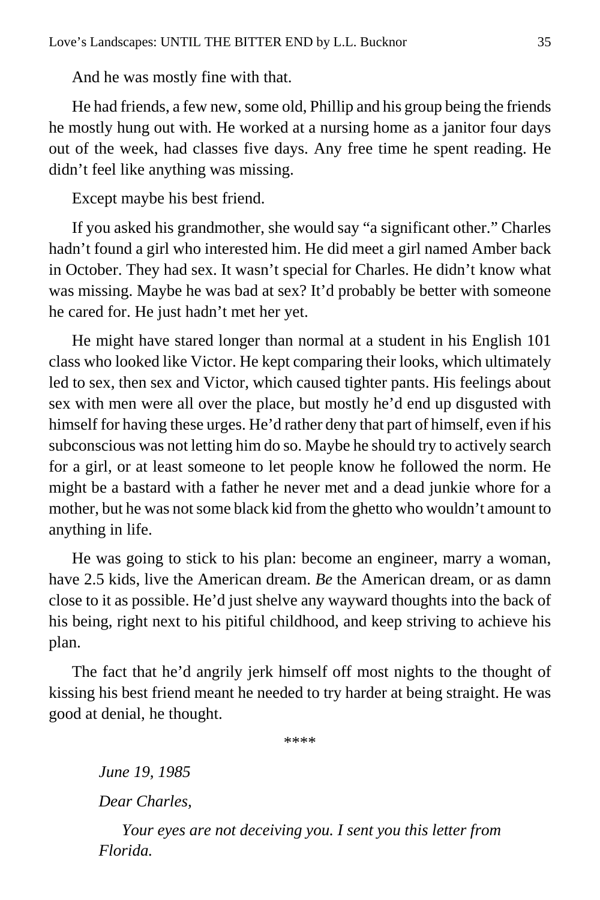And he was mostly fine with that.

He had friends, a few new, some old, Phillip and his group being the friends he mostly hung out with. He worked at a nursing home as a janitor four days out of the week, had classes five days. Any free time he spent reading. He didn't feel like anything was missing.

Except maybe his best friend.

If you asked his grandmother, she would say "a significant other." Charles hadn't found a girl who interested him. He did meet a girl named Amber back in October. They had sex. It wasn't special for Charles. He didn't know what was missing. Maybe he was bad at sex? It'd probably be better with someone he cared for. He just hadn't met her yet.

He might have stared longer than normal at a student in his English 101 class who looked like Victor. He kept comparing their looks, which ultimately led to sex, then sex and Victor, which caused tighter pants. His feelings about sex with men were all over the place, but mostly he'd end up disgusted with himself for having these urges. He'd rather deny that part of himself, even if his subconscious was not letting him do so. Maybe he should try to actively search for a girl, or at least someone to let people know he followed the norm. He might be a bastard with a father he never met and a dead junkie whore for a mother, but he was not some black kid from the ghetto who wouldn't amount to anything in life.

He was going to stick to his plan: become an engineer, marry a woman, have 2.5 kids, live the American dream. *Be* the American dream, or as damn close to it as possible. He'd just shelve any wayward thoughts into the back of his being, right next to his pitiful childhood, and keep striving to achieve his plan.

The fact that he'd angrily jerk himself off most nights to the thought of kissing his best friend meant he needed to try harder at being straight. He was good at denial, he thought.

****

*June 19, 1985*

*Dear Charles,*

*Your eyes are not deceiving you. I sent you this letter from Florida.*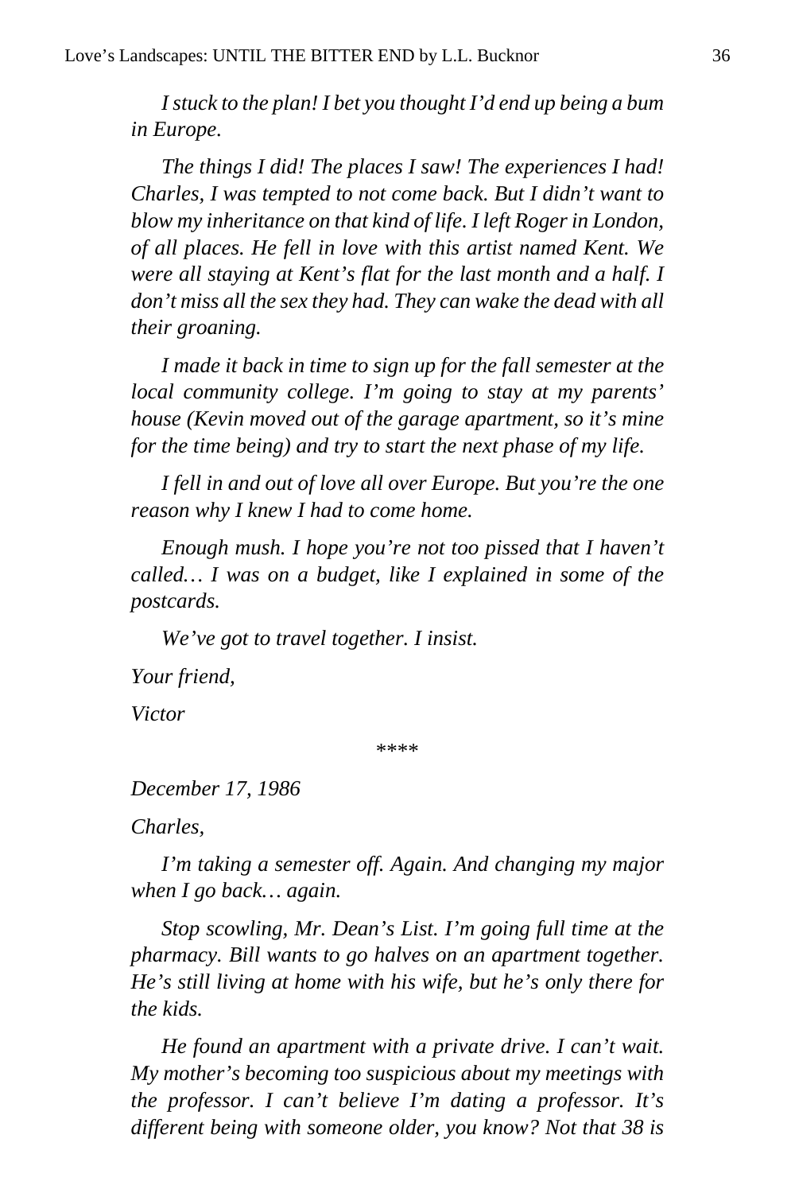*I stuck to the plan! I bet you thought I'd end up being a bum in Europe.*

*The things I did! The places I saw! The experiences I had! Charles, I was tempted to not come back. But I didn't want to blow my inheritance on that kind of life. I left Roger in London, of all places. He fell in love with this artist named Kent. We were all staying at Kent's flat for the last month and a half. I don't miss all the sex they had. They can wake the dead with all their groaning.*

*I made it back in time to sign up for the fall semester at the local community college. I'm going to stay at my parents' house (Kevin moved out of the garage apartment, so it's mine for the time being) and try to start the next phase of my life.*

*I fell in and out of love all over Europe. But you're the one reason why I knew I had to come home.*

*Enough mush. I hope you're not too pissed that I haven't called… I was on a budget, like I explained in some of the postcards.*

*We've got to travel together. I insist.*

*Your friend,*

*Victor*

****

*December 17, 1986*

*Charles,*

*I'm taking a semester off. Again. And changing my major when I go back… again.*

*Stop scowling, Mr. Dean's List. I'm going full time at the pharmacy. Bill wants to go halves on an apartment together. He's still living at home with his wife, but he's only there for the kids.*

*He found an apartment with a private drive. I can't wait. My mother's becoming too suspicious about my meetings with the professor. I can't believe I'm dating a professor. It's different being with someone older, you know? Not that 38 is*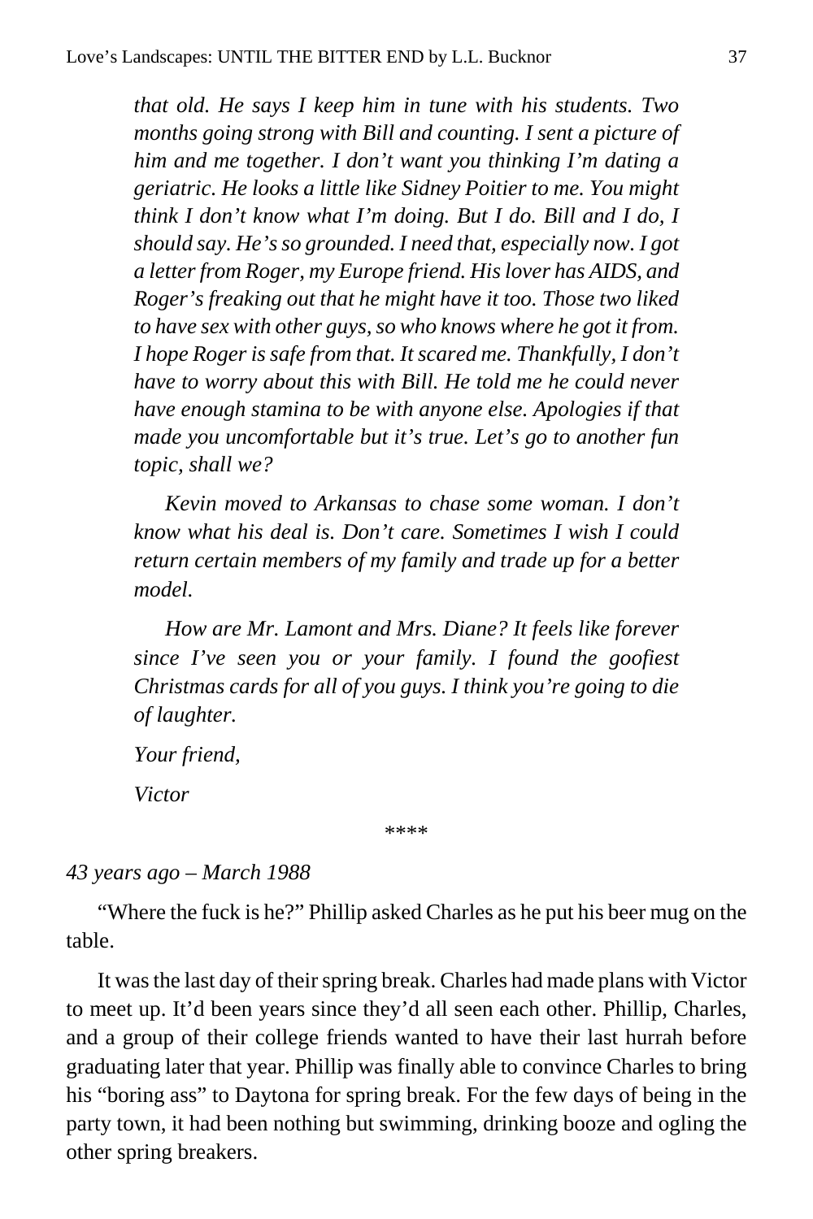*that old. He says I keep him in tune with his students. Two months going strong with Bill and counting. I sent a picture of him and me together. I don't want you thinking I'm dating a geriatric. He looks a little like Sidney Poitier to me. You might think I don't know what I'm doing. But I do. Bill and I do, I should say. He's so grounded. I need that, especially now. I got a letter from Roger, my Europe friend. His lover has AIDS, and Roger's freaking out that he might have it too. Those two liked to have sex with other guys, so who knows where he got it from. I hope Roger is safe from that. It scared me. Thankfully, I don't have to worry about this with Bill. He told me he could never have enough stamina to be with anyone else. Apologies if that made you uncomfortable but it's true. Let's go to another fun topic, shall we?*

*Kevin moved to Arkansas to chase some woman. I don't know what his deal is. Don't care. Sometimes I wish I could return certain members of my family and trade up for a better model.*

*How are Mr. Lamont and Mrs. Diane? It feels like forever since I've seen you or your family. I found the goofiest Christmas cards for all of you guys. I think you're going to die of laughter.*

*Your friend,*

*Victor*

****

*43 years ago – March 1988*

"Where the fuck is he?" Phillip asked Charles as he put his beer mug on the table.

It was the last day of their spring break. Charles had made plans with Victor to meet up. It'd been years since they'd all seen each other. Phillip, Charles, and a group of their college friends wanted to have their last hurrah before graduating later that year. Phillip was finally able to convince Charles to bring his "boring ass" to Daytona for spring break. For the few days of being in the party town, it had been nothing but swimming, drinking booze and ogling the other spring breakers.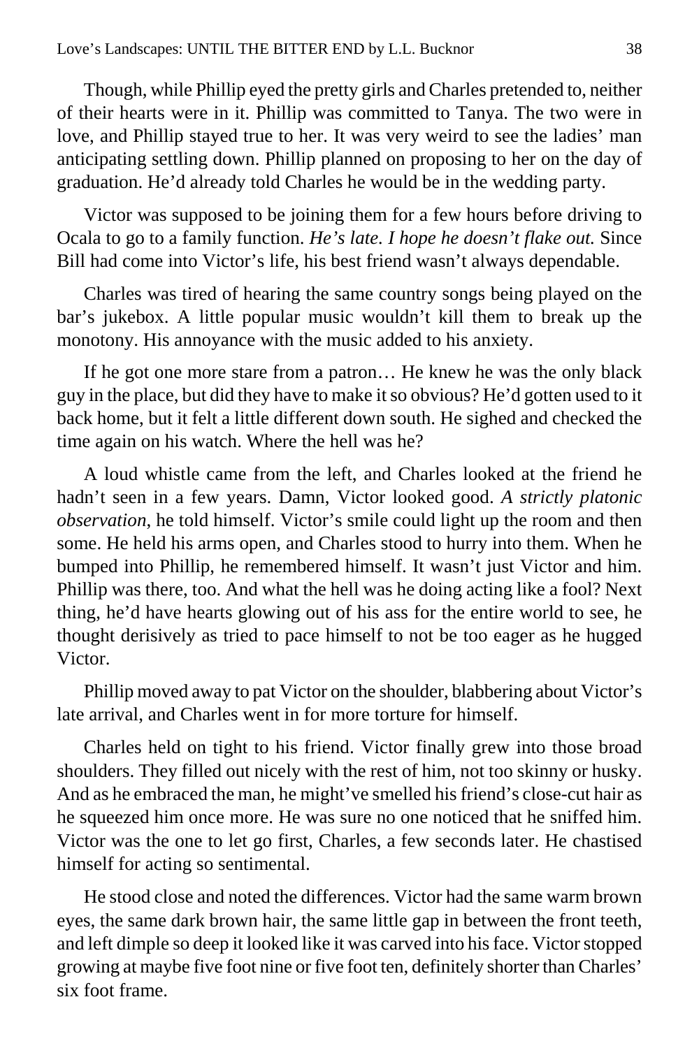Though, while Phillip eyed the pretty girls and Charles pretended to, neither of their hearts were in it. Phillip was committed to Tanya. The two were in love, and Phillip stayed true to her. It was very weird to see the ladies' man anticipating settling down. Phillip planned on proposing to her on the day of graduation. He'd already told Charles he would be in the wedding party.

Victor was supposed to be joining them for a few hours before driving to Ocala to go to a family function. *He's late. I hope he doesn't flake out.* Since Bill had come into Victor's life, his best friend wasn't always dependable.

Charles was tired of hearing the same country songs being played on the bar's jukebox. A little popular music wouldn't kill them to break up the monotony. His annoyance with the music added to his anxiety.

If he got one more stare from a patron… He knew he was the only black guy in the place, but did they have to make it so obvious? He'd gotten used to it back home, but it felt a little different down south. He sighed and checked the time again on his watch. Where the hell was he?

A loud whistle came from the left, and Charles looked at the friend he hadn't seen in a few years. Damn, Victor looked good. *A strictly platonic observation*, he told himself. Victor's smile could light up the room and then some. He held his arms open, and Charles stood to hurry into them. When he bumped into Phillip, he remembered himself. It wasn't just Victor and him. Phillip was there, too. And what the hell was he doing acting like a fool? Next thing, he'd have hearts glowing out of his ass for the entire world to see, he thought derisively as tried to pace himself to not be too eager as he hugged Victor.

Phillip moved away to pat Victor on the shoulder, blabbering about Victor's late arrival, and Charles went in for more torture for himself.

Charles held on tight to his friend. Victor finally grew into those broad shoulders. They filled out nicely with the rest of him, not too skinny or husky. And as he embraced the man, he might've smelled his friend's close-cut hair as he squeezed him once more. He was sure no one noticed that he sniffed him. Victor was the one to let go first, Charles, a few seconds later. He chastised himself for acting so sentimental.

He stood close and noted the differences. Victor had the same warm brown eyes, the same dark brown hair, the same little gap in between the front teeth, and left dimple so deep it looked like it was carved into his face. Victor stopped growing at maybe five foot nine or five foot ten, definitely shorter than Charles' six foot frame.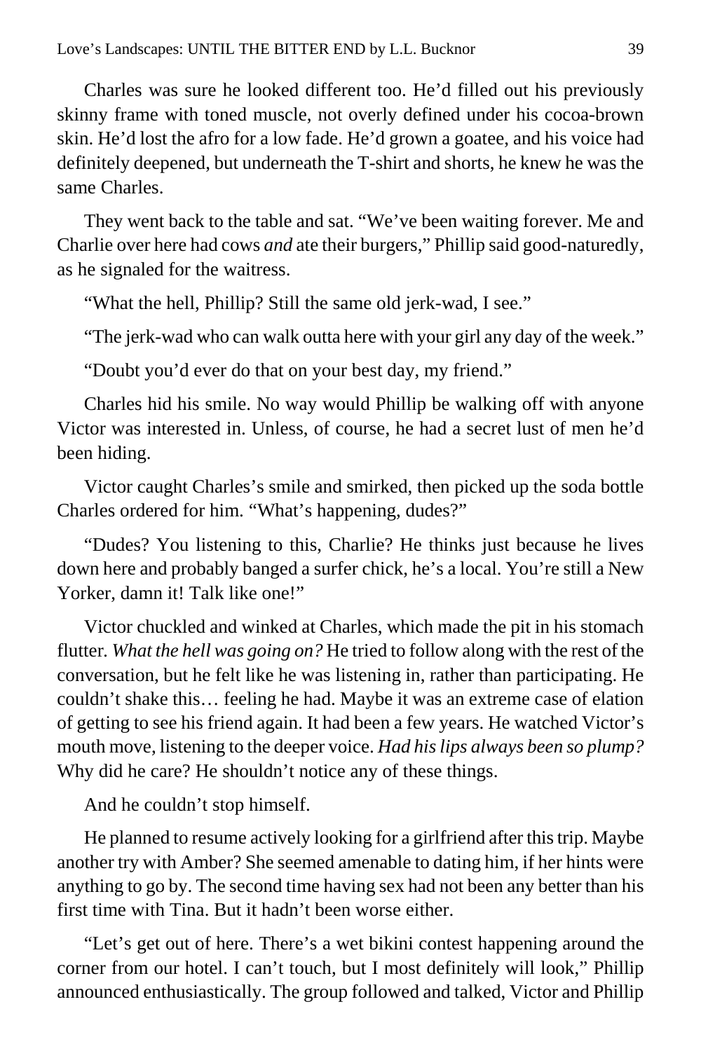Charles was sure he looked different too. He'd filled out his previously skinny frame with toned muscle, not overly defined under his cocoa-brown skin. He'd lost the afro for a low fade. He'd grown a goatee, and his voice had definitely deepened, but underneath the T-shirt and shorts, he knew he was the same Charles.

They went back to the table and sat. "We've been waiting forever. Me and Charlie over here had cows *and* ate their burgers," Phillip said good-naturedly, as he signaled for the waitress.

"What the hell, Phillip? Still the same old jerk-wad, I see."

"The jerk-wad who can walk outta here with your girl any day of the week."

"Doubt you'd ever do that on your best day, my friend."

Charles hid his smile. No way would Phillip be walking off with anyone Victor was interested in. Unless, of course, he had a secret lust of men he'd been hiding.

Victor caught Charles's smile and smirked, then picked up the soda bottle Charles ordered for him. "What's happening, dudes?"

"Dudes? You listening to this, Charlie? He thinks just because he lives down here and probably banged a surfer chick, he's a local. You're still a New Yorker, damn it! Talk like one!"

Victor chuckled and winked at Charles, which made the pit in his stomach flutter. *What the hell was going on?* He tried to follow along with the rest of the conversation, but he felt like he was listening in, rather than participating. He couldn't shake this… feeling he had. Maybe it was an extreme case of elation of getting to see his friend again. It had been a few years. He watched Victor's mouth move, listening to the deeper voice. *Had his lips always been so plump?* Why did he care? He shouldn't notice any of these things.

And he couldn't stop himself.

He planned to resume actively looking for a girlfriend after this trip. Maybe another try with Amber? She seemed amenable to dating him, if her hints were anything to go by. The second time having sex had not been any better than his first time with Tina. But it hadn't been worse either.

"Let's get out of here. There's a wet bikini contest happening around the corner from our hotel. I can't touch, but I most definitely will look," Phillip announced enthusiastically. The group followed and talked, Victor and Phillip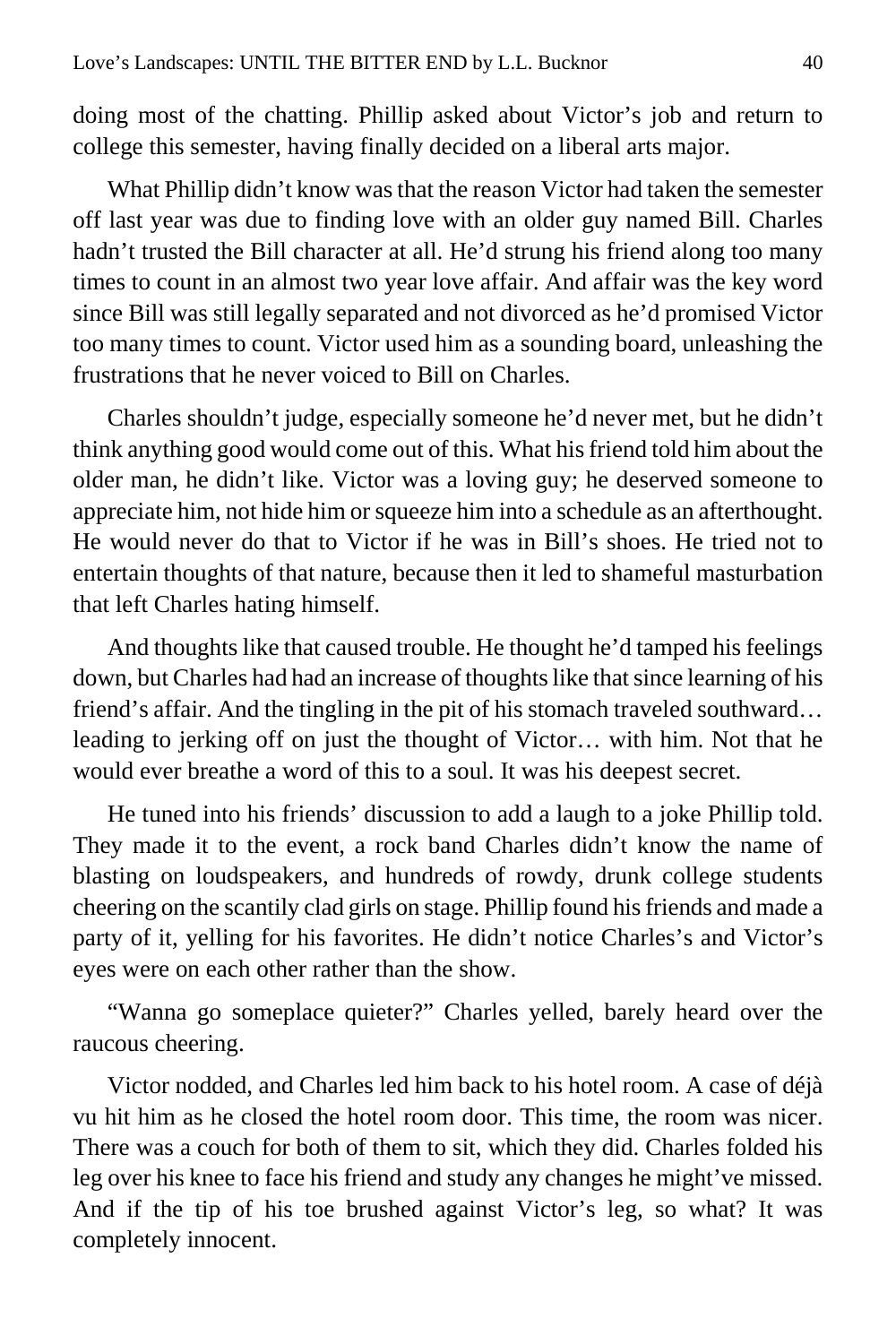doing most of the chatting. Phillip asked about Victor's job and return to college this semester, having finally decided on a liberal arts major.

What Phillip didn't know was that the reason Victor had taken the semester off last year was due to finding love with an older guy named Bill. Charles hadn't trusted the Bill character at all. He'd strung his friend along too many times to count in an almost two year love affair. And affair was the key word since Bill was still legally separated and not divorced as he'd promised Victor too many times to count. Victor used him as a sounding board, unleashing the frustrations that he never voiced to Bill on Charles.

Charles shouldn't judge, especially someone he'd never met, but he didn't think anything good would come out of this. What his friend told him about the older man, he didn't like. Victor was a loving guy; he deserved someone to appreciate him, not hide him or squeeze him into a schedule as an afterthought. He would never do that to Victor if he was in Bill's shoes. He tried not to entertain thoughts of that nature, because then it led to shameful masturbation that left Charles hating himself.

And thoughts like that caused trouble. He thought he'd tamped his feelings down, but Charles had had an increase of thoughts like that since learning of his friend's affair. And the tingling in the pit of his stomach traveled southward… leading to jerking off on just the thought of Victor… with him. Not that he would ever breathe a word of this to a soul. It was his deepest secret.

He tuned into his friends' discussion to add a laugh to a joke Phillip told. They made it to the event, a rock band Charles didn't know the name of blasting on loudspeakers, and hundreds of rowdy, drunk college students cheering on the scantily clad girls on stage. Phillip found his friends and made a party of it, yelling for his favorites. He didn't notice Charles's and Victor's eyes were on each other rather than the show.

"Wanna go someplace quieter?" Charles yelled, barely heard over the raucous cheering.

Victor nodded, and Charles led him back to his hotel room. A case of déjà vu hit him as he closed the hotel room door. This time, the room was nicer. There was a couch for both of them to sit, which they did. Charles folded his leg over his knee to face his friend and study any changes he might've missed. And if the tip of his toe brushed against Victor's leg, so what? It was completely innocent.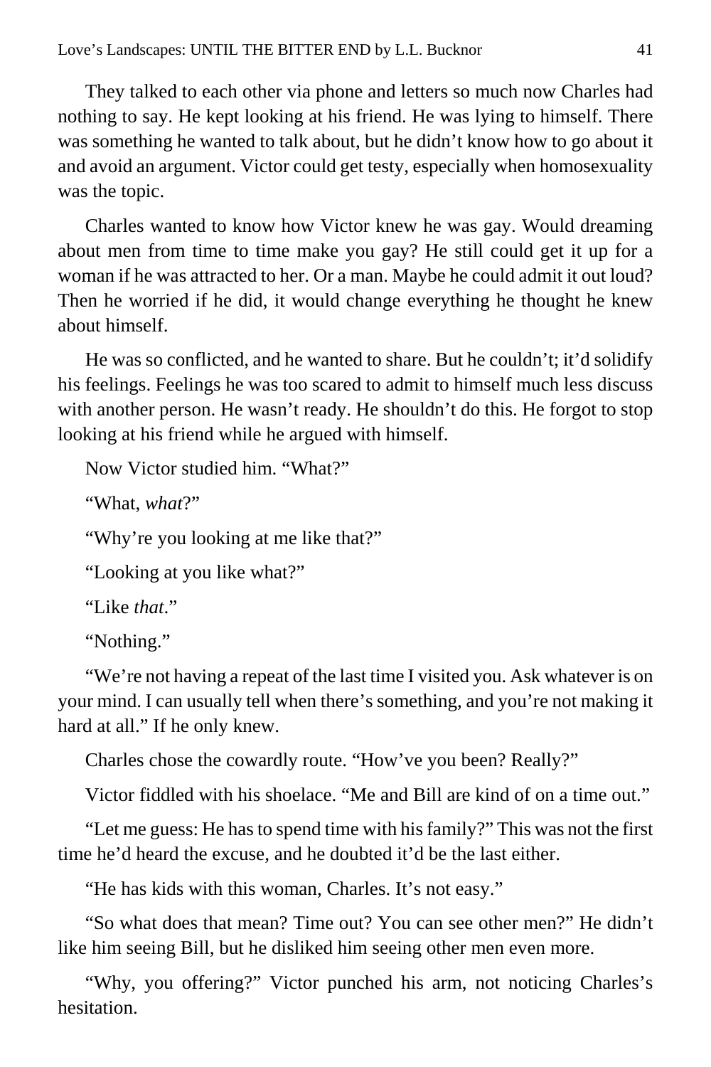They talked to each other via phone and letters so much now Charles had nothing to say. He kept looking at his friend. He was lying to himself. There was something he wanted to talk about, but he didn't know how to go about it and avoid an argument. Victor could get testy, especially when homosexuality was the topic.

Charles wanted to know how Victor knew he was gay. Would dreaming about men from time to time make you gay? He still could get it up for a woman if he was attracted to her. Or a man. Maybe he could admit it out loud? Then he worried if he did, it would change everything he thought he knew about himself.

He was so conflicted, and he wanted to share. But he couldn't; it'd solidify his feelings. Feelings he was too scared to admit to himself much less discuss with another person. He wasn't ready. He shouldn't do this. He forgot to stop looking at his friend while he argued with himself.

Now Victor studied him. "What?"

"What, *what*?"

"Why're you looking at me like that?"

"Looking at you like what?"

"Like *that*."

"Nothing."

"We're not having a repeat of the last time I visited you. Ask whatever is on your mind. I can usually tell when there's something, and you're not making it hard at all." If he only knew.

Charles chose the cowardly route. "How've you been? Really?"

Victor fiddled with his shoelace. "Me and Bill are kind of on a time out."

"Let me guess: He has to spend time with his family?" This was not the first time he'd heard the excuse, and he doubted it'd be the last either.

"He has kids with this woman, Charles. It's not easy."

"So what does that mean? Time out? You can see other men?" He didn't like him seeing Bill, but he disliked him seeing other men even more.

"Why, you offering?" Victor punched his arm, not noticing Charles's hesitation.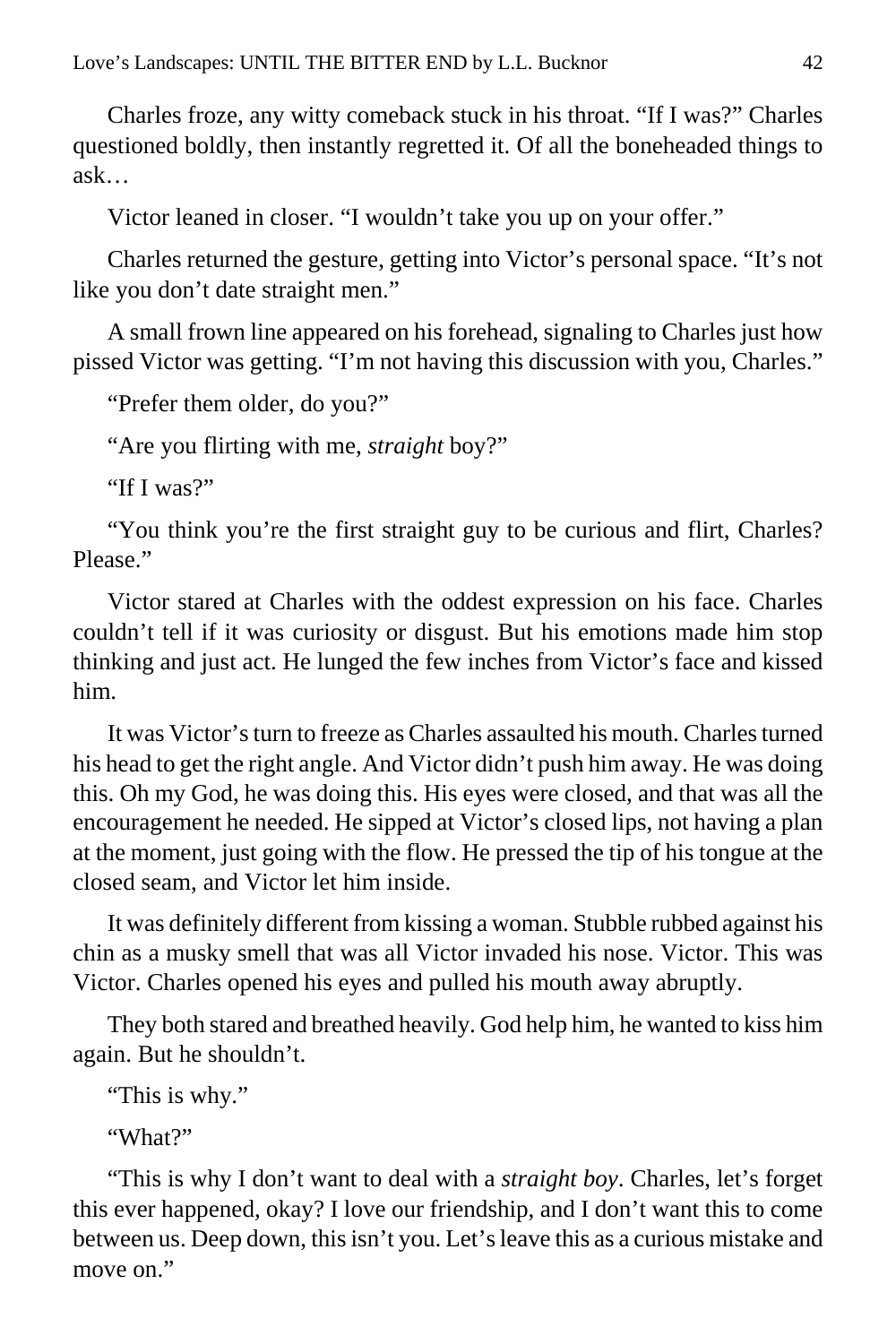Charles froze, any witty comeback stuck in his throat. "If I was?" Charles questioned boldly, then instantly regretted it. Of all the boneheaded things to ask…

Victor leaned in closer. "I wouldn't take you up on your offer."

Charles returned the gesture, getting into Victor's personal space. "It's not like you don't date straight men."

A small frown line appeared on his forehead, signaling to Charles just how pissed Victor was getting. "I'm not having this discussion with you, Charles."

"Prefer them older, do you?"

"Are you flirting with me, *straight* boy?"

"If I was?"

"You think you're the first straight guy to be curious and flirt, Charles? Please."

Victor stared at Charles with the oddest expression on his face. Charles couldn't tell if it was curiosity or disgust. But his emotions made him stop thinking and just act. He lunged the few inches from Victor's face and kissed him.

It was Victor's turn to freeze as Charles assaulted his mouth. Charles turned his head to get the right angle. And Victor didn't push him away. He was doing this. Oh my God, he was doing this. His eyes were closed, and that was all the encouragement he needed. He sipped at Victor's closed lips, not having a plan at the moment, just going with the flow. He pressed the tip of his tongue at the closed seam, and Victor let him inside.

It was definitely different from kissing a woman. Stubble rubbed against his chin as a musky smell that was all Victor invaded his nose. Victor. This was Victor. Charles opened his eyes and pulled his mouth away abruptly.

They both stared and breathed heavily. God help him, he wanted to kiss him again. But he shouldn't.

"This is why."

"What?"

"This is why I don't want to deal with a *straight boy*. Charles, let's forget this ever happened, okay? I love our friendship, and I don't want this to come between us. Deep down, this isn't you. Let's leave this as a curious mistake and move on."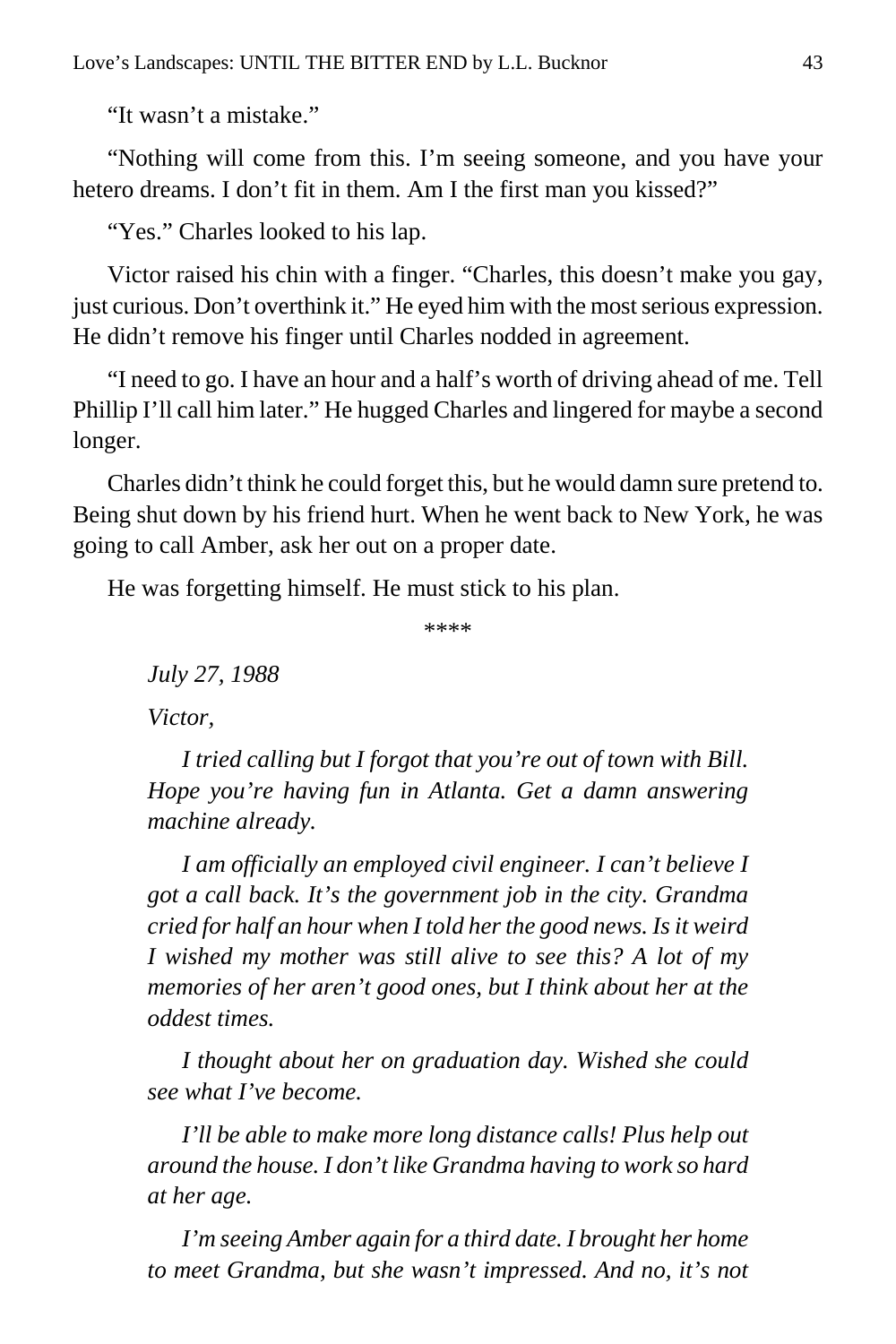"It wasn't a mistake."

"Nothing will come from this. I'm seeing someone, and you have your hetero dreams. I don't fit in them. Am I the first man you kissed?"

"Yes." Charles looked to his lap.

Victor raised his chin with a finger. "Charles, this doesn't make you gay, just curious. Don't overthink it." He eyed him with the most serious expression. He didn't remove his finger until Charles nodded in agreement.

"I need to go. I have an hour and a half's worth of driving ahead of me. Tell Phillip I'll call him later." He hugged Charles and lingered for maybe a second longer.

Charles didn't think he could forget this, but he would damn sure pretend to. Being shut down by his friend hurt. When he went back to New York, he was going to call Amber, ask her out on a proper date.

He was forgetting himself. He must stick to his plan.

\*\*\*\*

*July 27, 1988*

*Victor,*

*I tried calling but I forgot that you're out of town with Bill. Hope you're having fun in Atlanta. Get a damn answering machine already.*

*I am officially an employed civil engineer. I can't believe I got a call back. It's the government job in the city. Grandma cried for half an hour when I told her the good news. Is it weird I wished my mother was still alive to see this? A lot of my memories of her aren't good ones, but I think about her at the oddest times.*

*I thought about her on graduation day. Wished she could see what I've become.*

*I'll be able to make more long distance calls! Plus help out around the house. I don't like Grandma having to work so hard at her age.*

*I'm seeing Amber again for a third date. I brought her home to meet Grandma, but she wasn't impressed. And no, it's not*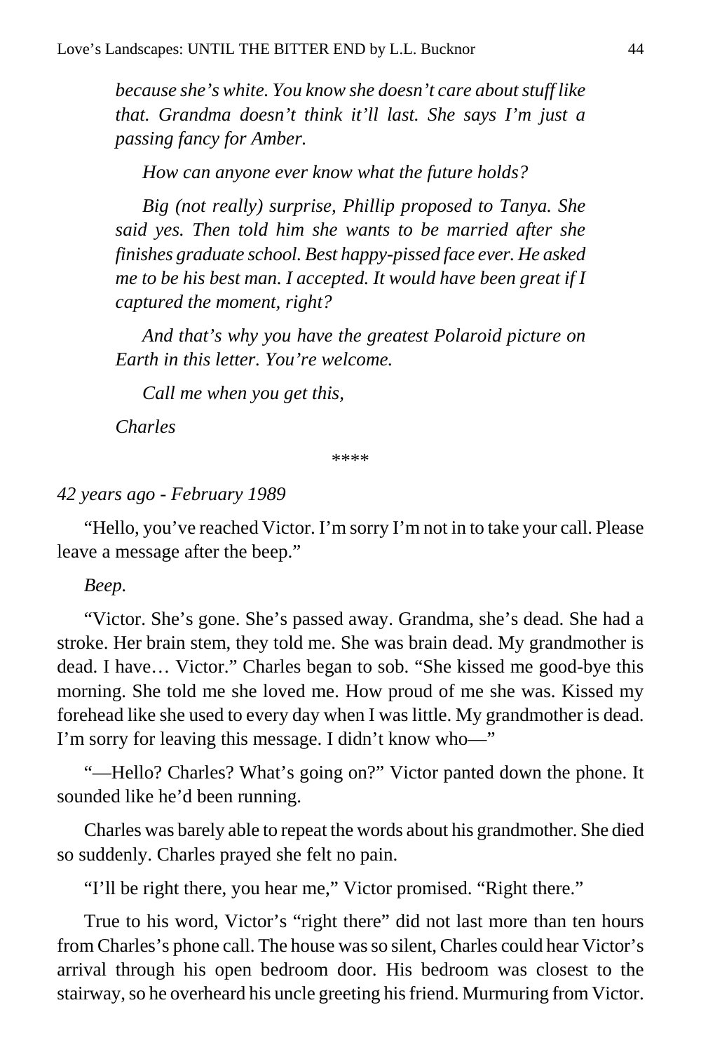*because she's white. You know she doesn't care about stuff like that. Grandma doesn't think it'll last. She says I'm just a passing fancy for Amber.*

*How can anyone ever know what the future holds?*

*Big (not really) surprise, Phillip proposed to Tanya. She said yes. Then told him she wants to be married after she finishes graduate school. Best happy-pissed face ever. He asked me to be his best man. I accepted. It would have been great if I captured the moment, right?*

*And that's why you have the greatest Polaroid picture on Earth in this letter. You're welcome.*

*Call me when you get this,*

*Charles*

****

*42 years ago - February 1989*

"Hello, you've reached Victor. I'm sorry I'm not in to take your call. Please leave a message after the beep."

*Beep.*

"Victor. She's gone. She's passed away. Grandma, she's dead. She had a stroke. Her brain stem, they told me. She was brain dead. My grandmother is dead. I have… Victor." Charles began to sob. "She kissed me good-bye this morning. She told me she loved me. How proud of me she was. Kissed my forehead like she used to every day when I was little. My grandmother is dead. I'm sorry for leaving this message. I didn't know who—"

"—Hello? Charles? What's going on?" Victor panted down the phone. It sounded like he'd been running.

Charles was barely able to repeat the words about his grandmother. She died so suddenly. Charles prayed she felt no pain.

"I'll be right there, you hear me," Victor promised. "Right there."

True to his word, Victor's "right there" did not last more than ten hours from Charles's phone call. The house was so silent, Charles could hear Victor's arrival through his open bedroom door. His bedroom was closest to the stairway, so he overheard his uncle greeting his friend. Murmuring from Victor.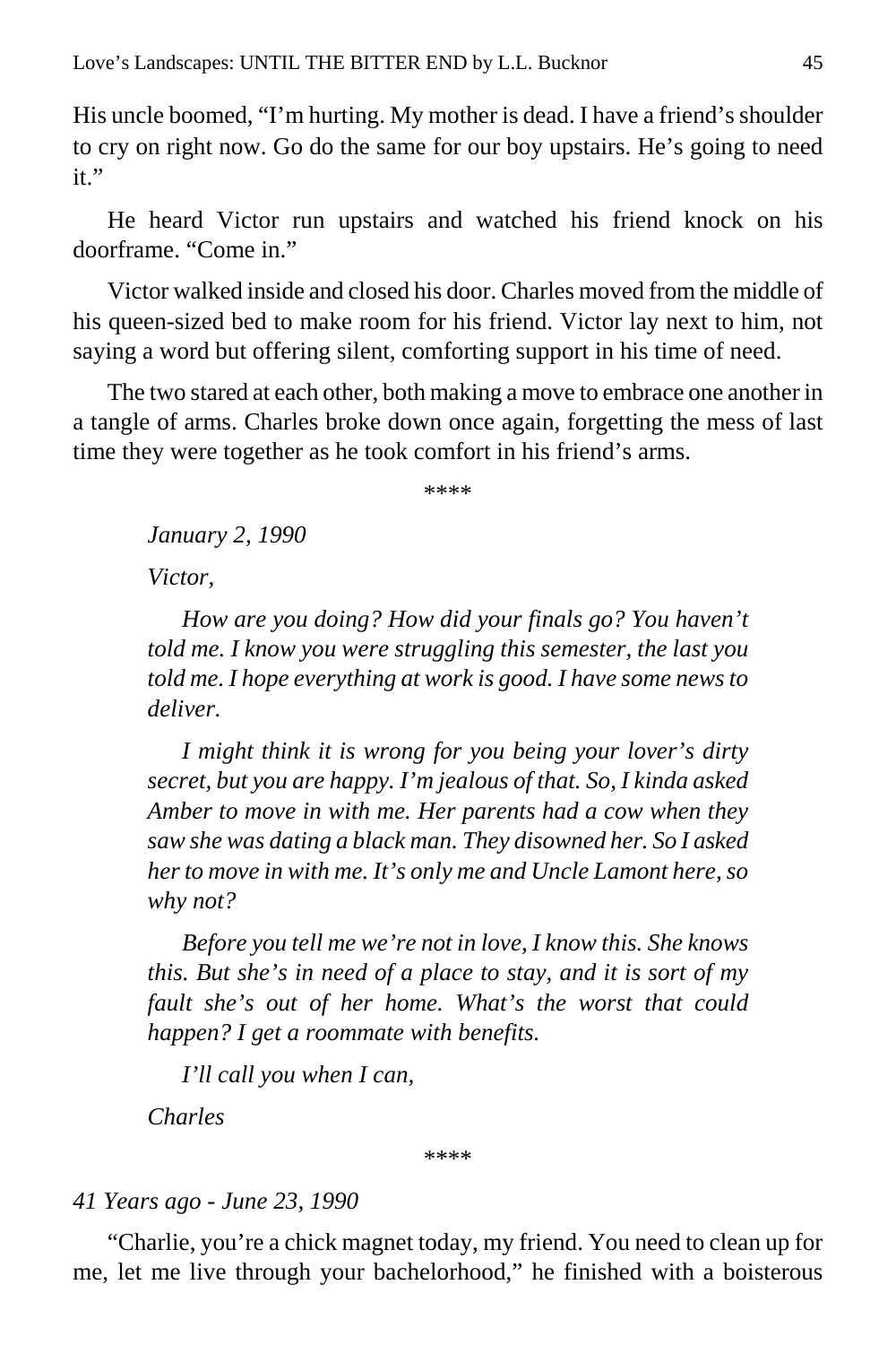His uncle boomed, "I'm hurting. My mother is dead. I have a friend's shoulder to cry on right now. Go do the same for our boy upstairs. He's going to need it."

He heard Victor run upstairs and watched his friend knock on his doorframe. "Come in."

Victor walked inside and closed his door. Charles moved from the middle of his queen-sized bed to make room for his friend. Victor lay next to him, not saying a word but offering silent, comforting support in his time of need.

The two stared at each other, both making a move to embrace one another in a tangle of arms. Charles broke down once again, forgetting the mess of last time they were together as he took comfort in his friend's arms.

\*\*\*\*

*January 2, 1990*

*Victor,*

*How are you doing? How did your finals go? You haven't told me. I know you were struggling this semester, the last you told me. I hope everything at work is good. I have some news to deliver.*

*I might think it is wrong for you being your lover's dirty secret, but you are happy. I'm jealous of that. So, I kinda asked Amber to move in with me. Her parents had a cow when they saw she was dating a black man. They disowned her. So I asked her to move in with me. It's only me and Uncle Lamont here, so why not?*

*Before you tell me we're not in love, I know this. She knows this. But she's in need of a place to stay, and it is sort of my fault she's out of her home. What's the worst that could happen? I get a roommate with benefits.*

*I'll call you when I can,*

*Charles*

\*\*\*\*

*41 Years ago - June 23, 1990*

"Charlie, you're a chick magnet today, my friend. You need to clean up for me, let me live through your bachelorhood," he finished with a boisterous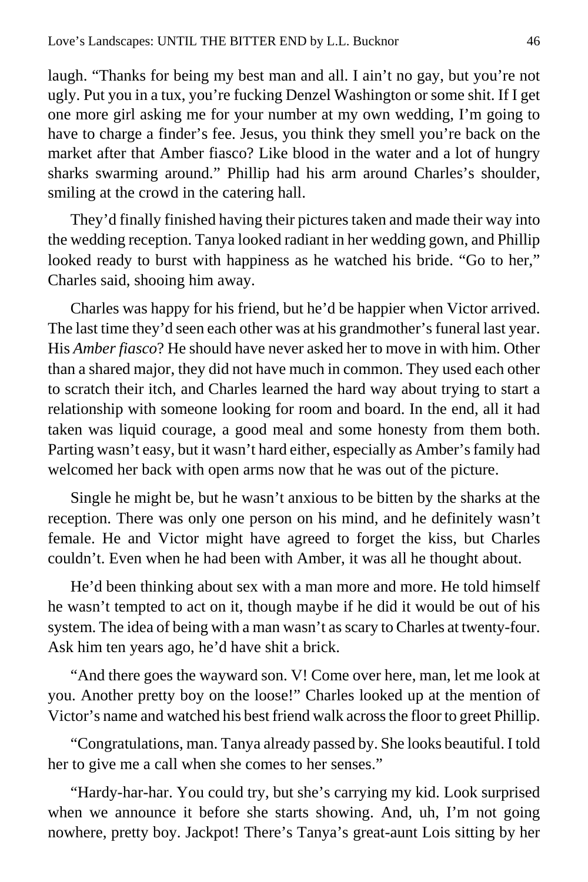laugh. "Thanks for being my best man and all. I ain't no gay, but you're not ugly. Put you in a tux, you're fucking Denzel Washington or some shit. If I get one more girl asking me for your number at my own wedding, I'm going to have to charge a finder's fee. Jesus, you think they smell you're back on the market after that Amber fiasco? Like blood in the water and a lot of hungry sharks swarming around." Phillip had his arm around Charles's shoulder, smiling at the crowd in the catering hall.

They'd finally finished having their pictures taken and made their way into the wedding reception. Tanya looked radiant in her wedding gown, and Phillip looked ready to burst with happiness as he watched his bride. "Go to her," Charles said, shooing him away.

Charles was happy for his friend, but he'd be happier when Victor arrived. The last time they'd seen each other was at his grandmother's funeral last year. His *Amber fiasco*? He should have never asked her to move in with him. Other than a shared major, they did not have much in common. They used each other to scratch their itch, and Charles learned the hard way about trying to start a relationship with someone looking for room and board. In the end, all it had taken was liquid courage, a good meal and some honesty from them both. Parting wasn't easy, but it wasn't hard either, especially as Amber's family had welcomed her back with open arms now that he was out of the picture.

Single he might be, but he wasn't anxious to be bitten by the sharks at the reception. There was only one person on his mind, and he definitely wasn't female. He and Victor might have agreed to forget the kiss, but Charles couldn't. Even when he had been with Amber, it was all he thought about.

He'd been thinking about sex with a man more and more. He told himself he wasn't tempted to act on it, though maybe if he did it would be out of his system. The idea of being with a man wasn't as scary to Charles at twenty-four. Ask him ten years ago, he'd have shit a brick.

"And there goes the wayward son. V! Come over here, man, let me look at you. Another pretty boy on the loose!" Charles looked up at the mention of Victor's name and watched his best friend walk across the floor to greet Phillip.

"Congratulations, man. Tanya already passed by. She looks beautiful. I told her to give me a call when she comes to her senses."

"Hardy-har-har. You could try, but she's carrying my kid. Look surprised when we announce it before she starts showing. And, uh, I'm not going nowhere, pretty boy. Jackpot! There's Tanya's great-aunt Lois sitting by her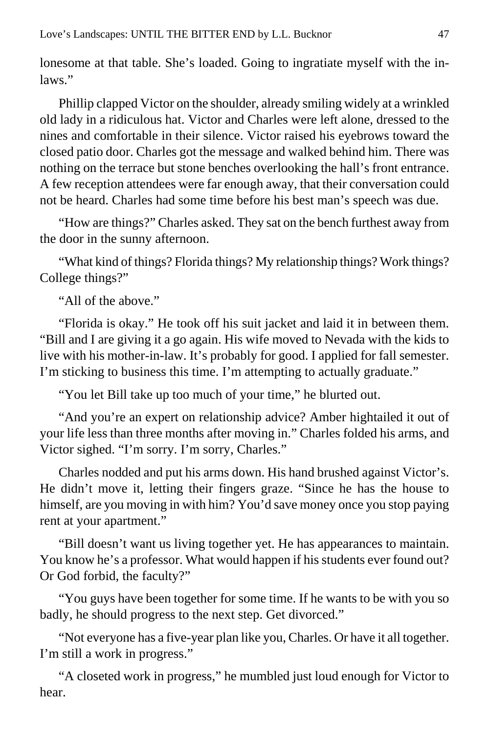lonesome at that table. She's loaded. Going to ingratiate myself with the in-laws."

Phillip clapped Victor on the shoulder, already smiling widely at a wrinkled old lady in a ridiculous hat. Victor and Charles were left alone, dressed to the nines and comfortable in their silence. Victor raised his eyebrows toward the closed patio door. Charles got the message and walked behind him. There was nothing on the terrace but stone benches overlooking the hall's front entrance. A few reception attendees were far enough away, that their conversation could not be heard. Charles had some time before his best man's speech was due.

"How are things?" Charles asked. They sat on the bench furthest away from the door in the sunny afternoon.

"What kind of things? Florida things? My relationship things? Work things? College things?"

"All of the above."

"Florida is okay." He took off his suit jacket and laid it in between them. "Bill and I are giving it a go again. His wife moved to Nevada with the kids to live with his mother-in-law. It's probably for good. I applied for fall semester. I'm sticking to business this time. I'm attempting to actually graduate."

"You let Bill take up too much of your time," he blurted out.

"And you're an expert on relationship advice? Amber hightailed it out of your life less than three months after moving in." Charles folded his arms, and Victor sighed. "I'm sorry. I'm sorry, Charles."

Charles nodded and put his arms down. His hand brushed against Victor's. He didn't move it, letting their fingers graze. "Since he has the house to himself, are you moving in with him? You'd save money once you stop paying rent at your apartment."

"Bill doesn't want us living together yet. He has appearances to maintain. You know he's a professor. What would happen if his students ever found out? Or God forbid, the faculty?"

"You guys have been together for some time. If he wants to be with you so badly, he should progress to the next step. Get divorced."

"Not everyone has a five-year plan like you, Charles. Or have it all together. I'm still a work in progress."

"A closeted work in progress," he mumbled just loud enough for Victor to hear.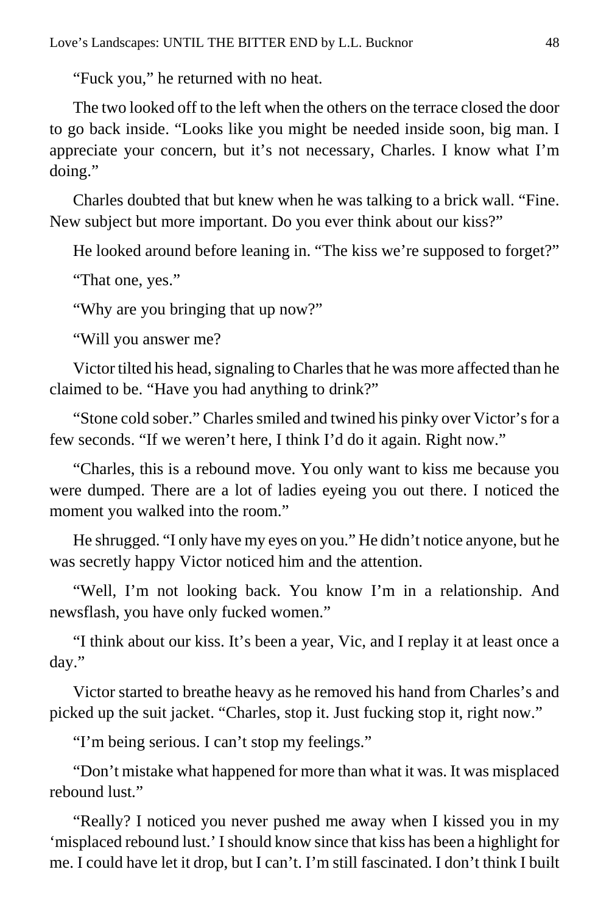"Fuck you," he returned with no heat.

The two looked off to the left when the others on the terrace closed the door to go back inside. "Looks like you might be needed inside soon, big man. I appreciate your concern, but it's not necessary, Charles. I know what I'm doing."

Charles doubted that but knew when he was talking to a brick wall. "Fine. New subject but more important. Do you ever think about our kiss?"

He looked around before leaning in. "The kiss we're supposed to forget?"

"That one, yes."

"Why are you bringing that up now?"

"Will you answer me?

Victor tilted his head, signaling to Charles that he was more affected than he claimed to be. "Have you had anything to drink?"

"Stone cold sober." Charles smiled and twined his pinky over Victor's for a few seconds. "If we weren't here, I think I'd do it again. Right now."

"Charles, this is a rebound move. You only want to kiss me because you were dumped. There are a lot of ladies eyeing you out there. I noticed the moment you walked into the room."

He shrugged. "I only have my eyes on you." He didn't notice anyone, but he was secretly happy Victor noticed him and the attention.

"Well, I'm not looking back. You know I'm in a relationship. And newsflash, you have only fucked women."

"I think about our kiss. It's been a year, Vic, and I replay it at least once a day."

Victor started to breathe heavy as he removed his hand from Charles's and picked up the suit jacket. "Charles, stop it. Just fucking stop it, right now."

"I'm being serious. I can't stop my feelings."

"Don't mistake what happened for more than what it was. It was misplaced rebound lust."

"Really? I noticed you never pushed me away when I kissed you in my 'misplaced rebound lust.' I should know since that kiss has been a highlight for me. I could have let it drop, but I can't. I'm still fascinated. I don't think I built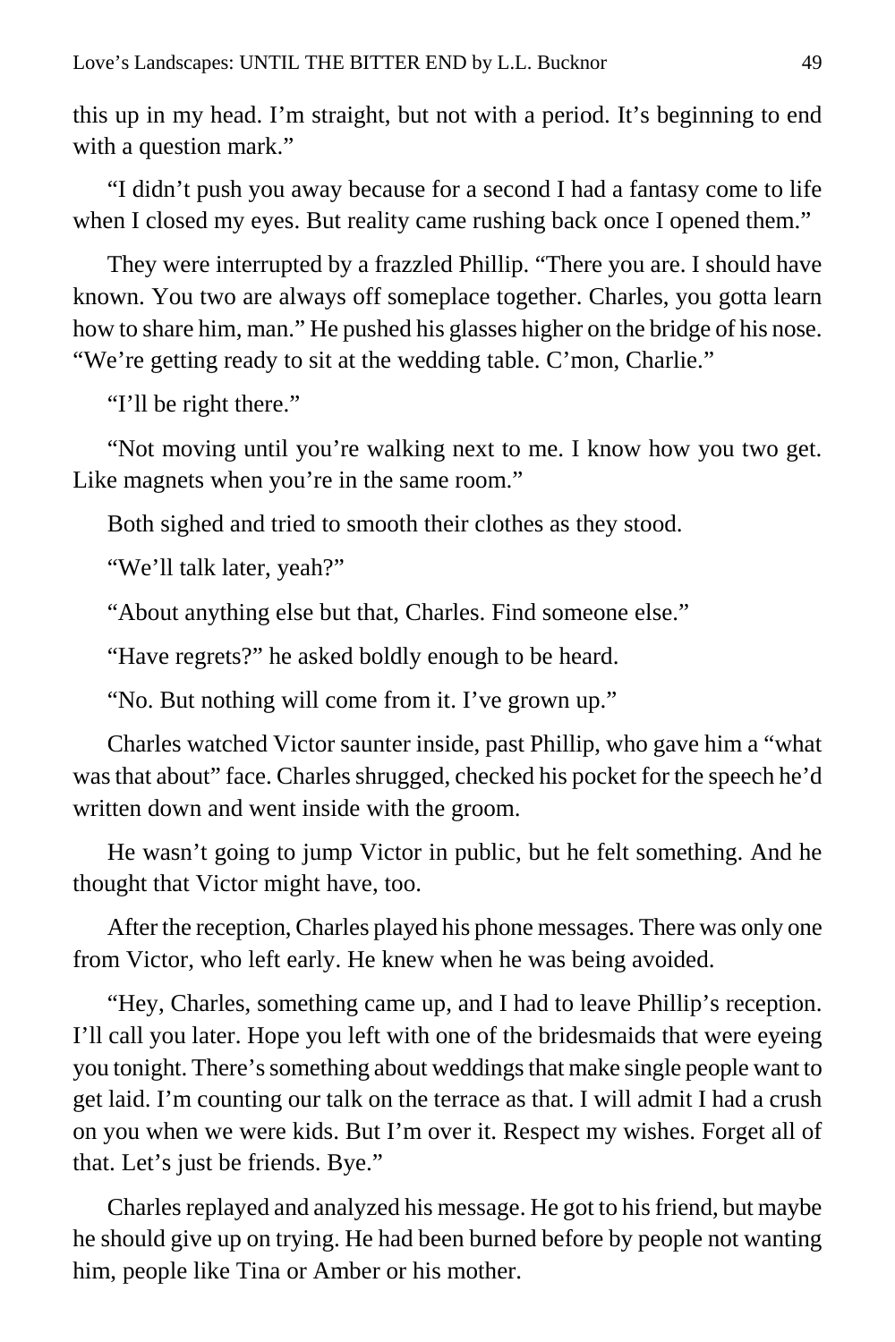this up in my head. I'm straight, but not with a period. It's beginning to end with a question mark."

"I didn't push you away because for a second I had a fantasy come to life when I closed my eyes. But reality came rushing back once I opened them."

They were interrupted by a frazzled Phillip. "There you are. I should have known. You two are always off someplace together. Charles, you gotta learn how to share him, man." He pushed his glasses higher on the bridge of his nose. "We're getting ready to sit at the wedding table. C'mon, Charlie."

"I'll be right there."

"Not moving until you're walking next to me. I know how you two get. Like magnets when you're in the same room."

Both sighed and tried to smooth their clothes as they stood.

"We'll talk later, yeah?"

"About anything else but that, Charles. Find someone else."

"Have regrets?" he asked boldly enough to be heard.

"No. But nothing will come from it. I've grown up."

Charles watched Victor saunter inside, past Phillip, who gave him a "what was that about" face. Charles shrugged, checked his pocket for the speech he'd written down and went inside with the groom.

He wasn't going to jump Victor in public, but he felt something. And he thought that Victor might have, too.

After the reception, Charles played his phone messages. There was only one from Victor, who left early. He knew when he was being avoided.

"Hey, Charles, something came up, and I had to leave Phillip's reception. I'll call you later. Hope you left with one of the bridesmaids that were eyeing you tonight. There's something about weddings that make single people want to get laid. I'm counting our talk on the terrace as that. I will admit I had a crush on you when we were kids. But I'm over it. Respect my wishes. Forget all of that. Let's just be friends. Bye."

Charles replayed and analyzed his message. He got to his friend, but maybe he should give up on trying. He had been burned before by people not wanting him, people like Tina or Amber or his mother.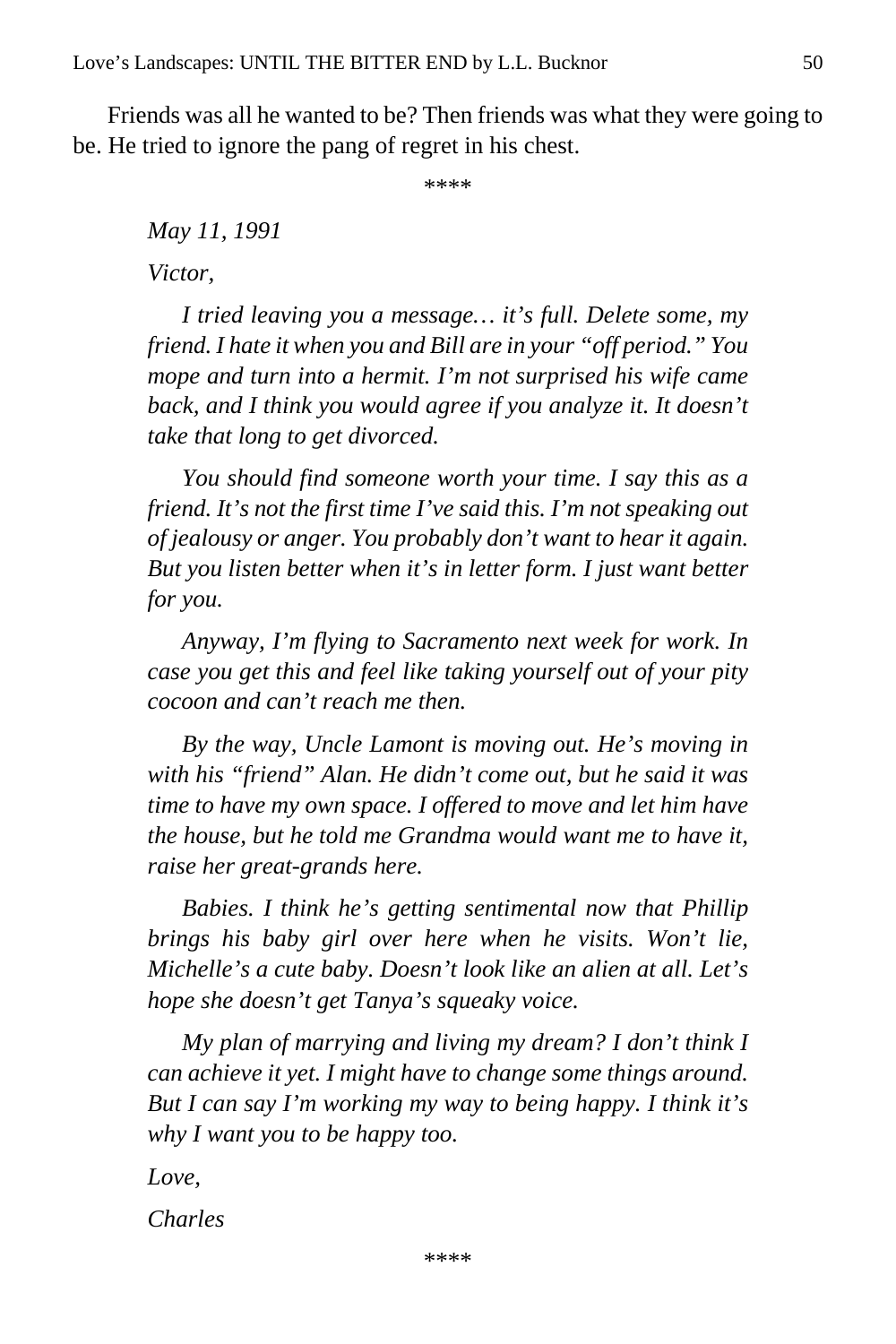Friends was all he wanted to be? Then friends was what they were going to be. He tried to ignore the pang of regret in his chest.

****

*May 11, 1991*

*Victor,*

*I tried leaving you a message… it's full. Delete some, my friend. I hate it when you and Bill are in your "off period." You mope and turn into a hermit. I'm not surprised his wife came back, and I think you would agree if you analyze it. It doesn't take that long to get divorced.*

*You should find someone worth your time. I say this as a friend. It's not the first time I've said this. I'm not speaking out of jealousy or anger. You probably don't want to hear it again. But you listen better when it's in letter form. I just want better for you.*

*Anyway, I'm flying to Sacramento next week for work. In case you get this and feel like taking yourself out of your pity cocoon and can't reach me then.*

*By the way, Uncle Lamont is moving out. He's moving in with his "friend" Alan. He didn't come out, but he said it was time to have my own space. I offered to move and let him have the house, but he told me Grandma would want me to have it, raise her great-grands here.*

*Babies. I think he's getting sentimental now that Phillip brings his baby girl over here when he visits. Won't lie, Michelle's a cute baby. Doesn't look like an alien at all. Let's hope she doesn't get Tanya's squeaky voice.*

*My plan of marrying and living my dream? I don't think I can achieve it yet. I might have to change some things around. But I can say I'm working my way to being happy. I think it's why I want you to be happy too.*

*Love,*

*Charles*

****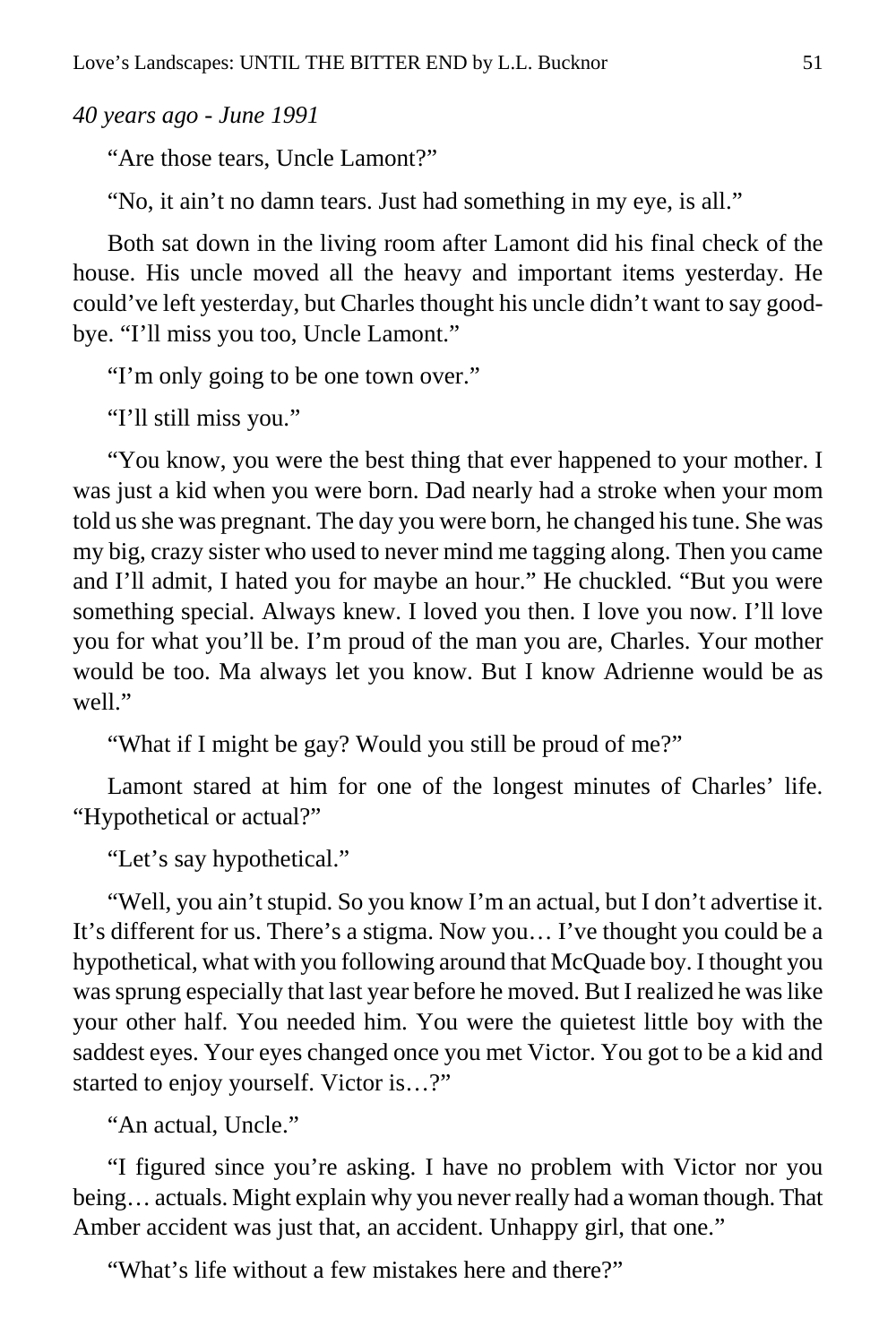*40 years ago - June 1991*

"Are those tears, Uncle Lamont?"

"No, it ain't no damn tears. Just had something in my eye, is all."

Both sat down in the living room after Lamont did his final check of the house. His uncle moved all the heavy and important items yesterday. He could've left yesterday, but Charles thought his uncle didn't want to say good-bye. "I'll miss you too, Uncle Lamont."

"I'm only going to be one town over."

"I'll still miss you."

"You know, you were the best thing that ever happened to your mother. I was just a kid when you were born. Dad nearly had a stroke when your mom told us she was pregnant. The day you were born, he changed his tune. She was my big, crazy sister who used to never mind me tagging along. Then you came and I'll admit, I hated you for maybe an hour." He chuckled. "But you were something special. Always knew. I loved you then. I love you now. I'll love you for what you'll be. I'm proud of the man you are, Charles. Your mother would be too. Ma always let you know. But I know Adrienne would be as well."

"What if I might be gay? Would you still be proud of me?"

Lamont stared at him for one of the longest minutes of Charles' life. "Hypothetical or actual?"

"Let's say hypothetical."

"Well, you ain't stupid. So you know I'm an actual, but I don't advertise it. It's different for us. There's a stigma. Now you… I've thought you could be a hypothetical, what with you following around that McQuade boy. I thought you was sprung especially that last year before he moved. But I realized he was like your other half. You needed him. You were the quietest little boy with the saddest eyes. Your eyes changed once you met Victor. You got to be a kid and started to enjoy yourself. Victor is…?"

"An actual, Uncle."

"I figured since you're asking. I have no problem with Victor nor you being… actuals. Might explain why you never really had a woman though. That Amber accident was just that, an accident. Unhappy girl, that one."

"What's life without a few mistakes here and there?"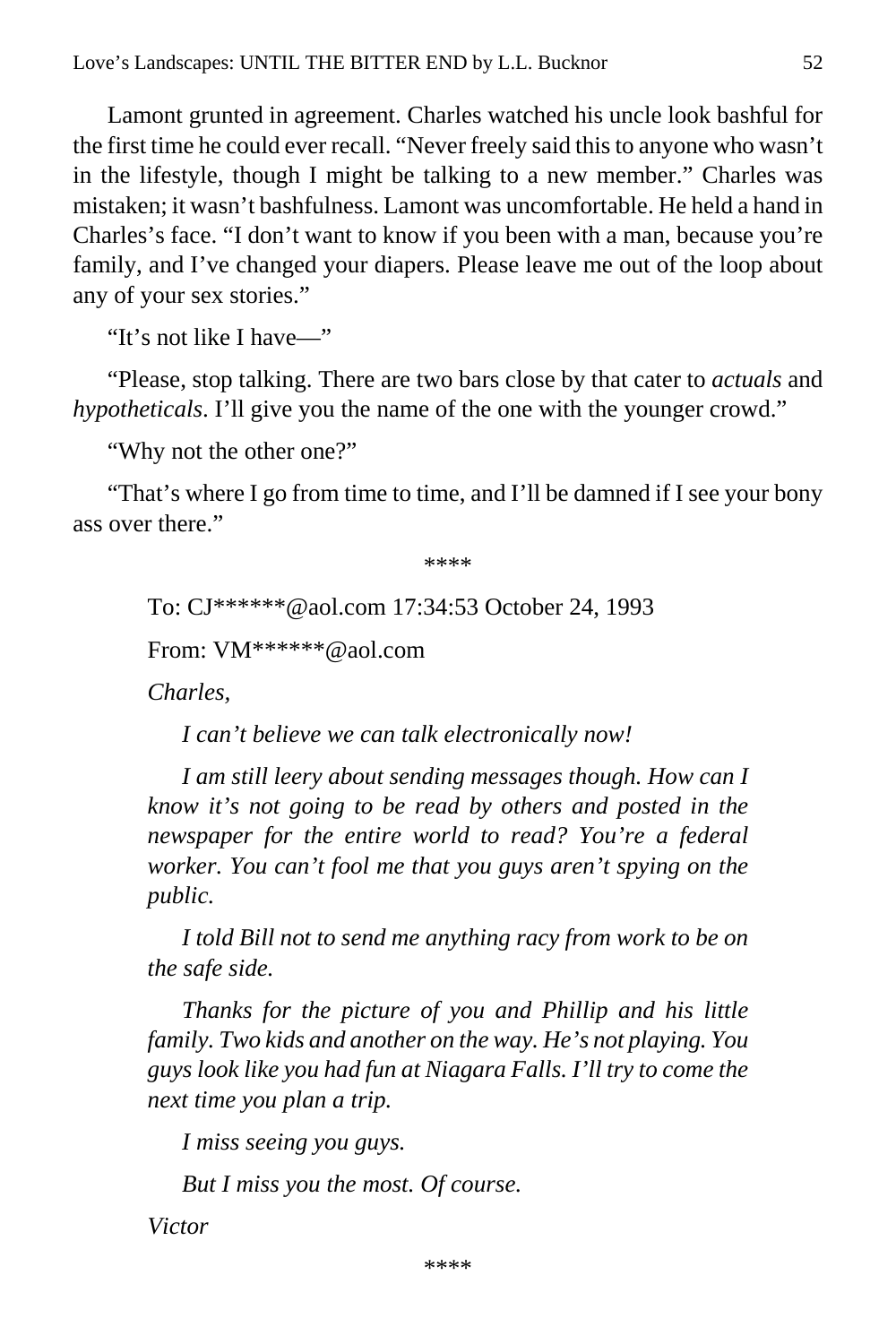Lamont grunted in agreement. Charles watched his uncle look bashful for the first time he could ever recall. "Never freely said this to anyone who wasn't in the lifestyle, though I might be talking to a new member." Charles was mistaken; it wasn't bashfulness. Lamont was uncomfortable. He held a hand in Charles's face. "I don't want to know if you been with a man, because you're family, and I've changed your diapers. Please leave me out of the loop about any of your sex stories."

"It's not like I have—"

"Please, stop talking. There are two bars close by that cater to *actuals* and *hypotheticals*. I'll give you the name of the one with the younger crowd."

"Why not the other one?"

"That's where I go from time to time, and I'll be damned if I see your bony ass over there."

****

To: CJ******@aol.com 17:34:53 October 24, 1993

From: VM******@aol.com

*Charles,*

*I can't believe we can talk electronically now!*

*I am still leery about sending messages though. How can I know it's not going to be read by others and posted in the newspaper for the entire world to read? You're a federal worker. You can't fool me that you guys aren't spying on the public.*

*I told Bill not to send me anything racy from work to be on the safe side.*

*Thanks for the picture of you and Phillip and his little family. Two kids and another on the way. He's not playing. You guys look like you had fun at Niagara Falls. I'll try to come the next time you plan a trip.*

*I miss seeing you guys.*

*But I miss you the most. Of course.*

*Victor*

****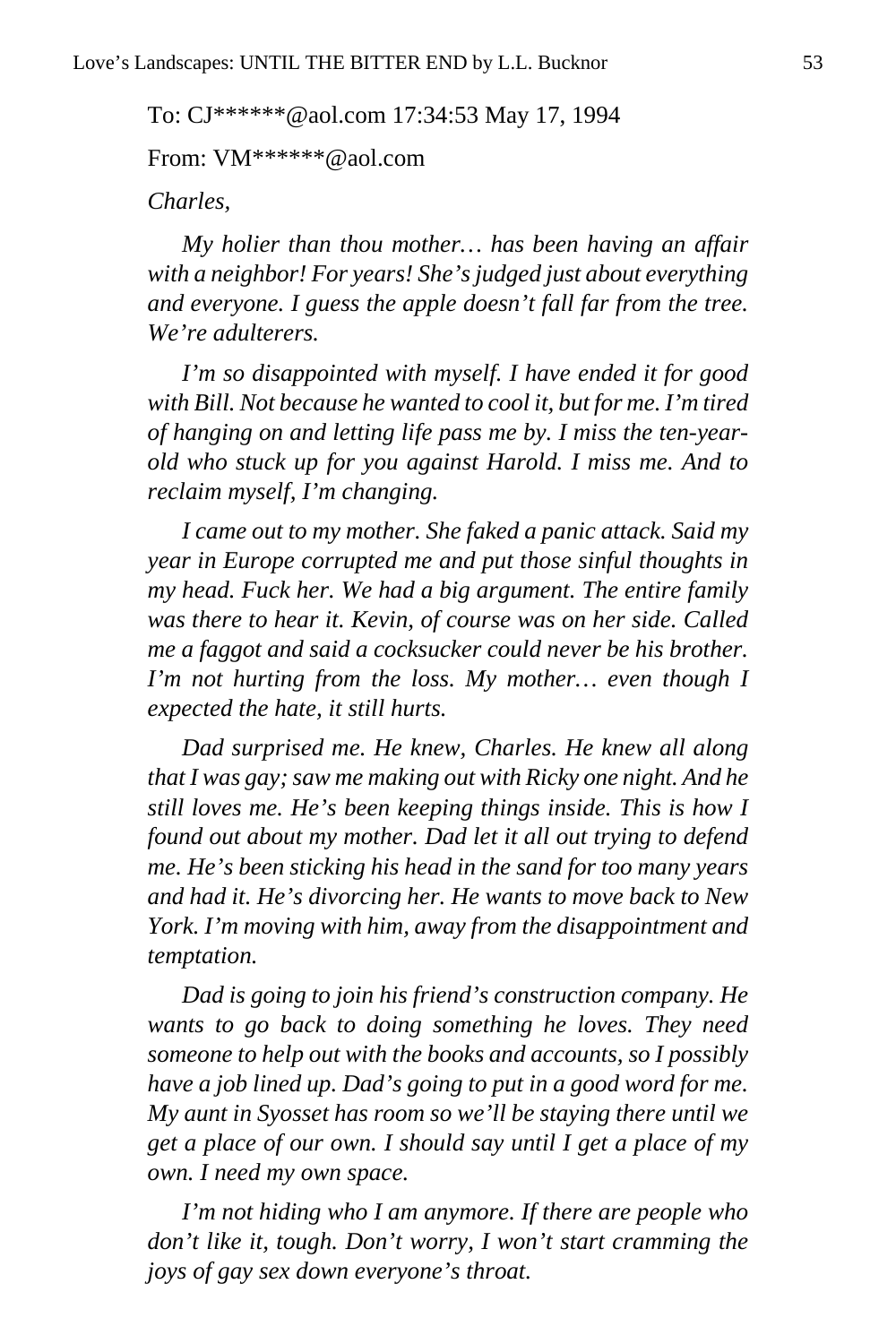To: CJ******@aol.com 17:34:53 May 17, 1994

From: VM******@aol.com

*Charles,*

*My holier than thou mother… has been having an affair with a neighbor! For years! She's judged just about everything and everyone. I guess the apple doesn't fall far from the tree. We're adulterers.*

*I'm so disappointed with myself. I have ended it for good with Bill. Not because he wanted to cool it, but for me. I'm tired of hanging on and letting life pass me by. I miss the ten-year-old who stuck up for you against Harold. I miss me. And to reclaim myself, I'm changing.*

*I came out to my mother. She faked a panic attack. Said my year in Europe corrupted me and put those sinful thoughts in my head. Fuck her. We had a big argument. The entire family was there to hear it. Kevin, of course was on her side. Called me a faggot and said a cocksucker could never be his brother. I'm not hurting from the loss. My mother… even though I expected the hate, it still hurts.*

*Dad surprised me. He knew, Charles. He knew all along that I was gay; saw me making out with Ricky one night. And he still loves me. He's been keeping things inside. This is how I found out about my mother. Dad let it all out trying to defend me. He's been sticking his head in the sand for too many years and had it. He's divorcing her. He wants to move back to New York. I'm moving with him, away from the disappointment and temptation.*

*Dad is going to join his friend's construction company. He wants to go back to doing something he loves. They need someone to help out with the books and accounts, so I possibly have a job lined up. Dad's going to put in a good word for me. My aunt in Syosset has room so we'll be staying there until we get a place of our own. I should say until I get a place of my own. I need my own space.*

*I'm not hiding who I am anymore. If there are people who don't like it, tough. Don't worry, I won't start cramming the joys of gay sex down everyone's throat.*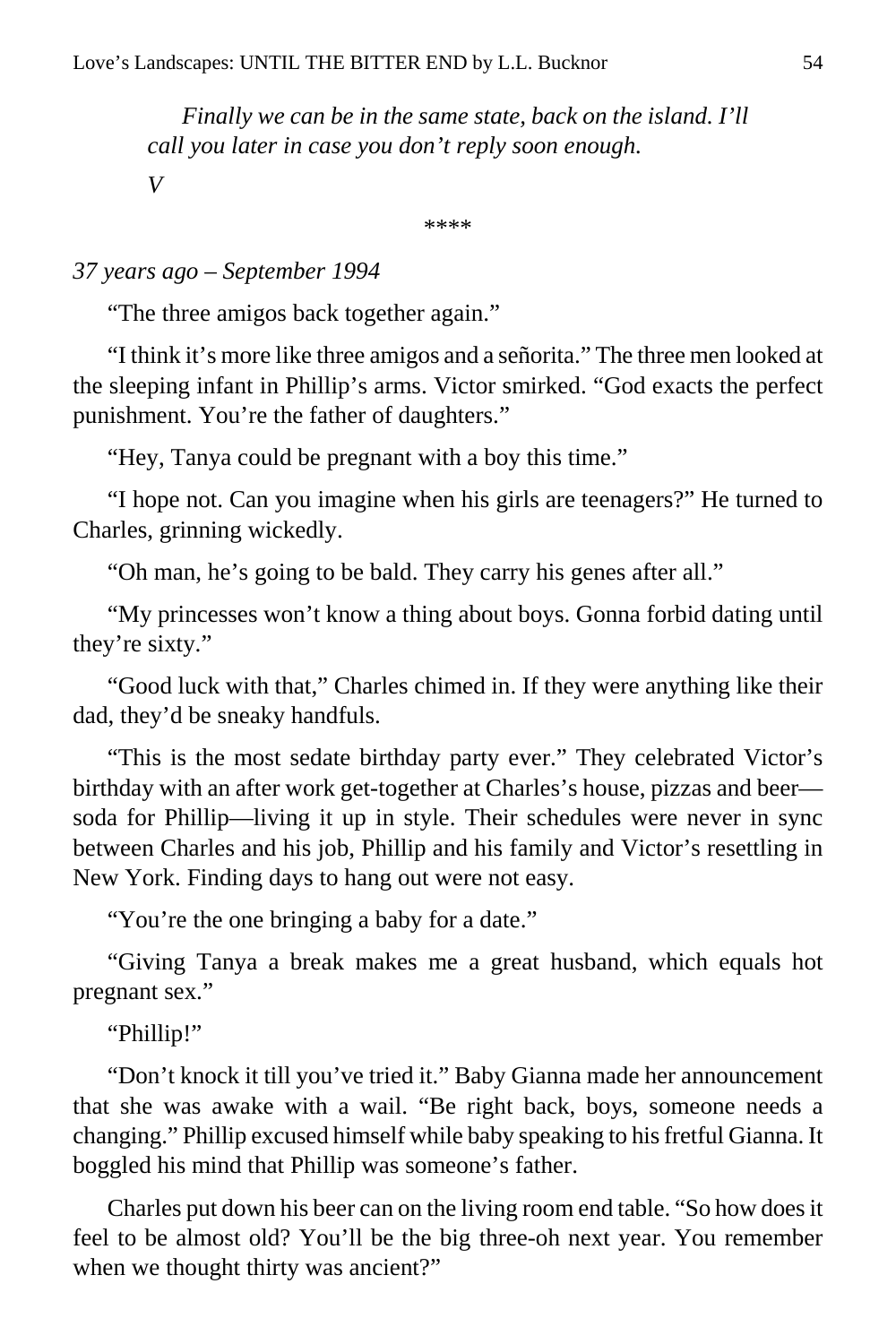*Finally we can be in the same state, back on the island. I'll call you later in case you don't reply soon enough.*

*V*

\*\*\*\*

*37 years ago – September 1994*

"The three amigos back together again."

"I think it's more like three amigos and a señorita." The three men looked at the sleeping infant in Phillip's arms. Victor smirked. "God exacts the perfect punishment. You're the father of daughters."

"Hey, Tanya could be pregnant with a boy this time."

"I hope not. Can you imagine when his girls are teenagers?" He turned to Charles, grinning wickedly.

"Oh man, he's going to be bald. They carry his genes after all."

"My princesses won't know a thing about boys. Gonna forbid dating until they're sixty."

"Good luck with that," Charles chimed in. If they were anything like their dad, they'd be sneaky handfuls.

"This is the most sedate birthday party ever." They celebrated Victor's birthday with an after work get-together at Charles's house, pizzas and beer—soda for Phillip—living it up in style. Their schedules were never in sync between Charles and his job, Phillip and his family and Victor's resettling in New York. Finding days to hang out were not easy.

"You're the one bringing a baby for a date."

"Giving Tanya a break makes me a great husband, which equals hot pregnant sex."

"Phillip!"

"Don't knock it till you've tried it." Baby Gianna made her announcement that she was awake with a wail. "Be right back, boys, someone needs a changing." Phillip excused himself while baby speaking to his fretful Gianna. It boggled his mind that Phillip was someone's father.

Charles put down his beer can on the living room end table. "So how does it feel to be almost old? You'll be the big three-oh next year. You remember when we thought thirty was ancient?"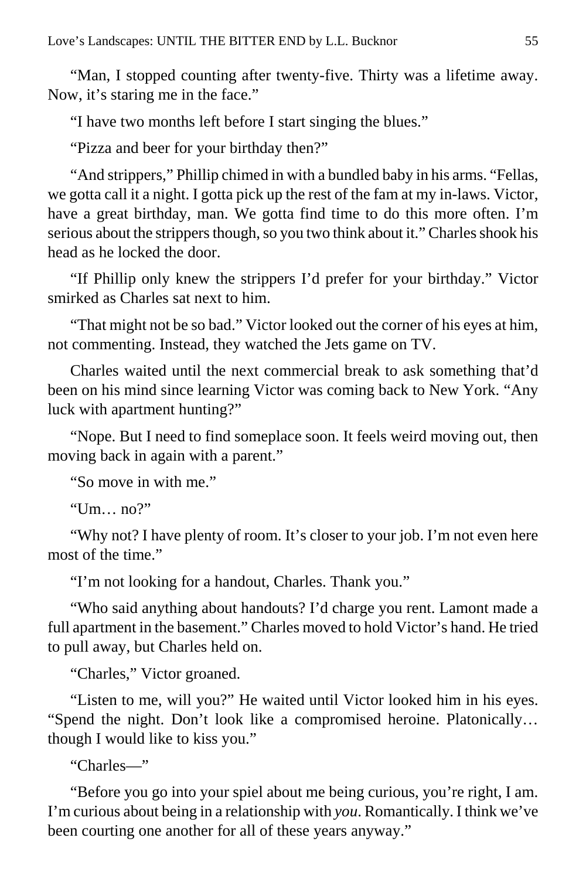"Man, I stopped counting after twenty-five. Thirty was a lifetime away. Now, it's staring me in the face."

"I have two months left before I start singing the blues."

"Pizza and beer for your birthday then?"

"And strippers," Phillip chimed in with a bundled baby in his arms. "Fellas, we gotta call it a night. I gotta pick up the rest of the fam at my in-laws. Victor, have a great birthday, man. We gotta find time to do this more often. I'm serious about the strippers though, so you two think about it." Charles shook his head as he locked the door.

"If Phillip only knew the strippers I'd prefer for your birthday." Victor smirked as Charles sat next to him.

"That might not be so bad." Victor looked out the corner of his eyes at him, not commenting. Instead, they watched the Jets game on TV.

Charles waited until the next commercial break to ask something that'd been on his mind since learning Victor was coming back to New York. "Any luck with apartment hunting?"

"Nope. But I need to find someplace soon. It feels weird moving out, then moving back in again with a parent."

"So move in with me."

"Um… no?"

"Why not? I have plenty of room. It's closer to your job. I'm not even here most of the time."

"I'm not looking for a handout, Charles. Thank you."

"Who said anything about handouts? I'd charge you rent. Lamont made a full apartment in the basement." Charles moved to hold Victor's hand. He tried to pull away, but Charles held on.

"Charles," Victor groaned.

"Listen to me, will you?" He waited until Victor looked him in his eyes. "Spend the night. Don't look like a compromised heroine. Platonically… though I would like to kiss you."

"Charles—"

"Before you go into your spiel about me being curious, you're right, I am. I'm curious about being in a relationship with *you*. Romantically. I think we've been courting one another for all of these years anyway."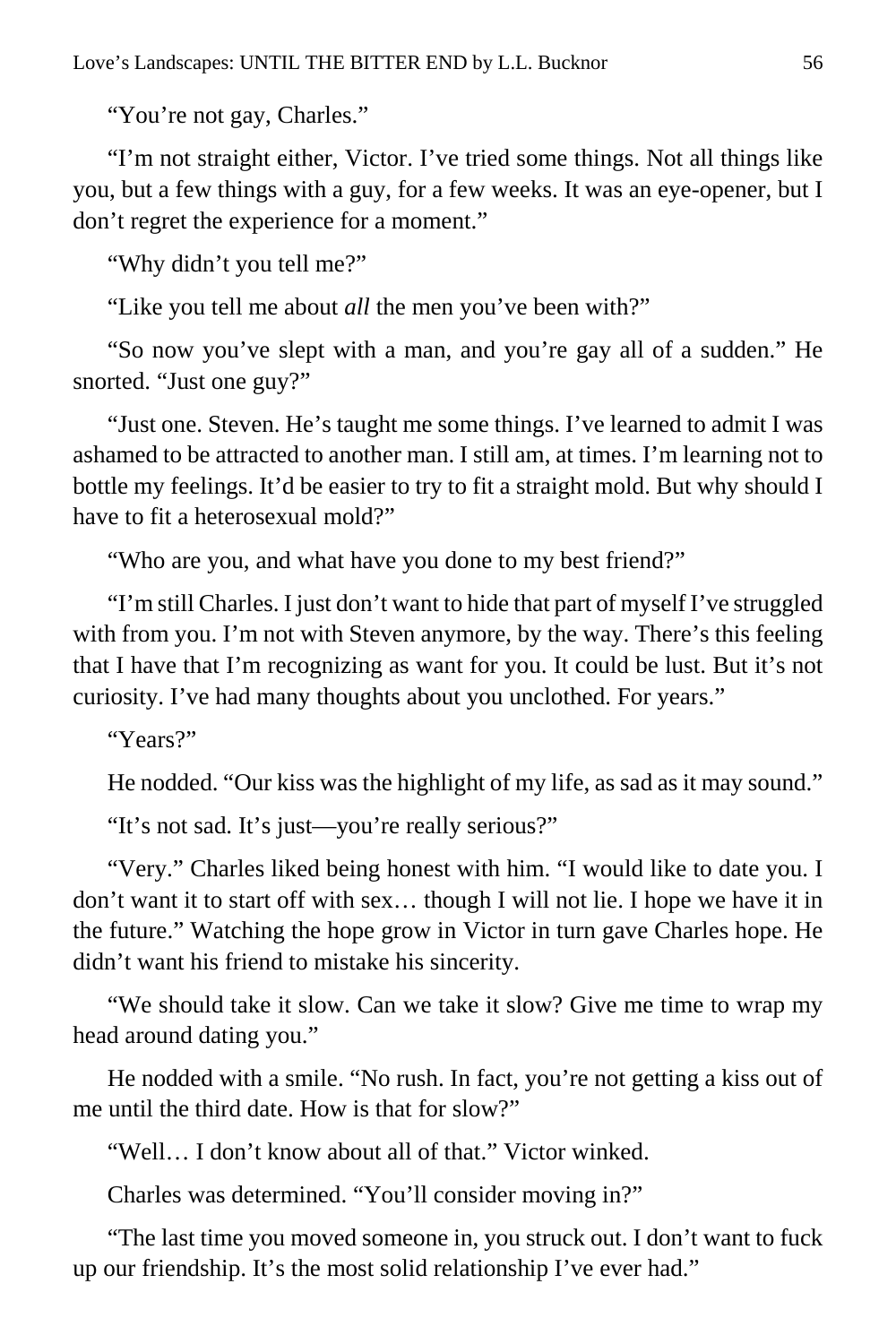"You're not gay, Charles."

"I'm not straight either, Victor. I've tried some things. Not all things like you, but a few things with a guy, for a few weeks. It was an eye-opener, but I don't regret the experience for a moment."

"Why didn't you tell me?"

"Like you tell me about *all* the men you've been with?"

"So now you've slept with a man, and you're gay all of a sudden." He snorted. "Just one guy?"

"Just one. Steven. He's taught me some things. I've learned to admit I was ashamed to be attracted to another man. I still am, at times. I'm learning not to bottle my feelings. It'd be easier to try to fit a straight mold. But why should I have to fit a heterosexual mold?"

"Who are you, and what have you done to my best friend?"

"I'm still Charles. I just don't want to hide that part of myself I've struggled with from you. I'm not with Steven anymore, by the way. There's this feeling that I have that I'm recognizing as want for you. It could be lust. But it's not curiosity. I've had many thoughts about you unclothed. For years."

"Years?"

He nodded. "Our kiss was the highlight of my life, as sad as it may sound."

"It's not sad. It's just—you're really serious?"

"Very." Charles liked being honest with him. "I would like to date you. I don't want it to start off with sex… though I will not lie. I hope we have it in the future." Watching the hope grow in Victor in turn gave Charles hope. He didn't want his friend to mistake his sincerity.

"We should take it slow. Can we take it slow? Give me time to wrap my head around dating you."

He nodded with a smile. "No rush. In fact, you're not getting a kiss out of me until the third date. How is that for slow?"

"Well… I don't know about all of that." Victor winked.

Charles was determined. "You'll consider moving in?"

"The last time you moved someone in, you struck out. I don't want to fuck up our friendship. It's the most solid relationship I've ever had."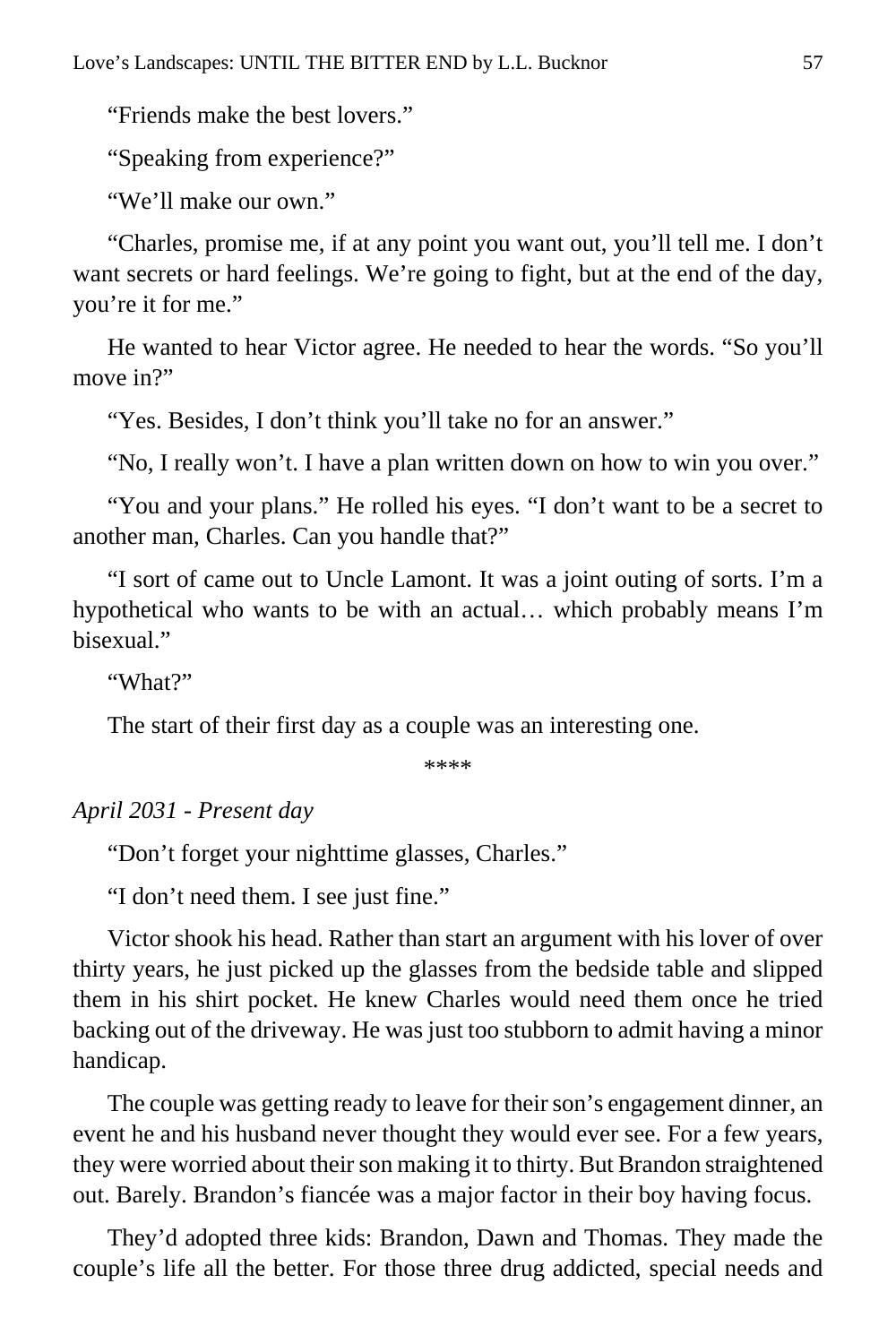"Friends make the best lovers."

"Speaking from experience?"

"We'll make our own."

"Charles, promise me, if at any point you want out, you'll tell me. I don't want secrets or hard feelings. We're going to fight, but at the end of the day, you're it for me."

He wanted to hear Victor agree. He needed to hear the words. "So you'll move in?"

"Yes. Besides, I don't think you'll take no for an answer."

"No, I really won't. I have a plan written down on how to win you over."

"You and your plans." He rolled his eyes. "I don't want to be a secret to another man, Charles. Can you handle that?"

"I sort of came out to Uncle Lamont. It was a joint outing of sorts. I'm a hypothetical who wants to be with an actual… which probably means I'm bisexual."

"What?"

The start of their first day as a couple was an interesting one.

****

*April 2031 - Present day*

"Don't forget your nighttime glasses, Charles."

"I don't need them. I see just fine."

Victor shook his head. Rather than start an argument with his lover of over thirty years, he just picked up the glasses from the bedside table and slipped them in his shirt pocket. He knew Charles would need them once he tried backing out of the driveway. He was just too stubborn to admit having a minor handicap.

The couple was getting ready to leave for their son's engagement dinner, an event he and his husband never thought they would ever see. For a few years, they were worried about their son making it to thirty. But Brandon straightened out. Barely. Brandon's fiancée was a major factor in their boy having focus.

They'd adopted three kids: Brandon, Dawn and Thomas. They made the couple's life all the better. For those three drug addicted, special needs and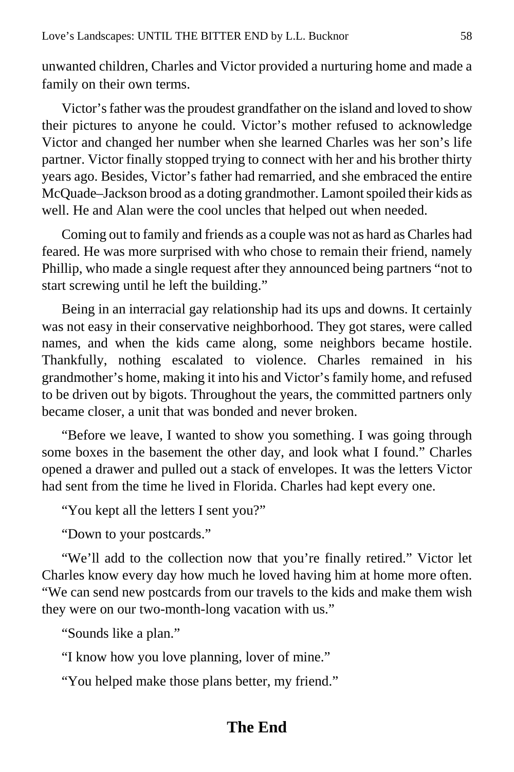unwanted children, Charles and Victor provided a nurturing home and made a family on their own terms.

Victor's father was the proudest grandfather on the island and loved to show their pictures to anyone he could. Victor's mother refused to acknowledge Victor and changed her number when she learned Charles was her son's life partner. Victor finally stopped trying to connect with her and his brother thirty years ago. Besides, Victor's father had remarried, and she embraced the entire McQuade–Jackson brood as a doting grandmother. Lamont spoiled their kids as well. He and Alan were the cool uncles that helped out when needed.

Coming out to family and friends as a couple was not as hard as Charles had feared. He was more surprised with who chose to remain their friend, namely Phillip, who made a single request after they announced being partners "not to start screwing until he left the building."

Being in an interracial gay relationship had its ups and downs. It certainly was not easy in their conservative neighborhood. They got stares, were called names, and when the kids came along, some neighbors became hostile. Thankfully, nothing escalated to violence. Charles remained in his grandmother's home, making it into his and Victor's family home, and refused to be driven out by bigots. Throughout the years, the committed partners only became closer, a unit that was bonded and never broken.

"Before we leave, I wanted to show you something. I was going through some boxes in the basement the other day, and look what I found." Charles opened a drawer and pulled out a stack of envelopes. It was the letters Victor had sent from the time he lived in Florida. Charles had kept every one.

"You kept all the letters I sent you?"

"Down to your postcards."

"We'll add to the collection now that you're finally retired." Victor let Charles know every day how much he loved having him at home more often. "We can send new postcards from our travels to the kids and make them wish they were on our two-month-long vacation with us."

"Sounds like a plan."

"I know how you love planning, lover of mine."

"You helped make those plans better, my friend."

## The End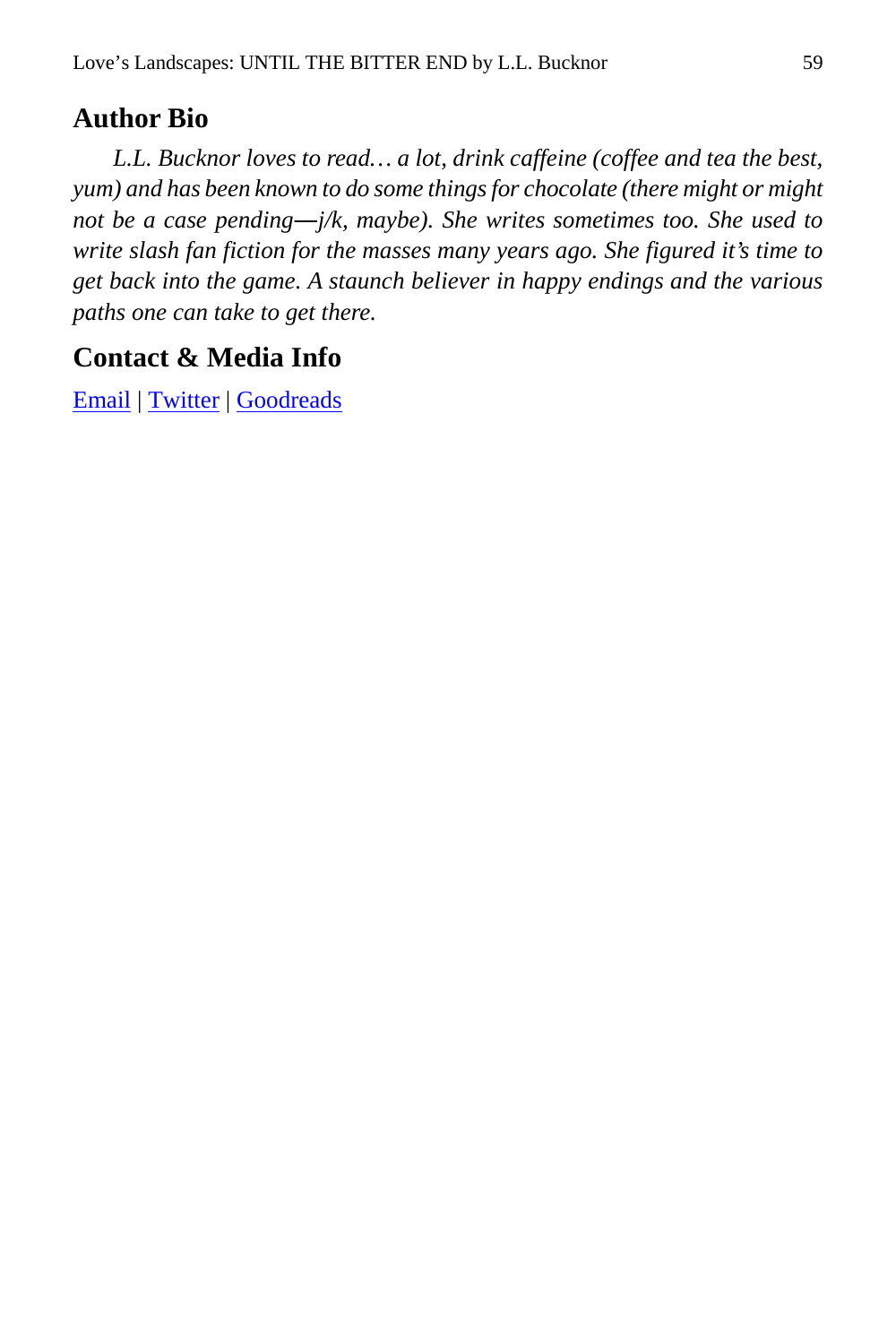## Author Bio

*L.L. Bucknor loves to read… a lot, drink caffeine (coffee and tea the best, yum) and has been known to do some things for chocolate (there might or might not be a case pending—j/k, maybe). She writes sometimes too. She used to write slash fan fiction for the masses many years ago. She figured it's time to get back into the game. A staunch believer in happy endings and the various paths one can take to get there.*

## Contact & Media Info

Email | Twitter | Goodreads